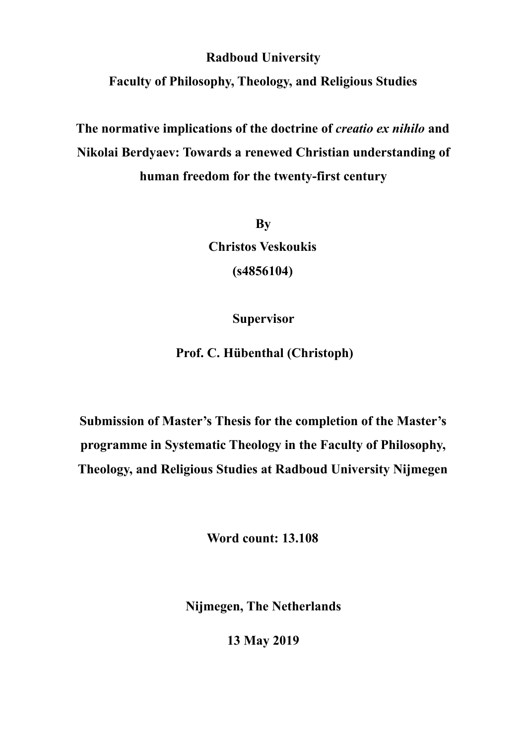**Radboud University**

**Faculty of Philosophy, Theology, and Religious Studies**

# The normative implications of the doctrine of *creatio ex nihilo* and Nikolai Berdyaev: Towards a renewed Christian understanding of human freedom for the twenty-first century

**By**

**Christos Veskoukis**

**(s4856104)**

**Supervisor**

**Prof. C. Hübenthal (Christoph)**

**Submission of Master's Thesis for the completion of the Master's programme in Systematic Theology in the Faculty of Philosophy, Theology, and Religious Studies at Radboud University Nijmegen**

**Word count: 13.108**

**Nijmegen, The Netherlands**

**13 May 2019**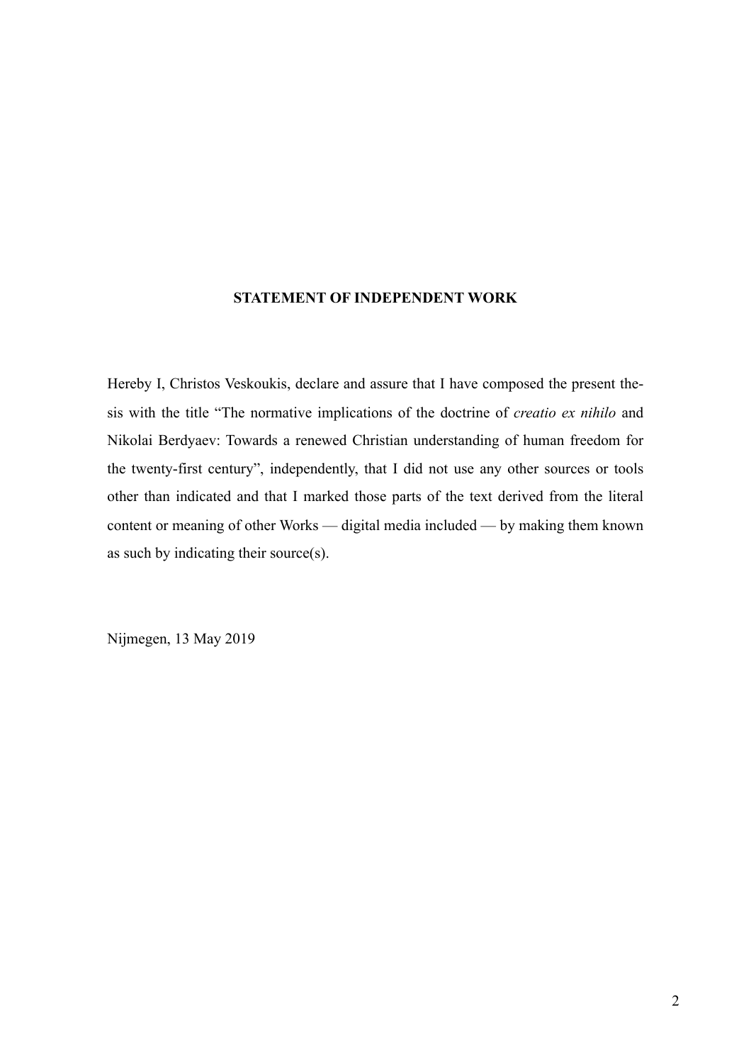**STATEMENT OF INDEPENDENT WORK**

Hereby I, Christos Veskoukis, declare and assure that I have composed the present thesis with the title "The normative implications of the doctrine of *creatio ex nihilo* and Nikolai Berdyaev: Towards a renewed Christian understanding of human freedom for the twenty-first century", independently, that I did not use any other sources or tools other than indicated and that I marked those parts of the text derived from the literal content or meaning of other Works — digital media included — by making them known as such by indicating their source(s).

Nijmegen, 13 May 2019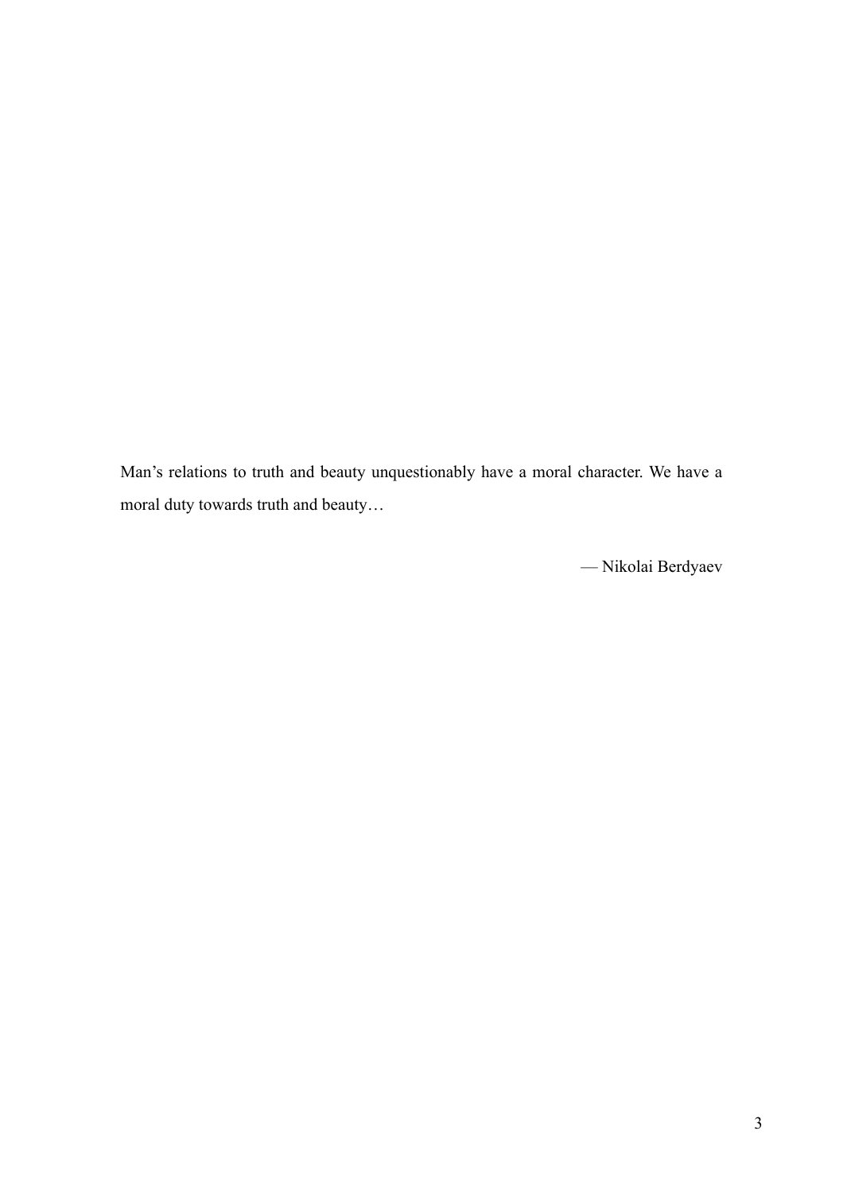Man’s relations to truth and beauty unquestionably have a moral character. We have a moral duty towards truth and beauty…

— Nikolai Berdyaev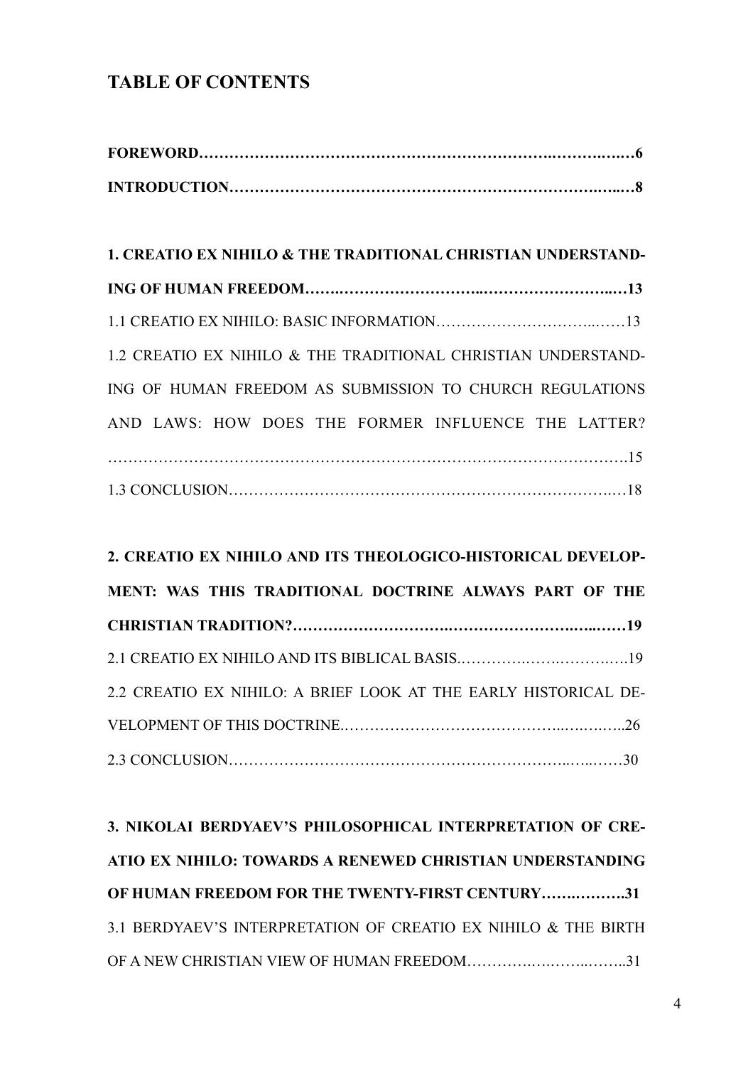## TABLE OF CONTENTS

**FOREWORD…………………………………………………………………..……….….6**

**INTRODUCTION……………………………………………………………….…...…8**

**1. CREATIO EX NIHILO & THE TRADITIONAL CHRISTIAN UNDERSTANDING OF HUMAN FREEDOM…….………………………...…………………...…13**

1.1 CREATIO EX NIHILO: BASIC INFORMATION…………………………..……13

1.2 CREATIO EX NIHILO & THE TRADITIONAL CHRISTIAN UNDERSTANDING OF HUMAN FREEDOM AS SUBMISSION TO CHURCH REGULATIONS AND LAWS: HOW DOES THE FORMER INFLUENCE THE LATTER? ……………………………………………………………………………………….15

1.3 CONCLUSION…………………………….…………………………………..…18

**2. CREATIO EX NIHILO AND ITS THEOLOGICO-HISTORICAL DEVELOPMENT: WAS THIS TRADITIONAL DOCTRINE ALWAYS PART OF THE CHRISTIAN TRADITION?………………………….……………………..…...……19**

2.1 CREATIO EX NIHILO AND ITS BIBLICAL BASIS.………….…….………..….19

2.2 CREATIO EX NIHILO: A BRIEF LOOK AT THE EARLY HISTORICAL DEVELOPMENT OF THIS DOCTRINE.…………………………………..….…..…..26

2.3 CONCLUSION…………………………………………………………..…..……30

**3. NIKOLAI BERDYAEV'S PHILOSOPHICAL INTERPRETATION OF CREATIO EX NIHILO: TOWARDS A RENEWED CHRISTIAN UNDERSTANDING OF HUMAN FREEDOM FOR THE TWENTY-FIRST CENTURY…….………..31**

3.1 BERDYAEV'S INTERPRETATION OF CREATIO EX NIHILO & THE BIRTH OF A NEW CHRISTIAN VIEW OF HUMAN FREEDOM………….….……..……..31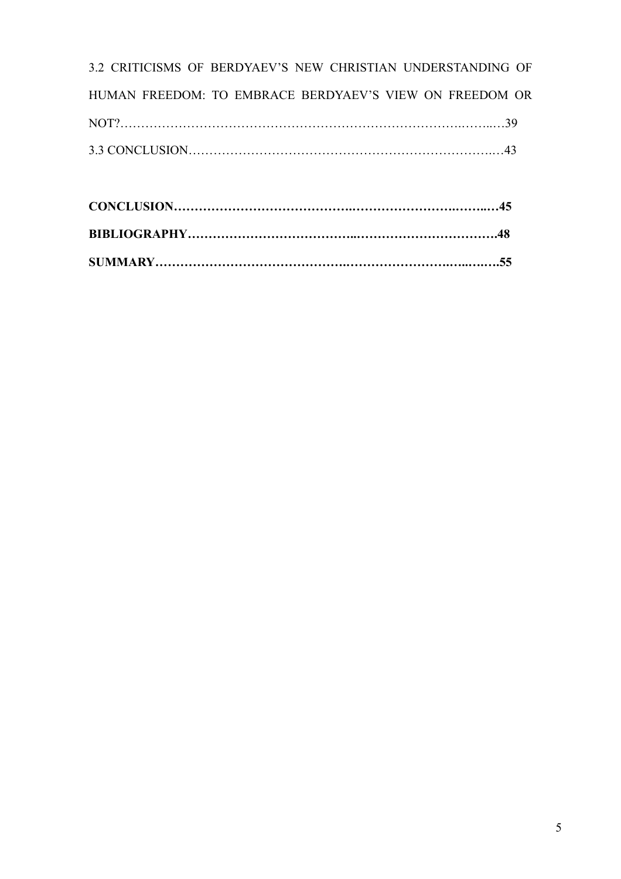3.2 CRITICISMS OF BERDYAEV'S NEW CHRISTIAN UNDERSTANDING OF HUMAN FREEDOM: TO EMBRACE BERDYAEV'S VIEW ON FREEDOM OR NOT?……………………………………………………………………….……..…39

3.3 CONCLUSION………………………….…………………………………….…43

**CONCLUSION…………………………………..…………………….……..…45**

**BIBLIOGRAPHY………………………………...……………………………48**

**SUMMARY……………………………………..…………………..…...…..55**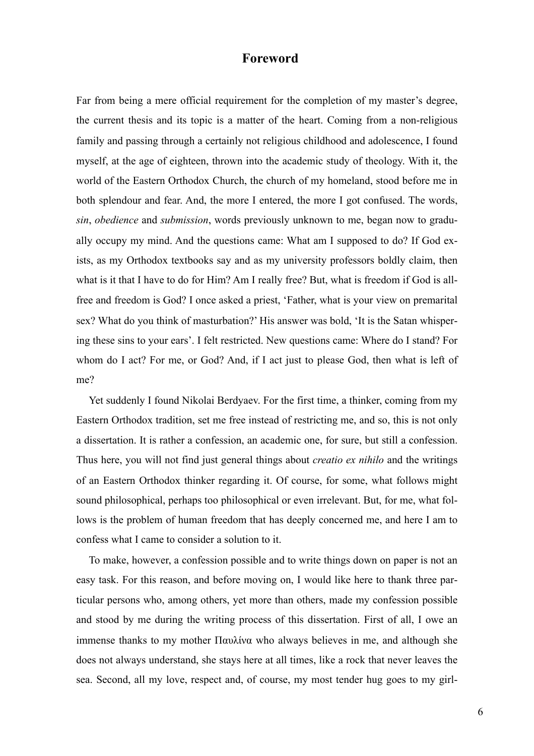# Foreword

Far from being a mere official requirement for the completion of my master's degree, the current thesis and its topic is a matter of the heart. Coming from a non-religious family and passing through a certainly not religious childhood and adolescence, I found myself, at the age of eighteen, thrown into the academic study of theology. With it, the world of the Eastern Orthodox Church, the church of my homeland, stood before me in both splendour and fear. And, the more I entered, the more I got confused. The words, *sin*, *obedience* and *submission*, words previously unknown to me, began now to gradually occupy my mind. And the questions came: What am I supposed to do? If God exists, as my Orthodox textbooks say and as my university professors boldly claim, then what is it that I have to do for Him? Am I really free? But, what is freedom if God is all-free and freedom is God? I once asked a priest, 'Father, what is your view on premarital sex? What do you think of masturbation?' His answer was bold, 'It is the Satan whispering these sins to your ears'. I felt restricted. New questions came: Where do I stand? For whom do I act? For me, or God? And, if I act just to please God, then what is left of me?

Yet suddenly I found Nikolai Berdyaev. For the first time, a thinker, coming from my Eastern Orthodox tradition, set me free instead of restricting me, and so, this is not only a dissertation. It is rather a confession, an academic one, for sure, but still a confession. Thus here, you will not find just general things about *creatio ex nihilo* and the writings of an Eastern Orthodox thinker regarding it. Of course, for some, what follows might sound philosophical, perhaps too philosophical or even irrelevant. But, for me, what follows is the problem of human freedom that has deeply concerned me, and here I am to confess what I came to consider a solution to it.

To make, however, a confession possible and to write things down on paper is not an easy task. For this reason, and before moving on, I would like here to thank three particular persons who, among others, yet more than others, made my confession possible and stood by me during the writing process of this dissertation. First of all, I owe an immense thanks to my mother Παυλίνα who always believes in me, and although she does not always understand, she stays here at all times, like a rock that never leaves the sea. Second, all my love, respect and, of course, my most tender hug goes to my girl-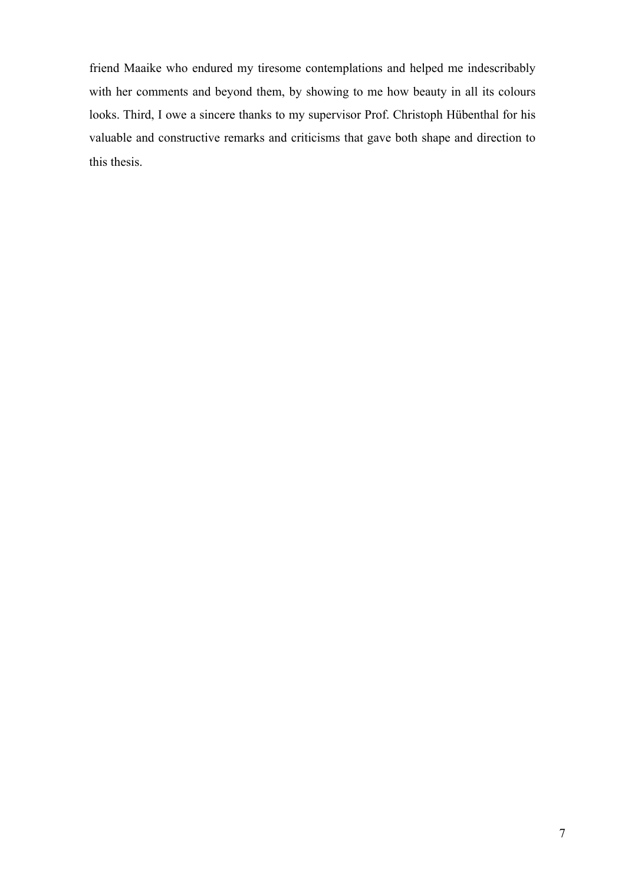friend Maaike who endured my tiresome contemplations and helped me indescribably with her comments and beyond them, by showing to me how beauty in all its colours looks. Third, I owe a sincere thanks to my supervisor Prof. Christoph Hübenthal for his valuable and constructive remarks and criticisms that gave both shape and direction to this thesis.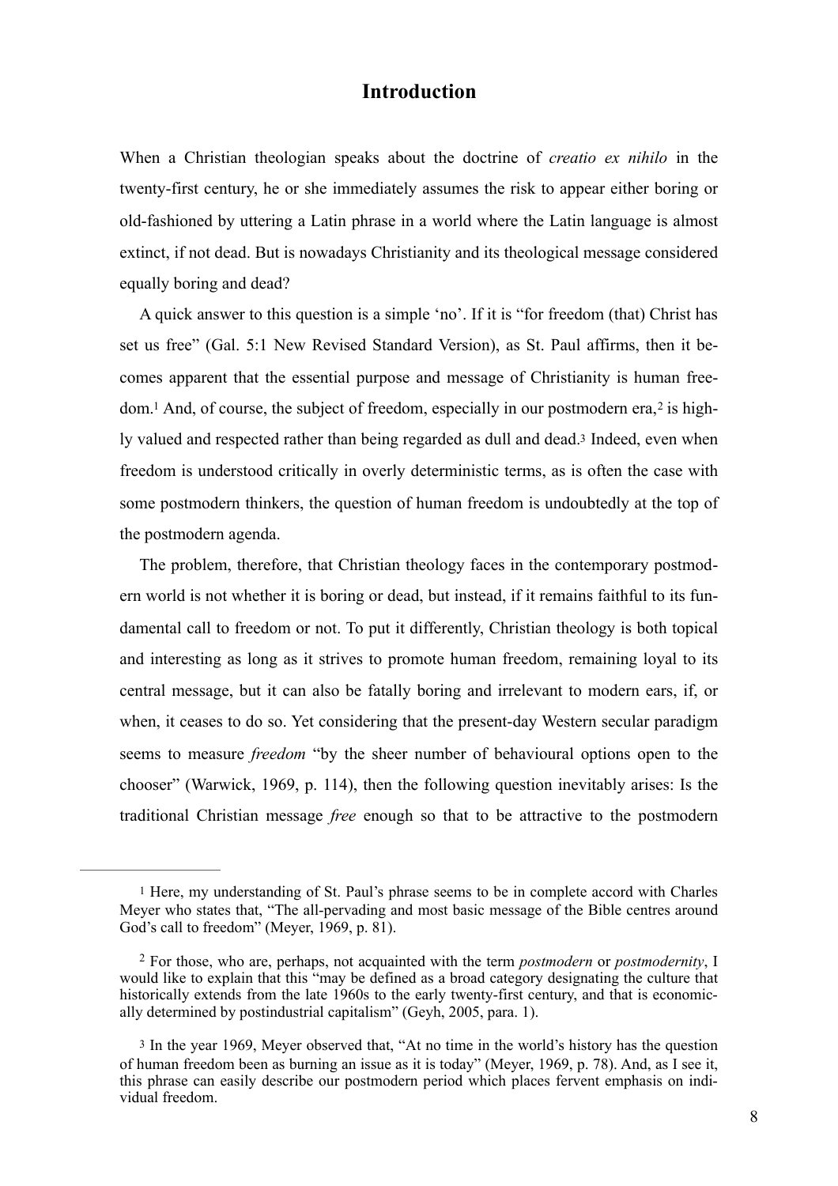## Introduction

When a Christian theologian speaks about the doctrine of *creatio ex nihilo* in the twenty-first century, he or she immediately assumes the risk to appear either boring or old-fashioned by uttering a Latin phrase in a world where the Latin language is almost extinct, if not dead. But is nowadays Christianity and its theological message considered equally boring and dead?

A quick answer to this question is a simple 'no'. If it is "for freedom (that) Christ has set us free" (Gal. 5:1 New Revised Standard Version), as St. Paul affirms, then it becomes apparent that the essential purpose and message of Christianity is human freedom.[1] And, of course, the subject of freedom, especially in our postmodern era,[2] is highly valued and respected rather than being regarded as dull and dead.[3] Indeed, even when freedom is understood critically in overly deterministic terms, as is often the case with some postmodern thinkers, the question of human freedom is undoubtedly at the top of the postmodern agenda.

The problem, therefore, that Christian theology faces in the contemporary postmodern world is not whether it is boring or dead, but instead, if it remains faithful to its fundamental call to freedom or not. To put it differently, Christian theology is both topical and interesting as long as it strives to promote human freedom, remaining loyal to its central message, but it can also be fatally boring and irrelevant to modern ears, if, or when, it ceases to do so. Yet considering that the present-day Western secular paradigm seems to measure *freedom* "by the sheer number of behavioural options open to the chooser" (Warwick, 1969, p. 114), then the following question inevitably arises: Is the traditional Christian message *free* enough so that to be attractive to the postmodern

---

[1] Here, my understanding of St. Paul's phrase seems to be in complete accord with Charles Meyer who states that, "The all-pervading and most basic message of the Bible centres around God's call to freedom" (Meyer, 1969, p. 81).

[2] For those, who are, perhaps, not acquainted with the term *postmodern* or *postmodernity*, I would like to explain that this "may be defined as a broad category designating the culture that historically extends from the late 1960s to the early twenty-first century, and that is economically determined by postindustrial capitalism" (Geyh, 2005, para. 1).

[3] In the year 1969, Meyer observed that, "At no time in the world's history has the question of human freedom been as burning an issue as it is today" (Meyer, 1969, p. 78). And, as I see it, this phrase can easily describe our postmodern period which places fervent emphasis on individual freedom.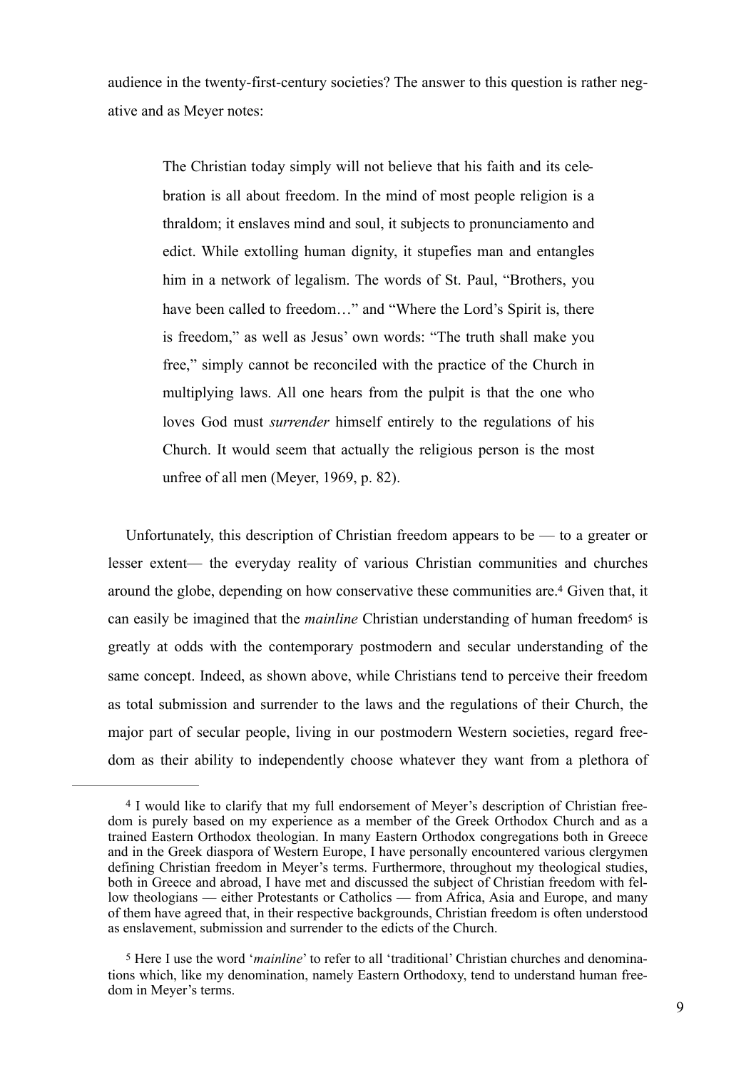audience in the twenty-first-century societies? The answer to this question is rather negative and as Meyer notes:

> The Christian today simply will not believe that his faith and its celebration is all about freedom. In the mind of most people religion is a thraldom; it enslaves mind and soul, it subjects to pronunciamento and edict. While extolling human dignity, it stupefies man and entangles him in a network of legalism. The words of St. Paul, "Brothers, you have been called to freedom…" and "Where the Lord's Spirit is, there is freedom," as well as Jesus' own words: "The truth shall make you free," simply cannot be reconciled with the practice of the Church in multiplying laws. All one hears from the pulpit is that the one who loves God must *surrender* himself entirely to the regulations of his Church. It would seem that actually the religious person is the most unfree of all men (Meyer, 1969, p. 82).

Unfortunately, this description of Christian freedom appears to be — to a greater or lesser extent— the everyday reality of various Christian communities and churches around the globe, depending on how conservative these communities are.[4] Given that, it can easily be imagined that the *mainline* Christian understanding of human freedom[5] is greatly at odds with the contemporary postmodern and secular understanding of the same concept. Indeed, as shown above, while Christians tend to perceive their freedom as total submission and surrender to the laws and the regulations of their Church, the major part of secular people, living in our postmodern Western societies, regard freedom as their ability to independently choose whatever they want from a plethora of

---

[4] I would like to clarify that my full endorsement of Meyer's description of Christian freedom is purely based on my experience as a member of the Greek Orthodox Church and as a trained Eastern Orthodox theologian. In many Eastern Orthodox congregations both in Greece and in the Greek diaspora of Western Europe, I have personally encountered various clergymen defining Christian freedom in Meyer's terms. Furthermore, throughout my theological studies, both in Greece and abroad, I have met and discussed the subject of Christian freedom with fellow theologians — either Protestants or Catholics — from Africa, Asia and Europe, and many of them have agreed that, in their respective backgrounds, Christian freedom is often understood as enslavement, submission and surrender to the edicts of the Church.

[5] Here I use the word '*mainline*' to refer to all 'traditional' Christian churches and denominations which, like my denomination, namely Eastern Orthodoxy, tend to understand human freedom in Meyer's terms.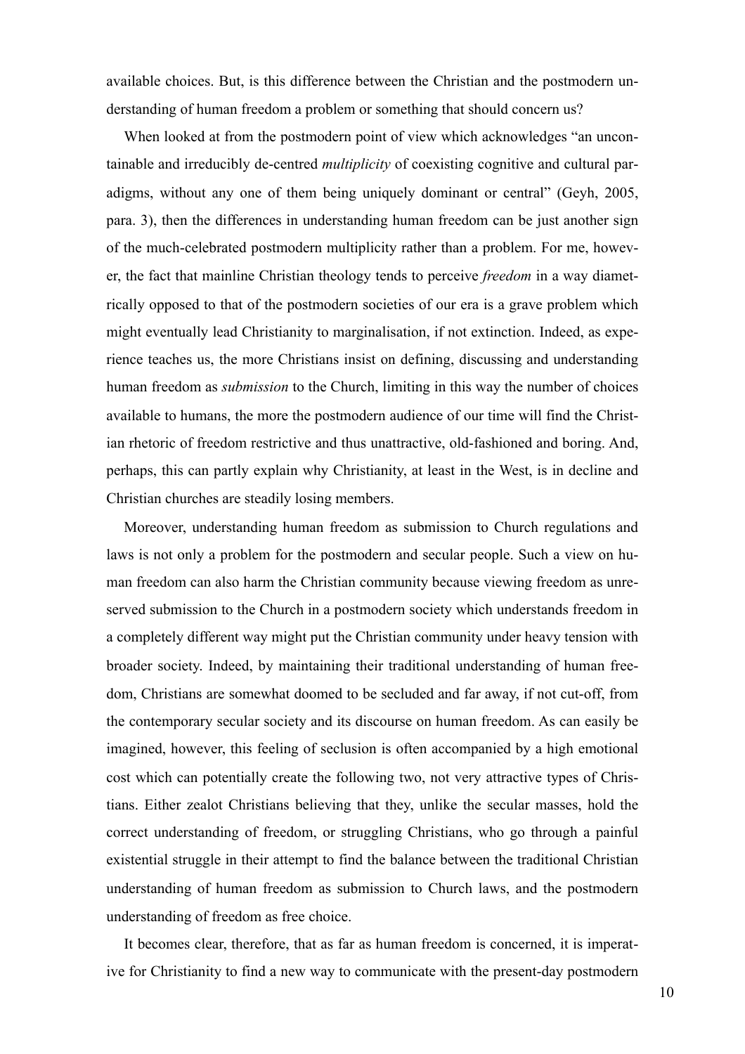available choices. But, is this difference between the Christian and the postmodern understanding of human freedom a problem or something that should concern us?

When looked at from the postmodern point of view which acknowledges "an uncontainable and irreducibly de-centred *multiplicity* of coexisting cognitive and cultural paradigms, without any one of them being uniquely dominant or central" (Geyh, 2005, para. 3), then the differences in understanding human freedom can be just another sign of the much-celebrated postmodern multiplicity rather than a problem. For me, however, the fact that mainline Christian theology tends to perceive *freedom* in a way diametrically opposed to that of the postmodern societies of our era is a grave problem which might eventually lead Christianity to marginalisation, if not extinction. Indeed, as experience teaches us, the more Christians insist on defining, discussing and understanding human freedom as *submission* to the Church, limiting in this way the number of choices available to humans, the more the postmodern audience of our time will find the Christian rhetoric of freedom restrictive and thus unattractive, old-fashioned and boring. And, perhaps, this can partly explain why Christianity, at least in the West, is in decline and Christian churches are steadily losing members.

Moreover, understanding human freedom as submission to Church regulations and laws is not only a problem for the postmodern and secular people. Such a view on human freedom can also harm the Christian community because viewing freedom as unreserved submission to the Church in a postmodern society which understands freedom in a completely different way might put the Christian community under heavy tension with broader society. Indeed, by maintaining their traditional understanding of human freedom, Christians are somewhat doomed to be secluded and far away, if not cut-off, from the contemporary secular society and its discourse on human freedom. As can easily be imagined, however, this feeling of seclusion is often accompanied by a high emotional cost which can potentially create the following two, not very attractive types of Christians. Either zealot Christians believing that they, unlike the secular masses, hold the correct understanding of freedom, or struggling Christians, who go through a painful existential struggle in their attempt to find the balance between the traditional Christian understanding of human freedom as submission to Church laws, and the postmodern understanding of freedom as free choice.

It becomes clear, therefore, that as far as human freedom is concerned, it is imperative for Christianity to find a new way to communicate with the present-day postmodern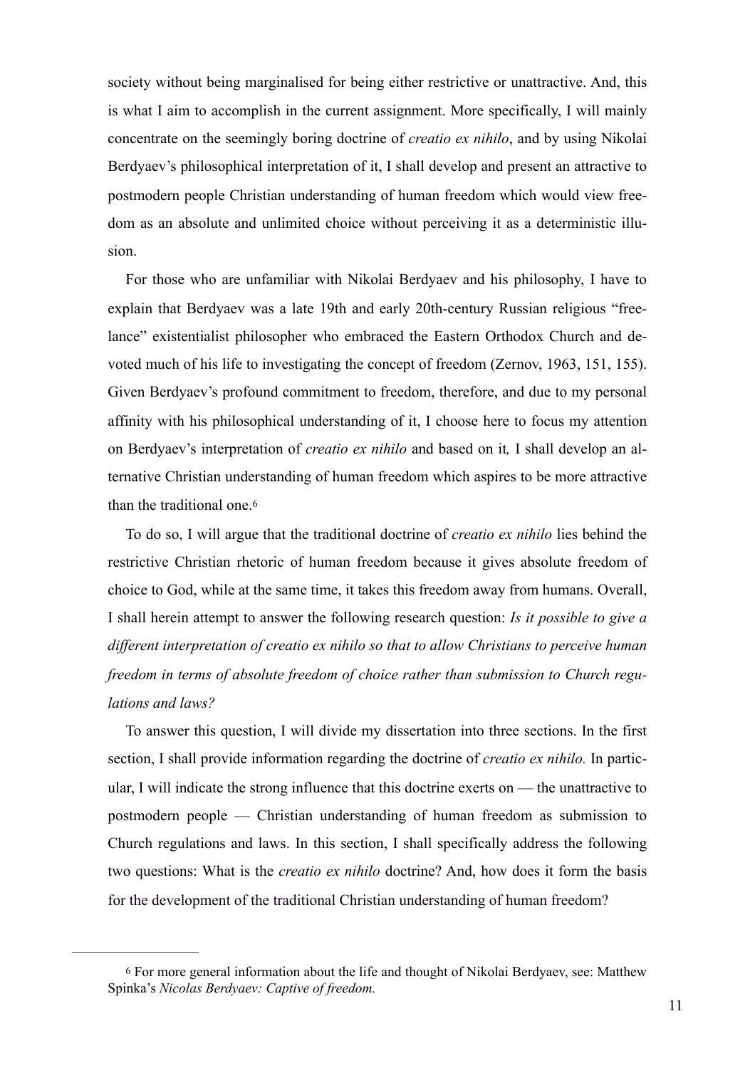society without being marginalised for being either restrictive or unattractive. And, this is what I aim to accomplish in the current assignment. More specifically, I will mainly concentrate on the seemingly boring doctrine of *creatio ex nihilo*, and by using Nikolai Berdyaev's philosophical interpretation of it, I shall develop and present an attractive to postmodern people Christian understanding of human freedom which would view freedom as an absolute and unlimited choice without perceiving it as a deterministic illusion.

For those who are unfamiliar with Nikolai Berdyaev and his philosophy, I have to explain that Berdyaev was a late 19th and early 20th-century Russian religious "freelance" existentialist philosopher who embraced the Eastern Orthodox Church and devoted much of his life to investigating the concept of freedom (Zernov, 1963, 151, 155). Given Berdyaev's profound commitment to freedom, therefore, and due to my personal affinity with his philosophical understanding of it, I choose here to focus my attention on Berdyaev's interpretation of *creatio ex nihilo* and based on it, I shall develop an alternative Christian understanding of human freedom which aspires to be more attractive than the traditional one.[6]

To do so, I will argue that the traditional doctrine of *creatio ex nihilo* lies behind the restrictive Christian rhetoric of human freedom because it gives absolute freedom of choice to God, while at the same time, it takes this freedom away from humans. Overall, I shall herein attempt to answer the following research question: *Is it possible to give a different interpretation of creatio ex nihilo so that to allow Christians to perceive human freedom in terms of absolute freedom of choice rather than submission to Church regulations and laws?*

To answer this question, I will divide my dissertation into three sections. In the first section, I shall provide information regarding the doctrine of *creatio ex nihilo.* In particular, I will indicate the strong influence that this doctrine exerts on — the unattractive to postmodern people — Christian understanding of human freedom as submission to Church regulations and laws. In this section, I shall specifically address the following two questions: What is the *creatio ex nihilo* doctrine? And, how does it form the basis for the development of the traditional Christian understanding of human freedom?

---

[6] For more general information about the life and thought of Nikolai Berdyaev, see: Matthew Spinka's *Nicolas Berdyaev: Captive of freedom.*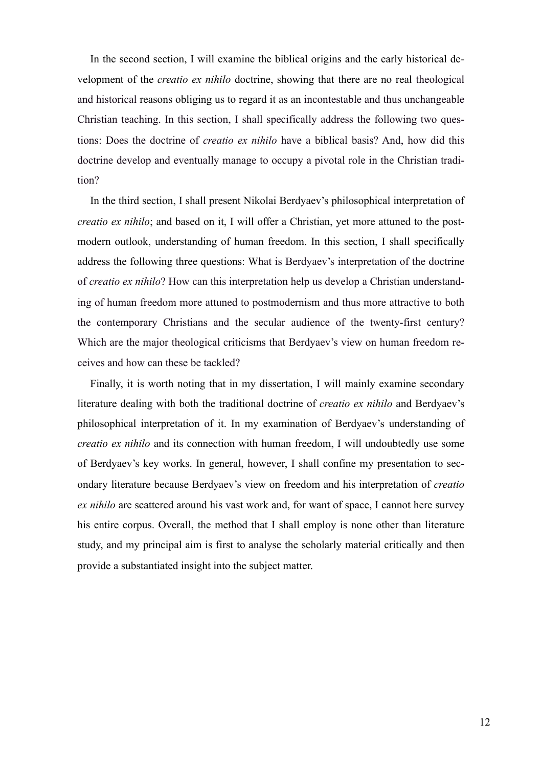In the second section, I will examine the biblical origins and the early historical development of the *creatio ex nihilo* doctrine, showing that there are no real theological and historical reasons obliging us to regard it as an incontestable and thus unchangeable Christian teaching. In this section, I shall specifically address the following two questions: Does the doctrine of *creatio ex nihilo* have a biblical basis? And, how did this doctrine develop and eventually manage to occupy a pivotal role in the Christian tradition?

In the third section, I shall present Nikolai Berdyaev's philosophical interpretation of *creatio ex nihilo*; and based on it, I will offer a Christian, yet more attuned to the postmodern outlook, understanding of human freedom. In this section, I shall specifically address the following three questions: What is Berdyaev's interpretation of the doctrine of *creatio ex nihilo*? How can this interpretation help us develop a Christian understanding of human freedom more attuned to postmodernism and thus more attractive to both the contemporary Christians and the secular audience of the twenty-first century? Which are the major theological criticisms that Berdyaev's view on human freedom receives and how can these be tackled?

Finally, it is worth noting that in my dissertation, I will mainly examine secondary literature dealing with both the traditional doctrine of *creatio ex nihilo* and Berdyaev's philosophical interpretation of it. In my examination of Berdyaev's understanding of *creatio ex nihilo* and its connection with human freedom, I will undoubtedly use some of Berdyaev's key works. In general, however, I shall confine my presentation to secondary literature because Berdyaev's view on freedom and his interpretation of *creatio ex nihilo* are scattered around his vast work and, for want of space, I cannot here survey his entire corpus. Overall, the method that I shall employ is none other than literature study, and my principal aim is first to analyse the scholarly material critically and then provide a substantiated insight into the subject matter.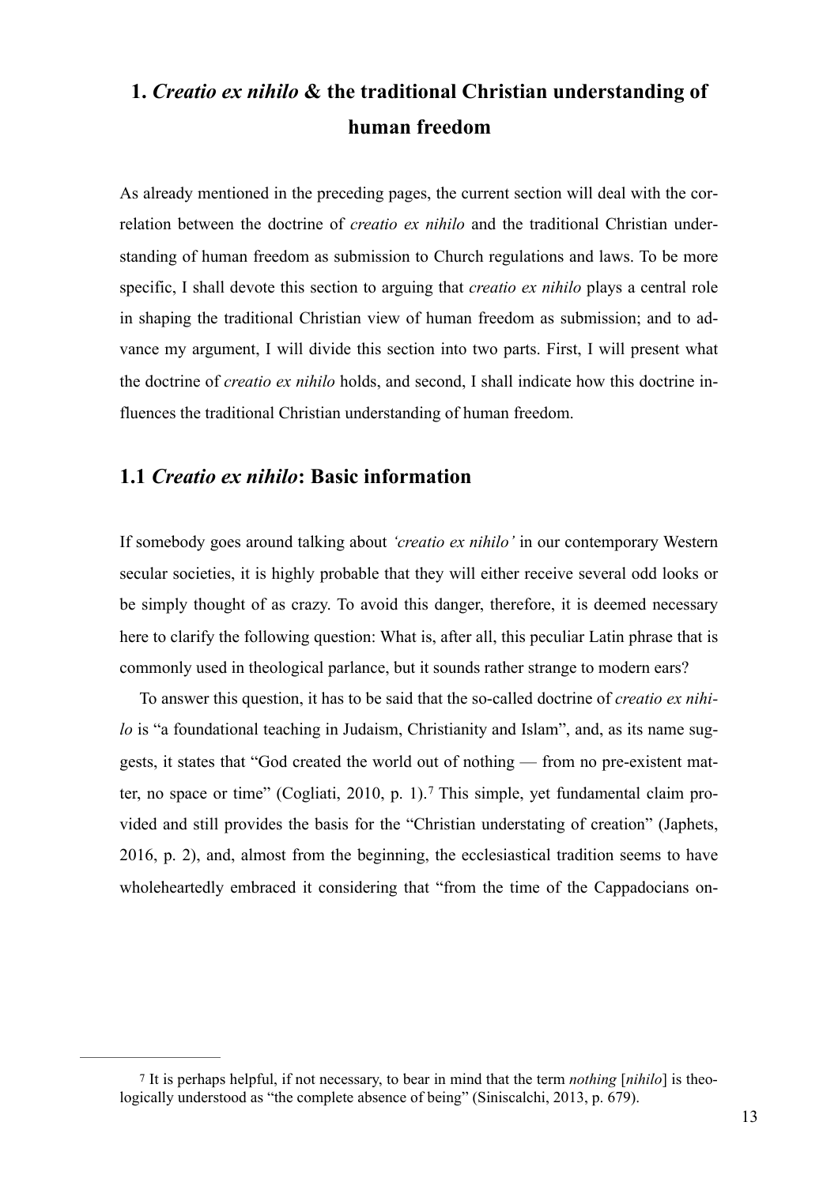# 1. *Creatio ex nihilo* & the traditional Christian understanding of human freedom

As already mentioned in the preceding pages, the current section will deal with the correlation between the doctrine of *creatio ex nihilo* and the traditional Christian understanding of human freedom as submission to Church regulations and laws. To be more specific, I shall devote this section to arguing that *creatio ex nihilo* plays a central role in shaping the traditional Christian view of human freedom as submission; and to advance my argument, I will divide this section into two parts. First, I will present what the doctrine of *creatio ex nihilo* holds, and second, I shall indicate how this doctrine influences the traditional Christian understanding of human freedom.

## 1.1 *Creatio ex nihilo*: Basic information

If somebody goes around talking about *'creatio ex nihilo'* in our contemporary Western secular societies, it is highly probable that they will either receive several odd looks or be simply thought of as crazy. To avoid this danger, therefore, it is deemed necessary here to clarify the following question: What is, after all, this peculiar Latin phrase that is commonly used in theological parlance, but it sounds rather strange to modern ears?

To answer this question, it has to be said that the so-called doctrine of *creatio ex nihilo* is "a foundational teaching in Judaism, Christianity and Islam", and, as its name suggests, it states that "God created the world out of nothing — from no pre-existent matter, no space or time" (Cogliati, 2010, p. 1).[7] This simple, yet fundamental claim provided and still provides the basis for the "Christian understating of creation" (Japhets, 2016, p. 2), and, almost from the beginning, the ecclesiastical tradition seems to have wholeheartedly embraced it considering that "from the time of the Cappadocians on-

---

[7] It is perhaps helpful, if not necessary, to bear in mind that the term *nothing* [*nihilo*] is theologically understood as "the complete absence of being" (Siniscalchi, 2013, p. 679).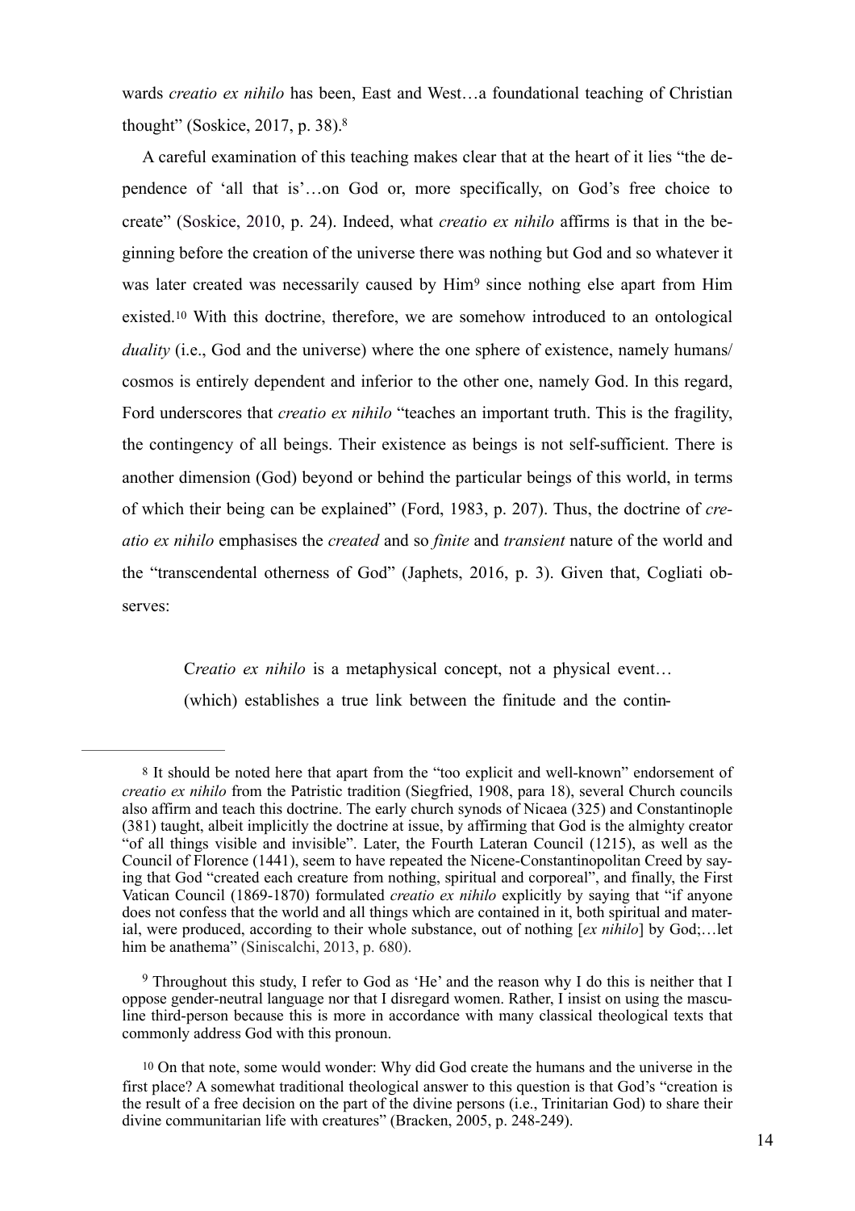wards *creatio ex nihilo* has been, East and West…a foundational teaching of Christian thought" (Soskice, 2017, p. 38).[8]

A careful examination of this teaching makes clear that at the heart of it lies "the dependence of 'all that is'…on God or, more specifically, on God's free choice to create" (Soskice, 2010, p. 24). Indeed, what *creatio ex nihilo* affirms is that in the beginning before the creation of the universe there was nothing but God and so whatever it was later created was necessarily caused by Him[9] since nothing else apart from Him existed.[10] With this doctrine, therefore, we are somehow introduced to an ontological *duality* (i.e., God and the universe) where the one sphere of existence, namely humans/cosmos is entirely dependent and inferior to the other one, namely God. In this regard, Ford underscores that *creatio ex nihilo* "teaches an important truth. This is the fragility, the contingency of all beings. Their existence as beings is not self-sufficient. There is another dimension (God) beyond or behind the particular beings of this world, in terms of which their being can be explained" (Ford, 1983, p. 207). Thus, the doctrine of *creatio ex nihilo* emphasises the *created* and so *finite* and *transient* nature of the world and the "transcendental otherness of God" (Japhets, 2016, p. 3). Given that, Cogliati observes:

> C*reatio ex nihilo* is a metaphysical concept, not a physical event… (which) establishes a true link between the finitude and the contin-

---

[8] It should be noted here that apart from the "too explicit and well-known" endorsement of *creatio ex nihilo* from the Patristic tradition (Siegfried, 1908, para 18), several Church councils also affirm and teach this doctrine. The early church synods of Nicaea (325) and Constantinople (381) taught, albeit implicitly the doctrine at issue, by affirming that God is the almighty creator "of all things visible and invisible". Later, the Fourth Lateran Council (1215), as well as the Council of Florence (1441), seem to have repeated the Nicene-Constantinopolitan Creed by saying that God "created each creature from nothing, spiritual and corporeal", and finally, the First Vatican Council (1869-1870) formulated *creatio ex nihilo* explicitly by saying that "if anyone does not confess that the world and all things which are contained in it, both spiritual and material, were produced, according to their whole substance, out of nothing [*ex nihilo*] by God;…let him be anathema" (Siniscalchi, 2013, p. 680).

[9] Throughout this study, I refer to God as 'He' and the reason why I do this is neither that I oppose gender-neutral language nor that I disregard women. Rather, I insist on using the masculine third-person because this is more in accordance with many classical theological texts that commonly address God with this pronoun.

[10] On that note, some would wonder: Why did God create the humans and the universe in the first place? A somewhat traditional theological answer to this question is that God's "creation is the result of a free decision on the part of the divine persons (i.e., Trinitarian God) to share their divine communitarian life with creatures" (Bracken, 2005, p. 248-249).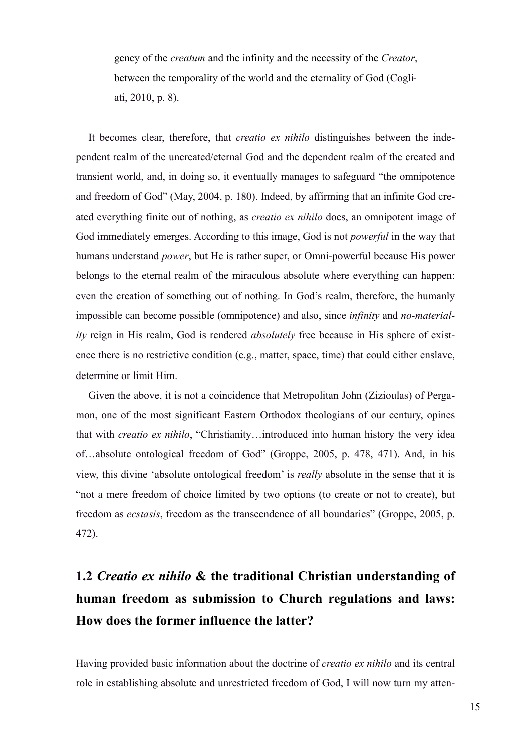> gency of the *creatum* and the infinity and the necessity of the *Creator*, between the temporality of the world and the eternality of God (Cogliati, 2010, p. 8).

It becomes clear, therefore, that *creatio ex nihilo* distinguishes between the independent realm of the uncreated/eternal God and the dependent realm of the created and transient world, and, in doing so, it eventually manages to safeguard "the omnipotence and freedom of God" (May, 2004, p. 180). Indeed, by affirming that an infinite God created everything finite out of nothing, as *creatio ex nihilo* does, an omnipotent image of God immediately emerges. According to this image, God is not *powerful* in the way that humans understand *power*, but He is rather super, or Omni-powerful because His power belongs to the eternal realm of the miraculous absolute where everything can happen: even the creation of something out of nothing. In God's realm, therefore, the humanly impossible can become possible (omnipotence) and also, since *infinity* and *no-materiality* reign in His realm, God is rendered *absolutely* free because in His sphere of existence there is no restrictive condition (e.g., matter, space, time) that could either enslave, determine or limit Him.

Given the above, it is not a coincidence that Metropolitan John (Zizioulas) of Pergamon, one of the most significant Eastern Orthodox theologians of our century, opines that with *creatio ex nihilo*, "Christianity…introduced into human history the very idea of…absolute ontological freedom of God" (Groppe, 2005, p. 478, 471). And, in his view, this divine 'absolute ontological freedom' is *really* absolute in the sense that it is "not a mere freedom of choice limited by two options (to create or not to create), but freedom as *ecstasis*, freedom as the transcendence of all boundaries" (Groppe, 2005, p. 472).

## 1.2 *Creatio ex nihilo* & the traditional Christian understanding of human freedom as submission to Church regulations and laws: How does the former influence the latter?

Having provided basic information about the doctrine of *creatio ex nihilo* and its central role in establishing absolute and unrestricted freedom of God, I will now turn my atten-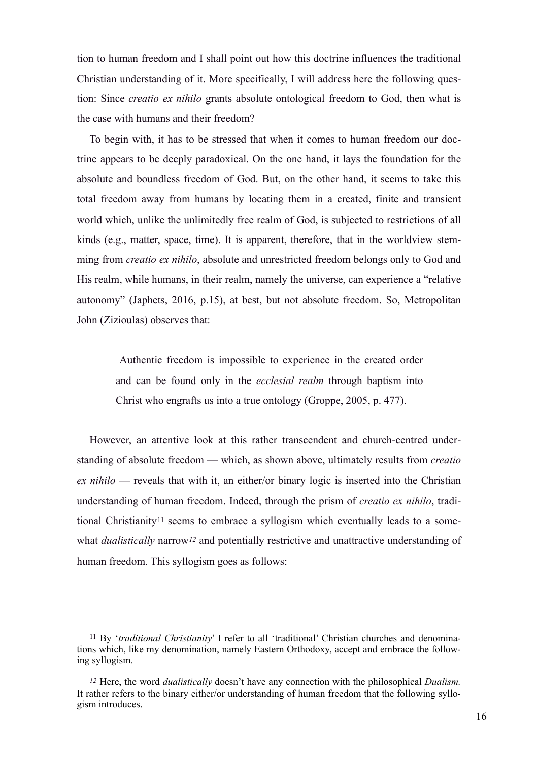tion to human freedom and I shall point out how this doctrine influences the traditional Christian understanding of it. More specifically, I will address here the following question: Since *creatio ex nihilo* grants absolute ontological freedom to God, then what is the case with humans and their freedom?

To begin with, it has to be stressed that when it comes to human freedom our doctrine appears to be deeply paradoxical. On the one hand, it lays the foundation for the absolute and boundless freedom of God. But, on the other hand, it seems to take this total freedom away from humans by locating them in a created, finite and transient world which, unlike the unlimitedly free realm of God, is subjected to restrictions of all kinds (e.g., matter, space, time). It is apparent, therefore, that in the worldview stemming from *creatio ex nihilo*, absolute and unrestricted freedom belongs only to God and His realm, while humans, in their realm, namely the universe, can experience a "relative autonomy" (Japhets, 2016, p.15), at best, but not absolute freedom. So, Metropolitan John (Zizioulas) observes that:

> Authentic freedom is impossible to experience in the created order and can be found only in the *ecclesial realm* through baptism into Christ who engrafts us into a true ontology (Groppe, 2005, p. 477).

However, an attentive look at this rather transcendent and church-centred understanding of absolute freedom — which, as shown above, ultimately results from *creatio ex nihilo* — reveals that with it, an either/or binary logic is inserted into the Christian understanding of human freedom. Indeed, through the prism of *creatio ex nihilo*, traditional Christianity[11] seems to embrace a syllogism which eventually leads to a somewhat *dualistically* narrow[12] and potentially restrictive and unattractive understanding of human freedom. This syllogism goes as follows:

---

[11] By '*traditional Christianity*' I refer to all 'traditional' Christian churches and denominations which, like my denomination, namely Eastern Orthodoxy, accept and embrace the following syllogism.

[12] Here, the word *dualistically* doesn't have any connection with the philosophical *Dualism.* It rather refers to the binary either/or understanding of human freedom that the following syllogism introduces.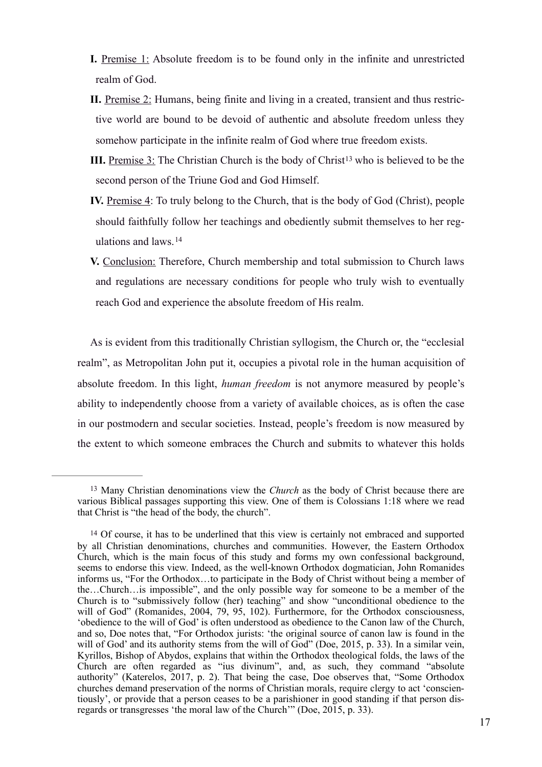**I.** Premise 1: Absolute freedom is to be found only in the infinite and unrestricted realm of God.

**II.** Premise 2: Humans, being finite and living in a created, transient and thus restrictive world are bound to be devoid of authentic and absolute freedom unless they somehow participate in the infinite realm of God where true freedom exists.

**III.** Premise 3: The Christian Church is the body of Christ[13] who is believed to be the second person of the Triune God and God Himself.

**IV.** Premise 4: To truly belong to the Church, that is the body of God (Christ), people should faithfully follow her teachings and obediently submit themselves to her regulations and laws.[14]

**V.** Conclusion: Therefore, Church membership and total submission to Church laws and regulations are necessary conditions for people who truly wish to eventually reach God and experience the absolute freedom of His realm.

As is evident from this traditionally Christian syllogism, the Church or, the "ecclesial realm", as Metropolitan John put it, occupies a pivotal role in the human acquisition of absolute freedom. In this light, *human freedom* is not anymore measured by people's ability to independently choose from a variety of available choices, as is often the case in our postmodern and secular societies. Instead, people's freedom is now measured by the extent to which someone embraces the Church and submits to whatever this holds

---

[13] Many Christian denominations view the *Church* as the body of Christ because there are various Biblical passages supporting this view. One of them is Colossians 1:18 where we read that Christ is "the head of the body, the church".

[14] Of course, it has to be underlined that this view is certainly not embraced and supported by all Christian denominations, churches and communities. However, the Eastern Orthodox Church, which is the main focus of this study and forms my own confessional background, seems to endorse this view. Indeed, as the well-known Orthodox dogmatician, John Romanides informs us, "For the Orthodox…to participate in the Body of Christ without being a member of the…Church…is impossible", and the only possible way for someone to be a member of the Church is to "submissively follow (her) teaching" and show "unconditional obedience to the will of God" (Romanides, 2004, 79, 95, 102). Furthermore, for the Orthodox consciousness, 'obedience to the will of God' is often understood as obedience to the Canon law of the Church, and so, Doe notes that, "For Orthodox jurists: 'the original source of canon law is found in the will of God' and its authority stems from the will of God" (Doe, 2015, p. 33). In a similar vein, Kyrillos, Bishop of Abydos, explains that within the Orthodox theological folds, the laws of the Church are often regarded as "ius divinum", and, as such, they command "absolute authority" (Katerelos, 2017, p. 2). That being the case, Doe observes that, "Some Orthodox churches demand preservation of the norms of Christian morals, require clergy to act 'conscientiously', or provide that a person ceases to be a parishioner in good standing if that person disregards or transgresses 'the moral law of the Church'" (Doe, 2015, p. 33).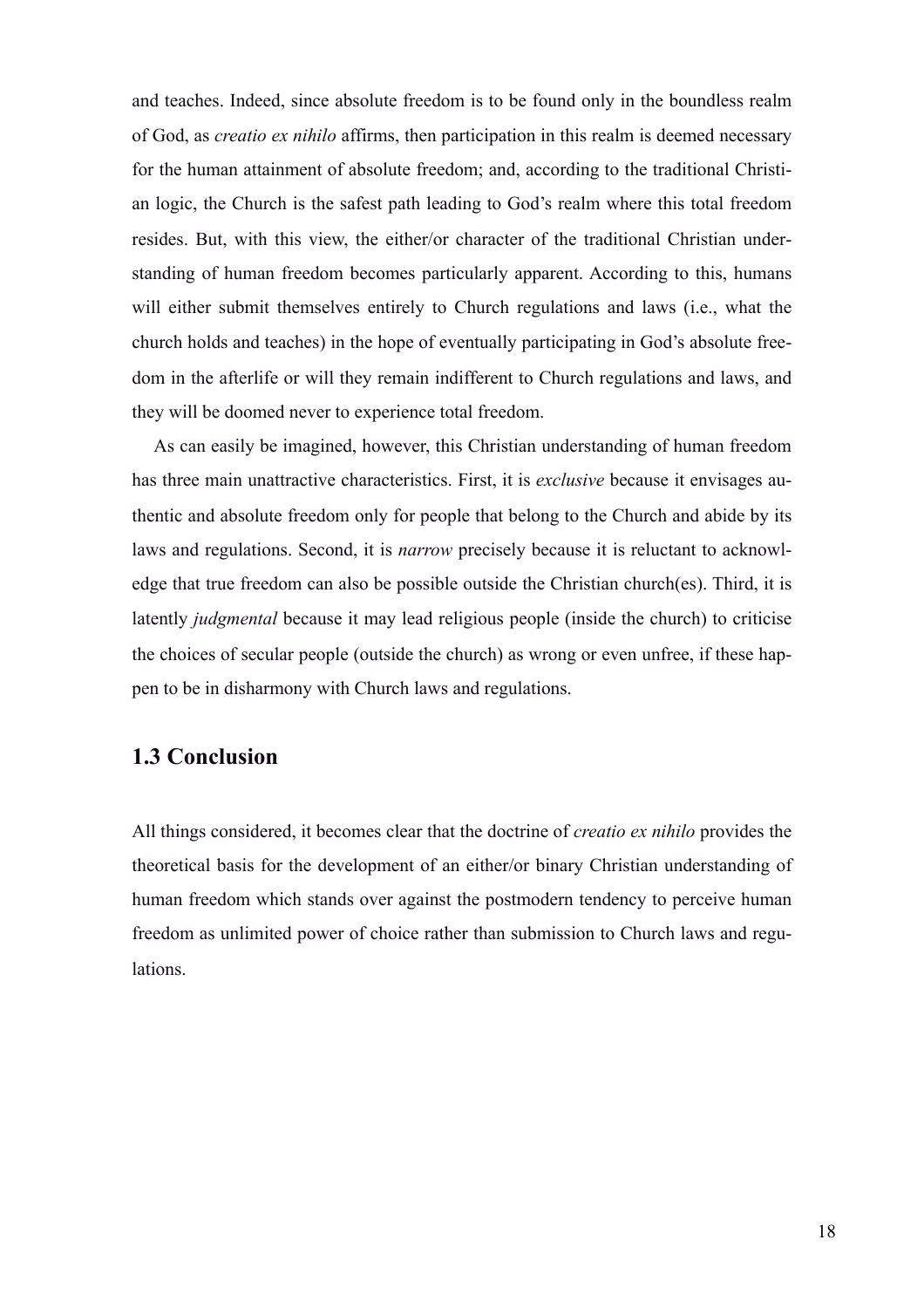and teaches. Indeed, since absolute freedom is to be found only in the boundless realm of God, as *creatio ex nihilo* affirms, then participation in this realm is deemed necessary for the human attainment of absolute freedom; and, according to the traditional Christian logic, the Church is the safest path leading to God's realm where this total freedom resides. But, with this view, the either/or character of the traditional Christian understanding of human freedom becomes particularly apparent. According to this, humans will either submit themselves entirely to Church regulations and laws (i.e., what the church holds and teaches) in the hope of eventually participating in God's absolute freedom in the afterlife or will they remain indifferent to Church regulations and laws, and they will be doomed never to experience total freedom.

As can easily be imagined, however, this Christian understanding of human freedom has three main unattractive characteristics. First, it is *exclusive* because it envisages authentic and absolute freedom only for people that belong to the Church and abide by its laws and regulations. Second, it is *narrow* precisely because it is reluctant to acknowledge that true freedom can also be possible outside the Christian church(es). Third, it is latently *judgmental* because it may lead religious people (inside the church) to criticise the choices of secular people (outside the church) as wrong or even unfree, if these happen to be in disharmony with Church laws and regulations.

## 1.3 Conclusion

All things considered, it becomes clear that the doctrine of *creatio ex nihilo* provides the theoretical basis for the development of an either/or binary Christian understanding of human freedom which stands over against the postmodern tendency to perceive human freedom as unlimited power of choice rather than submission to Church laws and regulations.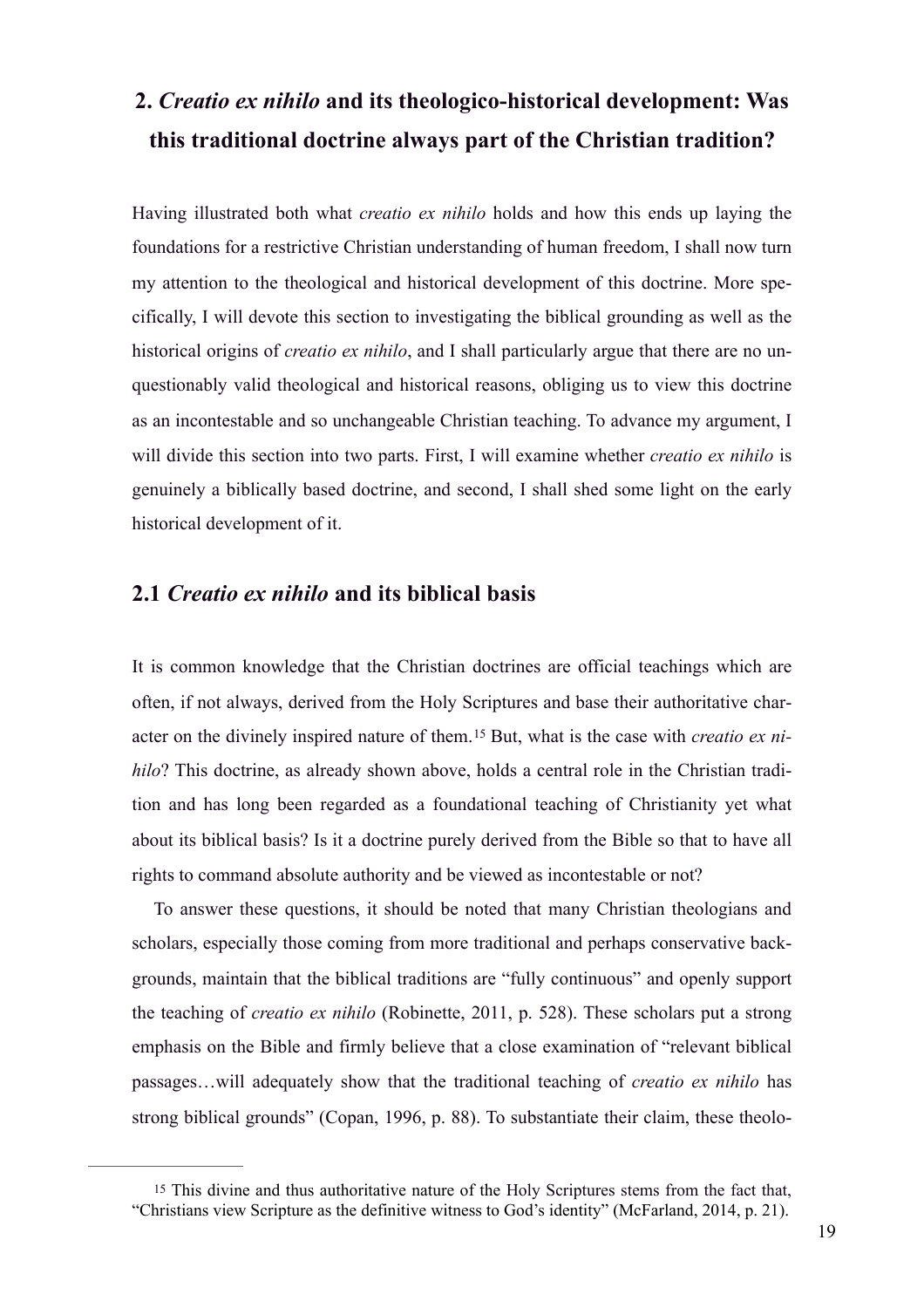## 2. *Creatio ex nihilo* and its theologico-historical development: Was this traditional doctrine always part of the Christian tradition?

Having illustrated both what *creatio ex nihilo* holds and how this ends up laying the foundations for a restrictive Christian understanding of human freedom, I shall now turn my attention to the theological and historical development of this doctrine. More specifically, I will devote this section to investigating the biblical grounding as well as the historical origins of *creatio ex nihilo*, and I shall particularly argue that there are no unquestionably valid theological and historical reasons, obliging us to view this doctrine as an incontestable and so unchangeable Christian teaching. To advance my argument, I will divide this section into two parts. First, I will examine whether *creatio ex nihilo* is genuinely a biblically based doctrine, and second, I shall shed some light on the early historical development of it.

### 2.1 *Creatio ex nihilo* and its biblical basis

It is common knowledge that the Christian doctrines are official teachings which are often, if not always, derived from the Holy Scriptures and base their authoritative character on the divinely inspired nature of them.[15] But, what is the case with *creatio ex nihilo*? This doctrine, as already shown above, holds a central role in the Christian tradition and has long been regarded as a foundational teaching of Christianity yet what about its biblical basis? Is it a doctrine purely derived from the Bible so that to have all rights to command absolute authority and be viewed as incontestable or not?

To answer these questions, it should be noted that many Christian theologians and scholars, especially those coming from more traditional and perhaps conservative backgrounds, maintain that the biblical traditions are "fully continuous" and openly support the teaching of *creatio ex nihilo* (Robinette, 2011, p. 528). These scholars put a strong emphasis on the Bible and firmly believe that a close examination of "relevant biblical passages…will adequately show that the traditional teaching of *creatio ex nihilo* has strong biblical grounds" (Copan, 1996, p. 88). To substantiate their claim, these theolo-

---

[15] This divine and thus authoritative nature of the Holy Scriptures stems from the fact that, "Christians view Scripture as the definitive witness to God's identity" (McFarland, 2014, p. 21).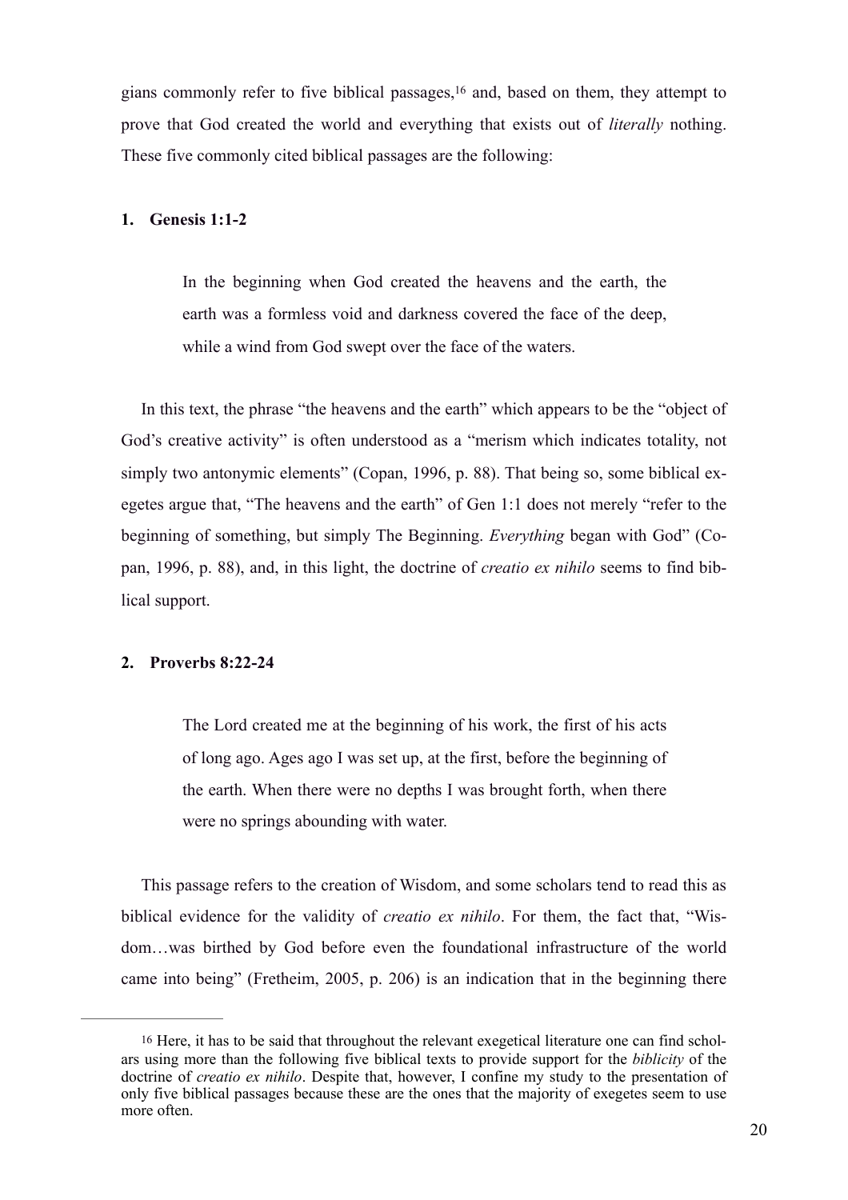gians commonly refer to five biblical passages,[16] and, based on them, they attempt to prove that God created the world and everything that exists out of *literally* nothing. These five commonly cited biblical passages are the following:

**1. Genesis 1:1-2**

> In the beginning when God created the heavens and the earth, the earth was a formless void and darkness covered the face of the deep, while a wind from God swept over the face of the waters.

In this text, the phrase "the heavens and the earth" which appears to be the "object of God's creative activity" is often understood as a "merism which indicates totality, not simply two antonymic elements" (Copan, 1996, p. 88). That being so, some biblical exegetes argue that, "The heavens and the earth" of Gen 1:1 does not merely "refer to the beginning of something, but simply The Beginning. *Everything* began with God" (Copan, 1996, p. 88), and, in this light, the doctrine of *creatio ex nihilo* seems to find biblical support.

**2. Proverbs 8:22-24**

> The Lord created me at the beginning of his work, the first of his acts of long ago. Ages ago I was set up, at the first, before the beginning of the earth. When there were no depths I was brought forth, when there were no springs abounding with water.

This passage refers to the creation of Wisdom, and some scholars tend to read this as biblical evidence for the validity of *creatio ex nihilo*. For them, the fact that, "Wisdom…was birthed by God before even the foundational infrastructure of the world came into being" (Fretheim, 2005, p. 206) is an indication that in the beginning there

---

[16] Here, it has to be said that throughout the relevant exegetical literature one can find scholars using more than the following five biblical texts to provide support for the *biblicity* of the doctrine of *creatio ex nihilo*. Despite that, however, I confine my study to the presentation of only five biblical passages because these are the ones that the majority of exegetes seem to use more often.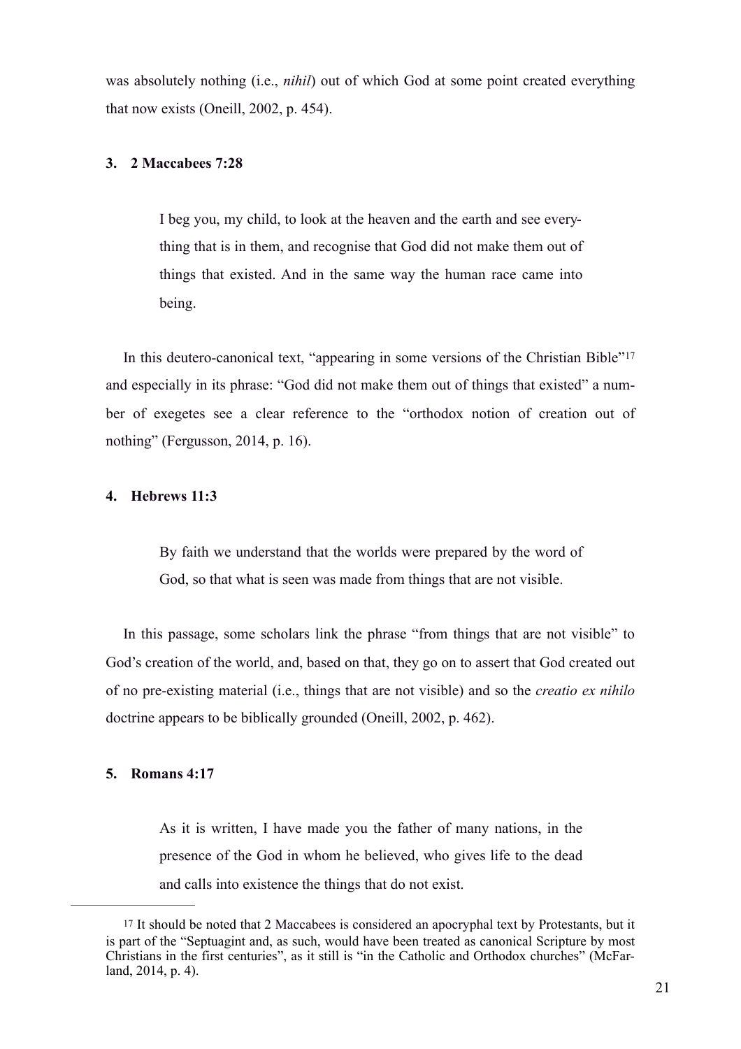was absolutely nothing (i.e., *nihil*) out of which God at some point created everything that now exists (Oneill, 2002, p. 454).

**3. 2 Maccabees 7:28**

> I beg you, my child, to look at the heaven and the earth and see everything that is in them, and recognise that God did not make them out of things that existed. And in the same way the human race came into being.

In this deutero-canonical text, "appearing in some versions of the Christian Bible"[17] and especially in its phrase: "God did not make them out of things that existed" a number of exegetes see a clear reference to the "orthodox notion of creation out of nothing" (Fergusson, 2014, p. 16).

**4. Hebrews 11:3**

> By faith we understand that the worlds were prepared by the word of God, so that what is seen was made from things that are not visible.

In this passage, some scholars link the phrase "from things that are not visible" to God's creation of the world, and, based on that, they go on to assert that God created out of no pre-existing material (i.e., things that are not visible) and so the *creatio ex nihilo* doctrine appears to be biblically grounded (Oneill, 2002, p. 462).

**5. Romans 4:17**

> As it is written, I have made you the father of many nations, in the presence of the God in whom he believed, who gives life to the dead and calls into existence the things that do not exist.

---

[17] It should be noted that 2 Maccabees is considered an apocryphal text by Protestants, but it is part of the "Septuagint and, as such, would have been treated as canonical Scripture by most Christians in the first centuries", as it still is "in the Catholic and Orthodox churches" (McFarland, 2014, p. 4).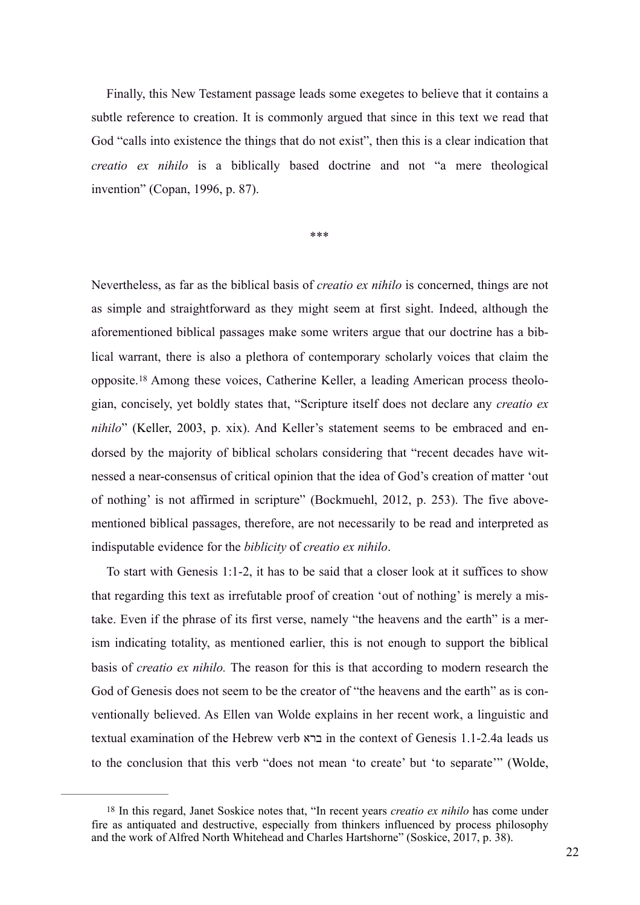Finally, this New Testament passage leads some exegetes to believe that it contains a subtle reference to creation. It is commonly argued that since in this text we read that God "calls into existence the things that do not exist", then this is a clear indication that *creatio ex nihilo* is a biblically based doctrine and not "a mere theological invention" (Copan, 1996, p. 87).

\*\*\*

Nevertheless, as far as the biblical basis of *creatio ex nihilo* is concerned, things are not as simple and straightforward as they might seem at first sight. Indeed, although the aforementioned biblical passages make some writers argue that our doctrine has a biblical warrant, there is also a plethora of contemporary scholarly voices that claim the opposite.[18] Among these voices, Catherine Keller, a leading American process theologian, concisely, yet boldly states that, "Scripture itself does not declare any *creatio ex nihilo*" (Keller, 2003, p. xix). And Keller's statement seems to be embraced and endorsed by the majority of biblical scholars considering that "recent decades have witnessed a near-consensus of critical opinion that the idea of God's creation of matter 'out of nothing' is not affirmed in scripture" (Bockmuehl, 2012, p. 253). The five above-mentioned biblical passages, therefore, are not necessarily to be read and interpreted as indisputable evidence for the *biblicity* of *creatio ex nihilo*.

To start with Genesis 1:1-2, it has to be said that a closer look at it suffices to show that regarding this text as irrefutable proof of creation 'out of nothing' is merely a mistake. Even if the phrase of its first verse, namely "the heavens and the earth" is a merism indicating totality, as mentioned earlier, this is not enough to support the biblical basis of *creatio ex nihilo.* The reason for this is that according to modern research the God of Genesis does not seem to be the creator of "the heavens and the earth" as is conventionally believed. As Ellen van Wolde explains in her recent work, a linguistic and textual examination of the Hebrew verb ברא in the context of Genesis 1.1-2.4a leads us to the conclusion that this verb "does not mean 'to create' but 'to separate'" (Wolde,

---

[18] In this regard, Janet Soskice notes that, "In recent years *creatio ex nihilo* has come under fire as antiquated and destructive, especially from thinkers influenced by process philosophy and the work of Alfred North Whitehead and Charles Hartshorne" (Soskice, 2017, p. 38).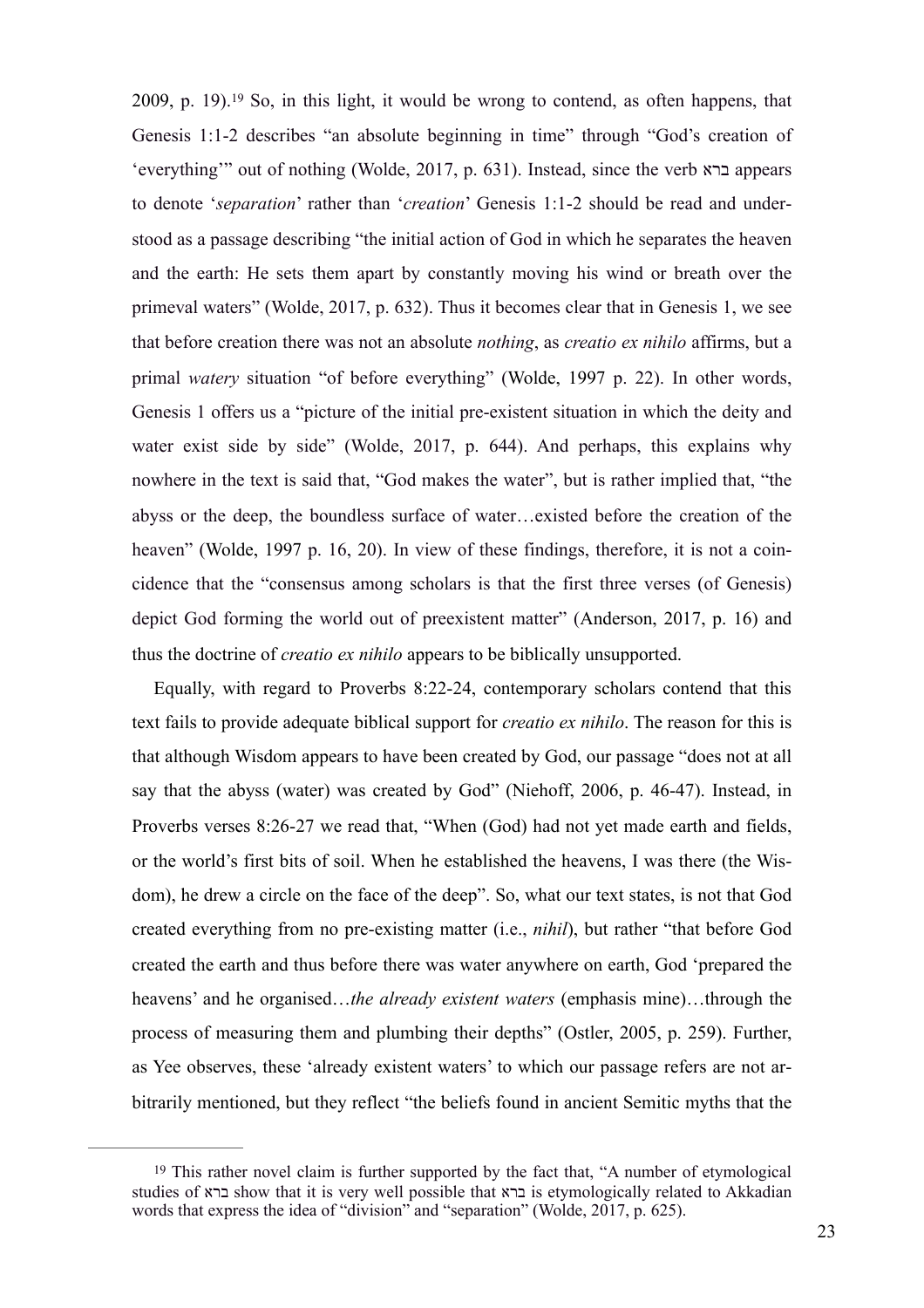2009, p. 19).[19] So, in this light, it would be wrong to contend, as often happens, that Genesis 1:1-2 describes "an absolute beginning in time" through "God's creation of 'everything'" out of nothing (Wolde, 2017, p. 631). Instead, since the verb ברא appears to denote '*separation*' rather than '*creation*' Genesis 1:1-2 should be read and understood as a passage describing "the initial action of God in which he separates the heaven and the earth: He sets them apart by constantly moving his wind or breath over the primeval waters" (Wolde, 2017, p. 632). Thus it becomes clear that in Genesis 1, we see that before creation there was not an absolute *nothing*, as *creatio ex nihilo* affirms, but a primal *watery* situation "of before everything" (Wolde, 1997 p. 22). In other words, Genesis 1 offers us a "picture of the initial pre-existent situation in which the deity and water exist side by side" (Wolde, 2017, p. 644). And perhaps, this explains why nowhere in the text is said that, "God makes the water", but is rather implied that, "the abyss or the deep, the boundless surface of water…existed before the creation of the heaven" (Wolde, 1997 p. 16, 20). In view of these findings, therefore, it is not a coincidence that the "consensus among scholars is that the first three verses (of Genesis) depict God forming the world out of preexistent matter" (Anderson, 2017, p. 16) and thus the doctrine of *creatio ex nihilo* appears to be biblically unsupported.

Equally, with regard to Proverbs 8:22-24, contemporary scholars contend that this text fails to provide adequate biblical support for *creatio ex nihilo*. The reason for this is that although Wisdom appears to have been created by God, our passage "does not at all say that the abyss (water) was created by God" (Niehoff, 2006, p. 46-47). Instead, in Proverbs verses 8:26-27 we read that, "When (God) had not yet made earth and fields, or the world's first bits of soil. When he established the heavens, I was there (the Wisdom), he drew a circle on the face of the deep". So, what our text states, is not that God created everything from no pre-existing matter (i.e., *nihil*), but rather "that before God created the earth and thus before there was water anywhere on earth, God 'prepared the heavens' and he organised…*the already existent waters* (emphasis mine)…through the process of measuring them and plumbing their depths" (Ostler, 2005, p. 259). Further, as Yee observes, these 'already existent waters' to which our passage refers are not arbitrarily mentioned, but they reflect "the beliefs found in ancient Semitic myths that the

---

[19] This rather novel claim is further supported by the fact that, "A number of etymological studies of ברא show that it is very well possible that ברא is etymologically related to Akkadian words that express the idea of "division" and "separation" (Wolde, 2017, p. 625).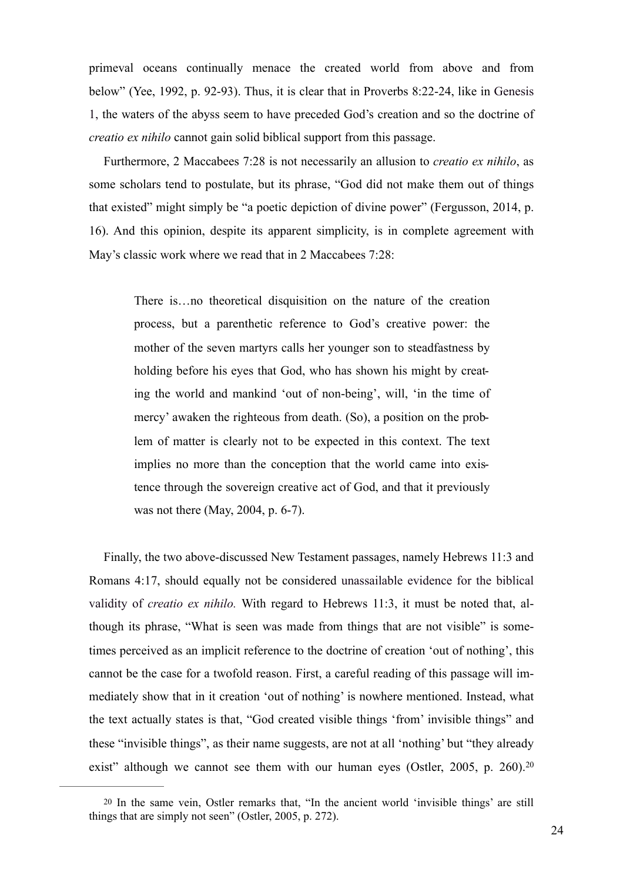primeval oceans continually menace the created world from above and from below" (Yee, 1992, p. 92-93). Thus, it is clear that in Proverbs 8:22-24, like in Genesis 1, the waters of the abyss seem to have preceded God's creation and so the doctrine of *creatio ex nihilo* cannot gain solid biblical support from this passage.

Furthermore, 2 Maccabees 7:28 is not necessarily an allusion to *creatio ex nihilo*, as some scholars tend to postulate, but its phrase, "God did not make them out of things that existed" might simply be "a poetic depiction of divine power" (Fergusson, 2014, p. 16). And this opinion, despite its apparent simplicity, is in complete agreement with May's classic work where we read that in 2 Maccabees 7:28:

> There is…no theoretical disquisition on the nature of the creation process, but a parenthetic reference to God's creative power: the mother of the seven martyrs calls her younger son to steadfastness by holding before his eyes that God, who has shown his might by creating the world and mankind 'out of non-being', will, 'in the time of mercy' awaken the righteous from death. (So), a position on the problem of matter is clearly not to be expected in this context. The text implies no more than the conception that the world came into existence through the sovereign creative act of God, and that it previously was not there (May, 2004, p. 6-7).

Finally, the two above-discussed New Testament passages, namely Hebrews 11:3 and Romans 4:17, should equally not be considered unassailable evidence for the biblical validity of *creatio ex nihilo.* With regard to Hebrews 11:3, it must be noted that, although its phrase, "What is seen was made from things that are not visible" is sometimes perceived as an implicit reference to the doctrine of creation 'out of nothing', this cannot be the case for a twofold reason. First, a careful reading of this passage will immediately show that in it creation 'out of nothing' is nowhere mentioned. Instead, what the text actually states is that, "God created visible things 'from' invisible things" and these "invisible things", as their name suggests, are not at all 'nothing' but "they already exist" although we cannot see them with our human eyes (Ostler, 2005, p. 260).[20]

[20] In the same vein, Ostler remarks that, "In the ancient world 'invisible things' are still things that are simply not seen" (Ostler, 2005, p. 272).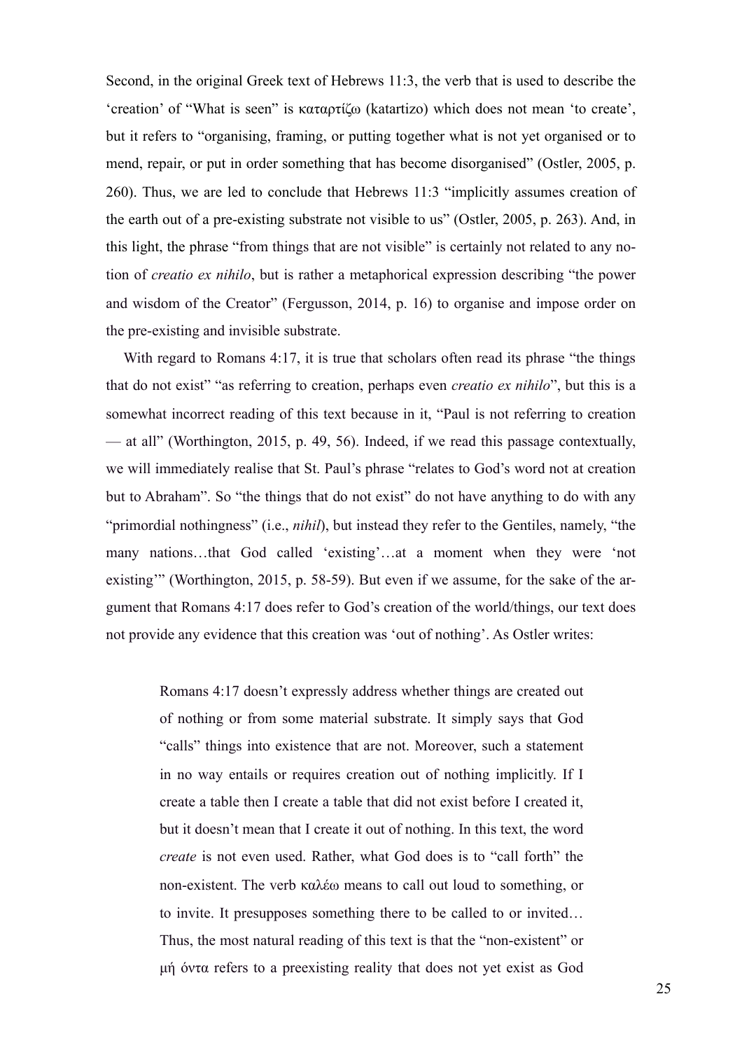Second, in the original Greek text of Hebrews 11:3, the verb that is used to describe the 'creation' of "What is seen" is καταρτίζω (katartizo) which does not mean 'to create', but it refers to "organising, framing, or putting together what is not yet organised or to mend, repair, or put in order something that has become disorganised" (Ostler, 2005, p. 260). Thus, we are led to conclude that Hebrews 11:3 "implicitly assumes creation of the earth out of a pre-existing substrate not visible to us" (Ostler, 2005, p. 263). And, in this light, the phrase "from things that are not visible" is certainly not related to any notion of *creatio ex nihilo*, but is rather a metaphorical expression describing "the power and wisdom of the Creator" (Fergusson, 2014, p. 16) to organise and impose order on the pre-existing and invisible substrate.

With regard to Romans 4:17, it is true that scholars often read its phrase "the things that do not exist" "as referring to creation, perhaps even *creatio ex nihilo*", but this is a somewhat incorrect reading of this text because in it, "Paul is not referring to creation — at all" (Worthington, 2015, p. 49, 56). Indeed, if we read this passage contextually, we will immediately realise that St. Paul's phrase "relates to God's word not at creation but to Abraham". So "the things that do not exist" do not have anything to do with any "primordial nothingness" (i.e., *nihil*), but instead they refer to the Gentiles, namely, "the many nations…that God called 'existing'…at a moment when they were 'not existing'" (Worthington, 2015, p. 58-59). But even if we assume, for the sake of the argument that Romans 4:17 does refer to God's creation of the world/things, our text does not provide any evidence that this creation was 'out of nothing'. As Ostler writes:

> Romans 4:17 doesn't expressly address whether things are created out of nothing or from some material substrate. It simply says that God "calls" things into existence that are not. Moreover, such a statement in no way entails or requires creation out of nothing implicitly. If I create a table then I create a table that did not exist before I created it, but it doesn't mean that I create it out of nothing. In this text, the word *create* is not even used. Rather, what God does is to "call forth" the non-existent. The verb καλέω means to call out loud to something, or to invite. It presupposes something there to be called to or invited… Thus, the most natural reading of this text is that the "non-existent" or μή όντα refers to a preexisting reality that does not yet exist as God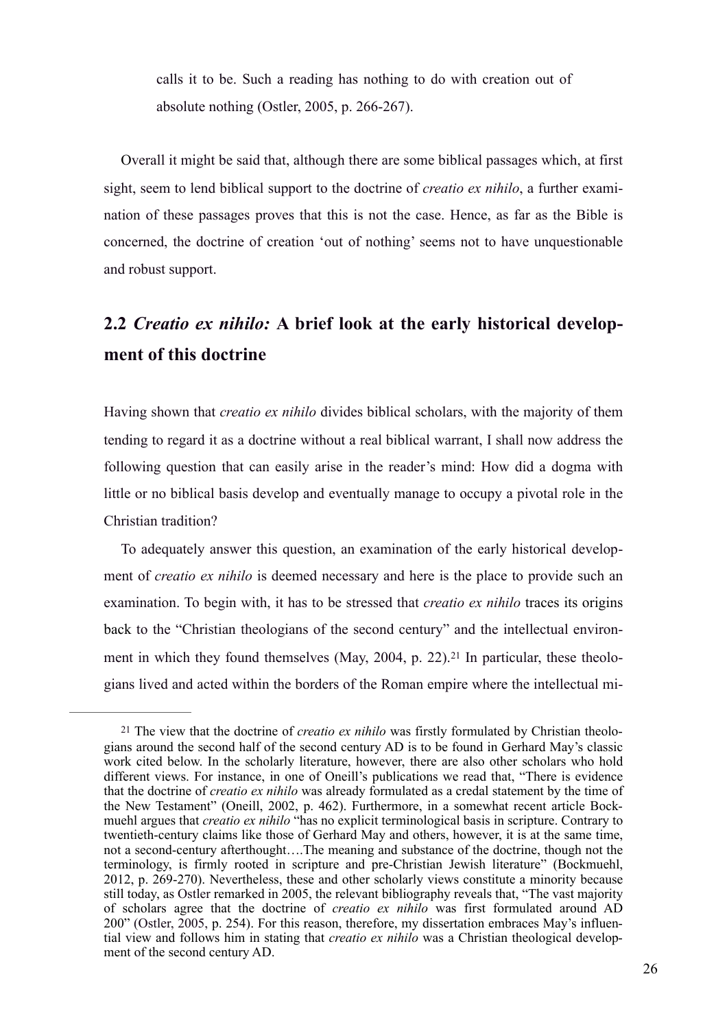> calls it to be. Such a reading has nothing to do with creation out of absolute nothing (Ostler, 2005, p. 266-267).

Overall it might be said that, although there are some biblical passages which, at first sight, seem to lend biblical support to the doctrine of *creatio ex nihilo*, a further examination of these passages proves that this is not the case. Hence, as far as the Bible is concerned, the doctrine of creation 'out of nothing' seems not to have unquestionable and robust support.

## 2.2 *Creatio ex nihilo:* A brief look at the early historical development of this doctrine

Having shown that *creatio ex nihilo* divides biblical scholars, with the majority of them tending to regard it as a doctrine without a real biblical warrant, I shall now address the following question that can easily arise in the reader's mind: How did a dogma with little or no biblical basis develop and eventually manage to occupy a pivotal role in the Christian tradition?

To adequately answer this question, an examination of the early historical development of *creatio ex nihilo* is deemed necessary and here is the place to provide such an examination. To begin with, it has to be stressed that *creatio ex nihilo* traces its origins back to the "Christian theologians of the second century" and the intellectual environment in which they found themselves (May, 2004, p. 22).[21] In particular, these theologians lived and acted within the borders of the Roman empire where the intellectual mi-

[21] The view that the doctrine of *creatio ex nihilo* was firstly formulated by Christian theologians around the second half of the second century AD is to be found in Gerhard May's classic work cited below. In the scholarly literature, however, there are also other scholars who hold different views. For instance, in one of Oneill's publications we read that, "There is evidence that the doctrine of *creatio ex nihilo* was already formulated as a credal statement by the time of the New Testament" (Oneill, 2002, p. 462). Furthermore, in a somewhat recent article Bockmuehl argues that *creatio ex nihilo* "has no explicit terminological basis in scripture. Contrary to twentieth-century claims like those of Gerhard May and others, however, it is at the same time, not a second-century afterthought….The meaning and substance of the doctrine, though not the terminology, is firmly rooted in scripture and pre-Christian Jewish literature" (Bockmuehl, 2012, p. 269-270). Nevertheless, these and other scholarly views constitute a minority because still today, as Ostler remarked in 2005, the relevant bibliography reveals that, "The vast majority of scholars agree that the doctrine of *creatio ex nihilo* was first formulated around AD 200" (Ostler, 2005, p. 254). For this reason, therefore, my dissertation embraces May's influential view and follows him in stating that *creatio ex nihilo* was a Christian theological development of the second century AD.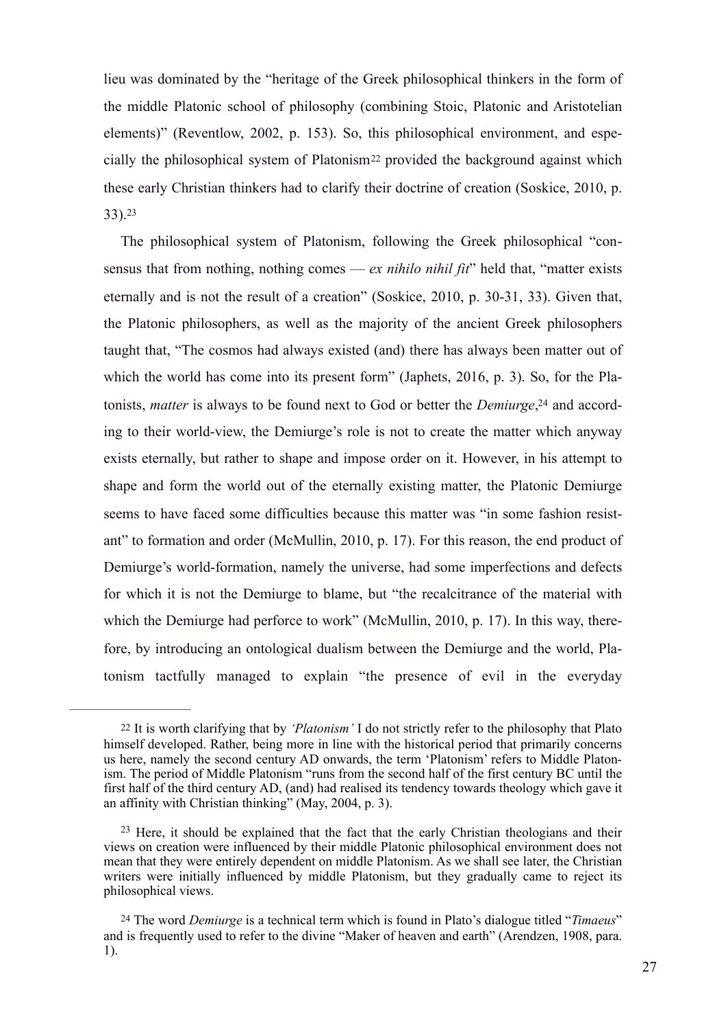lieu was dominated by the "heritage of the Greek philosophical thinkers in the form of the middle Platonic school of philosophy (combining Stoic, Platonic and Aristotelian elements)" (Reventlow, 2002, p. 153). So, this philosophical environment, and especially the philosophical system of Platonism[22] provided the background against which these early Christian thinkers had to clarify their doctrine of creation (Soskice, 2010, p. 33).[23]

The philosophical system of Platonism, following the Greek philosophical "consensus that from nothing, nothing comes — *ex nihilo nihil fit*" held that, "matter exists eternally and is not the result of a creation" (Soskice, 2010, p. 30-31, 33). Given that, the Platonic philosophers, as well as the majority of the ancient Greek philosophers taught that, "The cosmos had always existed (and) there has always been matter out of which the world has come into its present form" (Japhets, 2016, p. 3). So, for the Platonists, *matter* is always to be found next to God or better the *Demiurge*,[24] and according to their world-view, the Demiurge's role is not to create the matter which anyway exists eternally, but rather to shape and impose order on it. However, in his attempt to shape and form the world out of the eternally existing matter, the Platonic Demiurge seems to have faced some difficulties because this matter was "in some fashion resistant" to formation and order (McMullin, 2010, p. 17). For this reason, the end product of Demiurge's world-formation, namely the universe, had some imperfections and defects for which it is not the Demiurge to blame, but "the recalcitrance of the material with which the Demiurge had perforce to work" (McMullin, 2010, p. 17). In this way, therefore, by introducing an ontological dualism between the Demiurge and the world, Platonism tactfully managed to explain "the presence of evil in the everyday

---

[22] It is worth clarifying that by *'Platonism'* I do not strictly refer to the philosophy that Plato himself developed. Rather, being more in line with the historical period that primarily concerns us here, namely the second century AD onwards, the term 'Platonism' refers to Middle Platonism. The period of Middle Platonism "runs from the second half of the first century BC until the first half of the third century AD, (and) had realised its tendency towards theology which gave it an affinity with Christian thinking" (May, 2004, p. 3).

[23] Here, it should be explained that the fact that the early Christian theologians and their views on creation were influenced by their middle Platonic philosophical environment does not mean that they were entirely dependent on middle Platonism. As we shall see later, the Christian writers were initially influenced by middle Platonism, but they gradually came to reject its philosophical views.

[24] The word *Demiurge* is a technical term which is found in Plato's dialogue titled "*Timaeus*" and is frequently used to refer to the divine "Maker of heaven and earth" (Arendzen, 1908, para. 1).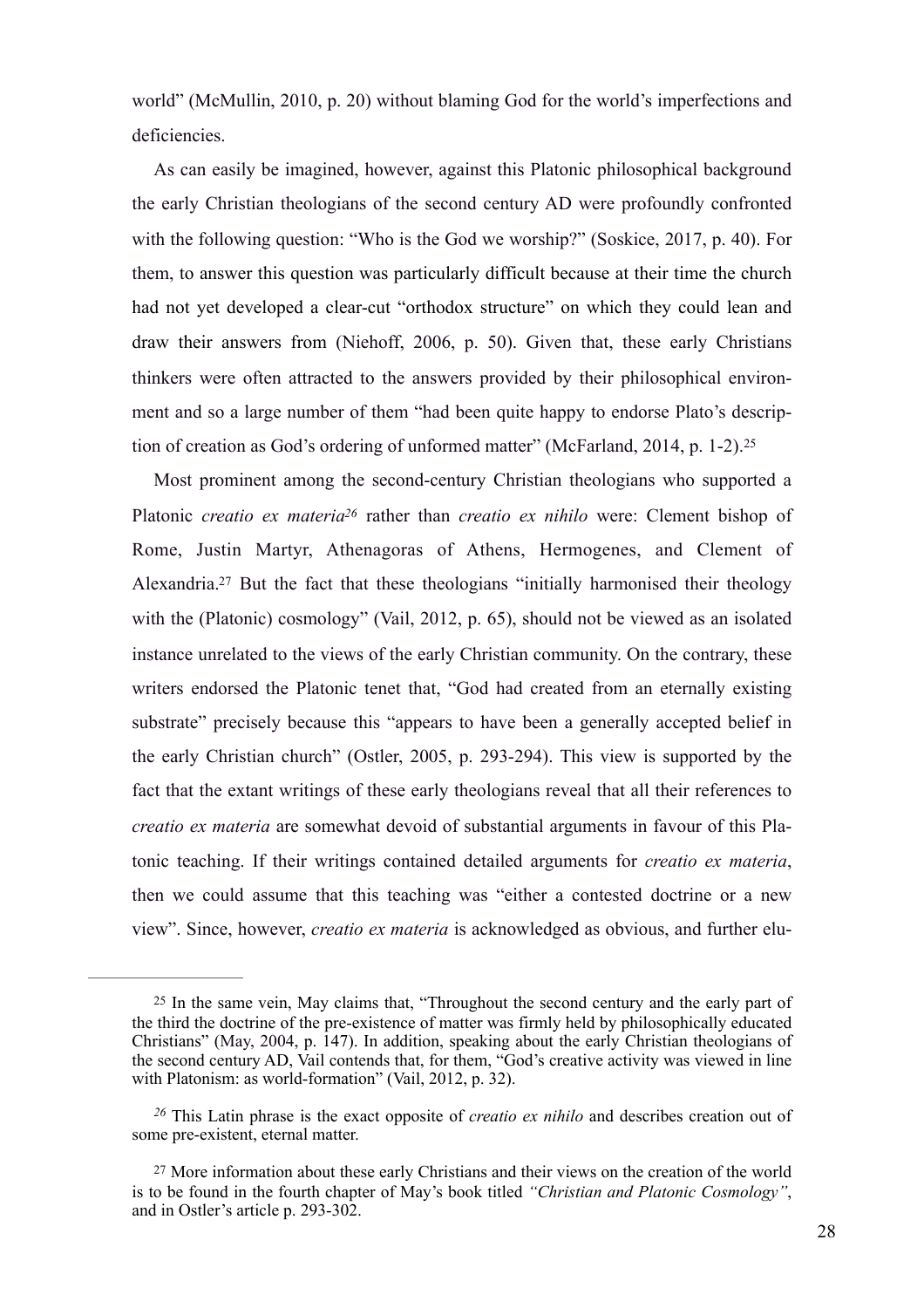world" (McMullin, 2010, p. 20) without blaming God for the world's imperfections and deficiencies.

As can easily be imagined, however, against this Platonic philosophical background the early Christian theologians of the second century AD were profoundly confronted with the following question: "Who is the God we worship?" (Soskice, 2017, p. 40). For them, to answer this question was particularly difficult because at their time the church had not yet developed a clear-cut "orthodox structure" on which they could lean and draw their answers from (Niehoff, 2006, p. 50). Given that, these early Christians thinkers were often attracted to the answers provided by their philosophical environment and so a large number of them "had been quite happy to endorse Plato's description of creation as God's ordering of unformed matter" (McFarland, 2014, p. 1-2).[25]

Most prominent among the second-century Christian theologians who supported a Platonic *creatio ex materia*[26] rather than *creatio ex nihilo* were: Clement bishop of Rome, Justin Martyr, Athenagoras of Athens, Hermogenes, and Clement of Alexandria.[27] But the fact that these theologians "initially harmonised their theology with the (Platonic) cosmology" (Vail, 2012, p. 65), should not be viewed as an isolated instance unrelated to the views of the early Christian community. On the contrary, these writers endorsed the Platonic tenet that, "God had created from an eternally existing substrate" precisely because this "appears to have been a generally accepted belief in the early Christian church" (Ostler, 2005, p. 293-294). This view is supported by the fact that the extant writings of these early theologians reveal that all their references to *creatio ex materia* are somewhat devoid of substantial arguments in favour of this Platonic teaching. If their writings contained detailed arguments for *creatio ex materia*, then we could assume that this teaching was "either a contested doctrine or a new view". Since, however, *creatio ex materia* is acknowledged as obvious, and further elu-

---

[25] In the same vein, May claims that, "Throughout the second century and the early part of the third the doctrine of the pre-existence of matter was firmly held by philosophically educated Christians" (May, 2004, p. 147). In addition, speaking about the early Christian theologians of the second century AD, Vail contends that, for them, "God's creative activity was viewed in line with Platonism: as world-formation" (Vail, 2012, p. 32).

[26] This Latin phrase is the exact opposite of *creatio ex nihilo* and describes creation out of some pre-existent, eternal matter.

[27] More information about these early Christians and their views on the creation of the world is to be found in the fourth chapter of May's book titled *"Christian and Platonic Cosmology"*, and in Ostler's article p. 293-302.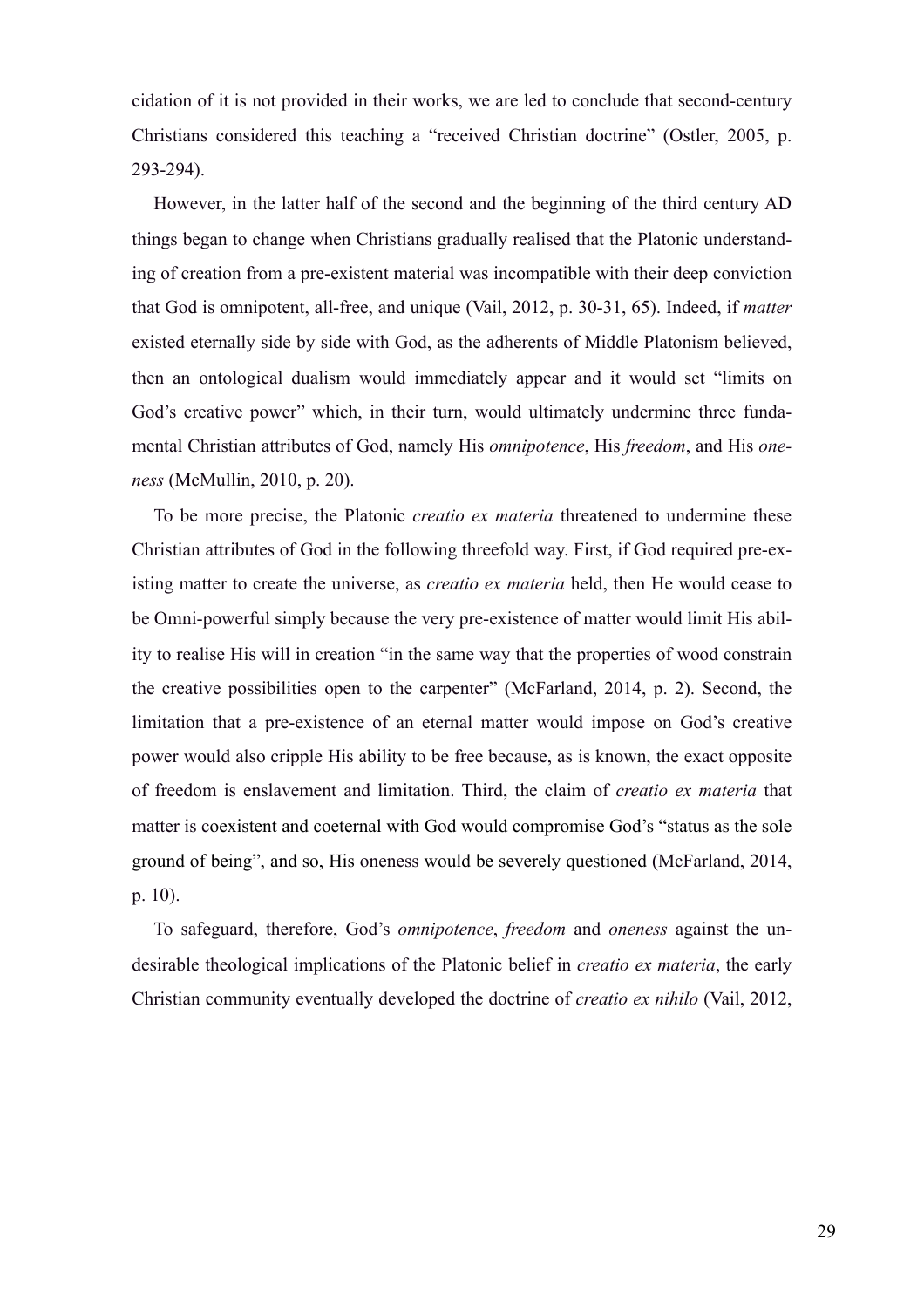cidation of it is not provided in their works, we are led to conclude that second-century Christians considered this teaching a "received Christian doctrine" (Ostler, 2005, p. 293-294).

However, in the latter half of the second and the beginning of the third century AD things began to change when Christians gradually realised that the Platonic understanding of creation from a pre-existent material was incompatible with their deep conviction that God is omnipotent, all-free, and unique (Vail, 2012, p. 30-31, 65). Indeed, if *matter* existed eternally side by side with God, as the adherents of Middle Platonism believed, then an ontological dualism would immediately appear and it would set "limits on God's creative power" which, in their turn, would ultimately undermine three fundamental Christian attributes of God, namely His *omnipotence*, His *freedom*, and His *oneness* (McMullin, 2010, p. 20).

To be more precise, the Platonic *creatio ex materia* threatened to undermine these Christian attributes of God in the following threefold way. First, if God required pre-existing matter to create the universe, as *creatio ex materia* held, then He would cease to be Omni-powerful simply because the very pre-existence of matter would limit His ability to realise His will in creation "in the same way that the properties of wood constrain the creative possibilities open to the carpenter" (McFarland, 2014, p. 2). Second, the limitation that a pre-existence of an eternal matter would impose on God's creative power would also cripple His ability to be free because, as is known, the exact opposite of freedom is enslavement and limitation. Third, the claim of *creatio ex materia* that matter is coexistent and coeternal with God would compromise God's "status as the sole ground of being", and so, His oneness would be severely questioned (McFarland, 2014, p. 10).

To safeguard, therefore, God's *omnipotence*, *freedom* and *oneness* against the undesirable theological implications of the Platonic belief in *creatio ex materia*, the early Christian community eventually developed the doctrine of *creatio ex nihilo* (Vail, 2012,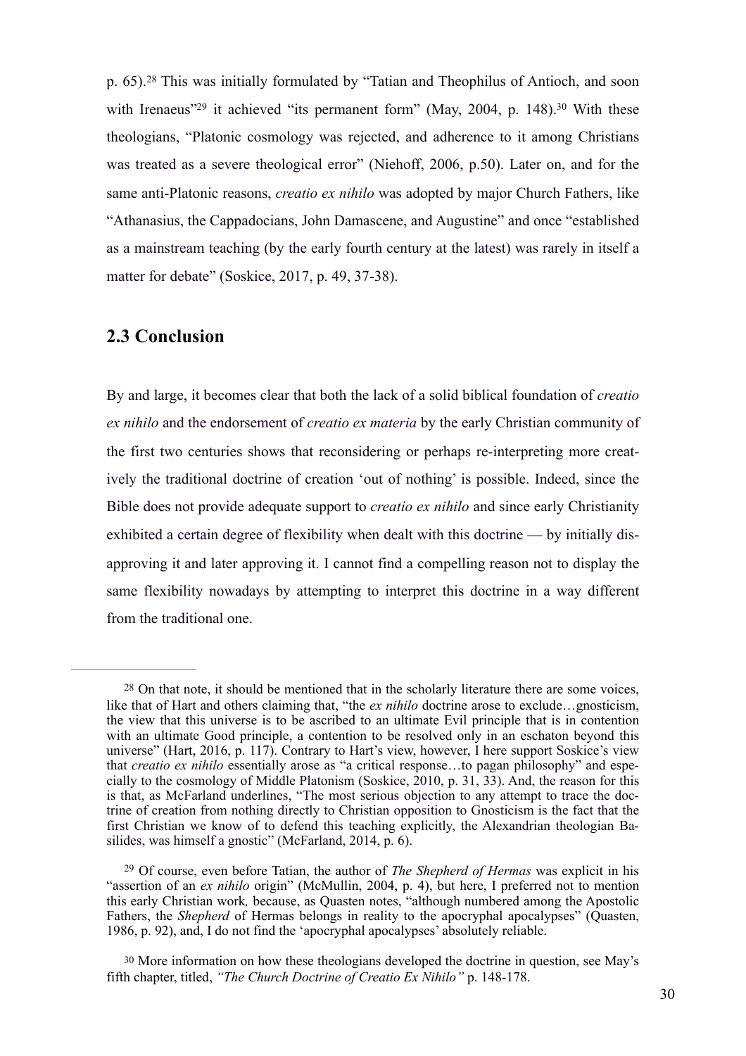p. 65).[28] This was initially formulated by "Tatian and Theophilus of Antioch, and soon with Irenaeus"[29] it achieved "its permanent form" (May, 2004, p. 148).[30] With these theologians, "Platonic cosmology was rejected, and adherence to it among Christians was treated as a severe theological error" (Niehoff, 2006, p.50). Later on, and for the same anti-Platonic reasons, *creatio ex nihilo* was adopted by major Church Fathers, like "Athanasius, the Cappadocians, John Damascene, and Augustine" and once "established as a mainstream teaching (by the early fourth century at the latest) was rarely in itself a matter for debate" (Soskice, 2017, p. 49, 37-38).

## 2.3 Conclusion

By and large, it becomes clear that both the lack of a solid biblical foundation of *creatio ex nihilo* and the endorsement of *creatio ex materia* by the early Christian community of the first two centuries shows that reconsidering or perhaps re-interpreting more creatively the traditional doctrine of creation 'out of nothing' is possible. Indeed, since the Bible does not provide adequate support to *creatio ex nihilo* and since early Christianity exhibited a certain degree of flexibility when dealt with this doctrine — by initially disapproving it and later approving it. I cannot find a compelling reason not to display the same flexibility nowadays by attempting to interpret this doctrine in a way different from the traditional one.

---

[28] On that note, it should be mentioned that in the scholarly literature there are some voices, like that of Hart and others claiming that, "the *ex nihilo* doctrine arose to exclude…gnosticism, the view that this universe is to be ascribed to an ultimate Evil principle that is in contention with an ultimate Good principle, a contention to be resolved only in an eschaton beyond this universe" (Hart, 2016, p. 117). Contrary to Hart's view, however, I here support Soskice's view that *creatio ex nihilo* essentially arose as "a critical response…to pagan philosophy" and especially to the cosmology of Middle Platonism (Soskice, 2010, p. 31, 33). And, the reason for this is that, as McFarland underlines, "The most serious objection to any attempt to trace the doctrine of creation from nothing directly to Christian opposition to Gnosticism is the fact that the first Christian we know of to defend this teaching explicitly, the Alexandrian theologian Basilides, was himself a gnostic" (McFarland, 2014, p. 6).

[29] Of course, even before Tatian, the author of *The Shepherd of Hermas* was explicit in his "assertion of an *ex nihilo* origin" (McMullin, 2004, p. 4), but here, I preferred not to mention this early Christian work*,* because, as Quasten notes, "although numbered among the Apostolic Fathers, the *Shepherd* of Hermas belongs in reality to the apocryphal apocalypses" (Quasten, 1986, p. 92), and, I do not find the 'apocryphal apocalypses' absolutely reliable.

[30] More information on how these theologians developed the doctrine in question, see May's fifth chapter, titled, *"The Church Doctrine of Creatio Ex Nihilo"* p. 148-178.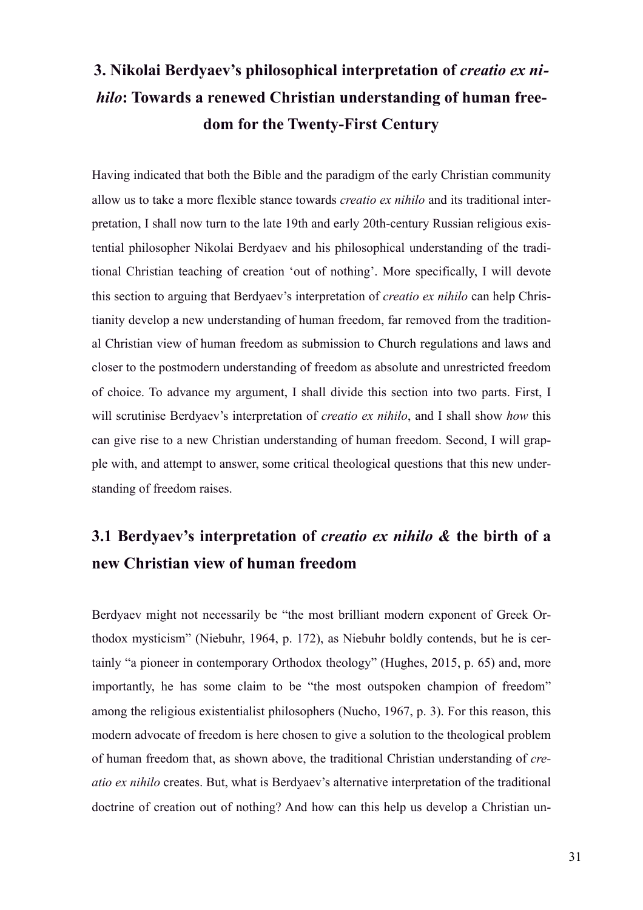# 3. Nikolai Berdyaev's philosophical interpretation of *creatio ex nihilo*: Towards a renewed Christian understanding of human freedom for the Twenty-First Century

Having indicated that both the Bible and the paradigm of the early Christian community allow us to take a more flexible stance towards *creatio ex nihilo* and its traditional interpretation, I shall now turn to the late 19th and early 20th-century Russian religious existential philosopher Nikolai Berdyaev and his philosophical understanding of the traditional Christian teaching of creation 'out of nothing'. More specifically, I will devote this section to arguing that Berdyaev's interpretation of *creatio ex nihilo* can help Christianity develop a new understanding of human freedom, far removed from the traditional Christian view of human freedom as submission to Church regulations and laws and closer to the postmodern understanding of freedom as absolute and unrestricted freedom of choice. To advance my argument, I shall divide this section into two parts. First, I will scrutinise Berdyaev's interpretation of *creatio ex nihilo*, and I shall show *how* this can give rise to a new Christian understanding of human freedom. Second, I will grapple with, and attempt to answer, some critical theological questions that this new understanding of freedom raises.

## 3.1 Berdyaev's interpretation of *creatio ex nihilo &* the birth of a new Christian view of human freedom

Berdyaev might not necessarily be "the most brilliant modern exponent of Greek Orthodox mysticism" (Niebuhr, 1964, p. 172), as Niebuhr boldly contends, but he is certainly "a pioneer in contemporary Orthodox theology" (Hughes, 2015, p. 65) and, more importantly, he has some claim to be "the most outspoken champion of freedom" among the religious existentialist philosophers (Nucho, 1967, p. 3). For this reason, this modern advocate of freedom is here chosen to give a solution to the theological problem of human freedom that, as shown above, the traditional Christian understanding of *creatio ex nihilo* creates. But, what is Berdyaev's alternative interpretation of the traditional doctrine of creation out of nothing? And how can this help us develop a Christian un-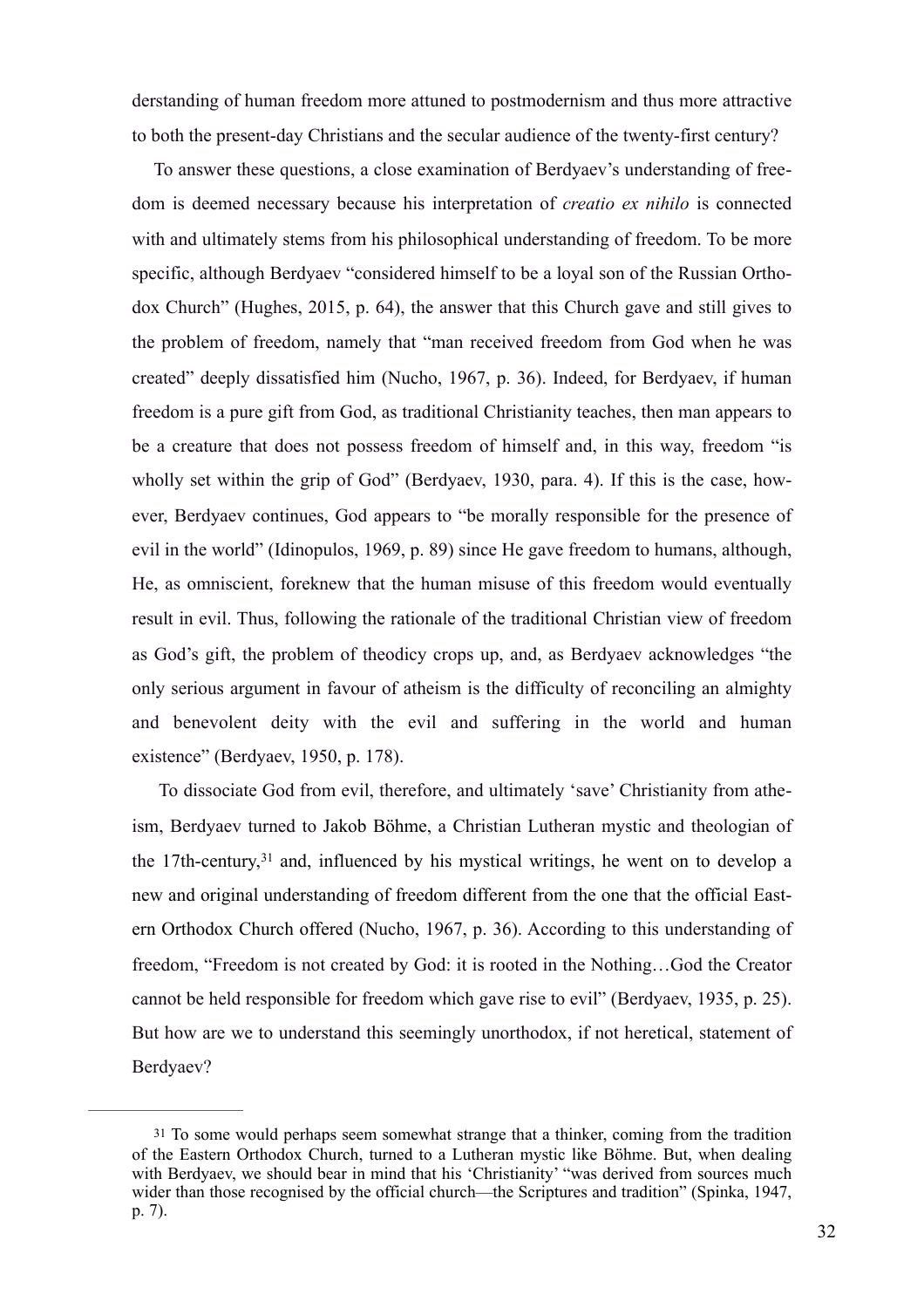derstanding of human freedom more attuned to postmodernism and thus more attractive to both the present-day Christians and the secular audience of the twenty-first century?

To answer these questions, a close examination of Berdyaev's understanding of freedom is deemed necessary because his interpretation of *creatio ex nihilo* is connected with and ultimately stems from his philosophical understanding of freedom. To be more specific, although Berdyaev "considered himself to be a loyal son of the Russian Orthodox Church" (Hughes, 2015, p. 64), the answer that this Church gave and still gives to the problem of freedom, namely that "man received freedom from God when he was created" deeply dissatisfied him (Nucho, 1967, p. 36). Indeed, for Berdyaev, if human freedom is a pure gift from God, as traditional Christianity teaches, then man appears to be a creature that does not possess freedom of himself and, in this way, freedom "is wholly set within the grip of God" (Berdyaev, 1930, para. 4). If this is the case, however, Berdyaev continues, God appears to "be morally responsible for the presence of evil in the world" (Idinopulos, 1969, p. 89) since He gave freedom to humans, although, He, as omniscient, foreknew that the human misuse of this freedom would eventually result in evil. Thus, following the rationale of the traditional Christian view of freedom as God's gift, the problem of theodicy crops up, and, as Berdyaev acknowledges "the only serious argument in favour of atheism is the difficulty of reconciling an almighty and benevolent deity with the evil and suffering in the world and human existence" (Berdyaev, 1950, p. 178).

To dissociate God from evil, therefore, and ultimately 'save' Christianity from atheism, Berdyaev turned to Jakob Böhme, a Christian Lutheran mystic and theologian of the 17th-century,[31] and, influenced by his mystical writings, he went on to develop a new and original understanding of freedom different from the one that the official Eastern Orthodox Church offered (Nucho, 1967, p. 36). According to this understanding of freedom, "Freedom is not created by God: it is rooted in the Nothing…God the Creator cannot be held responsible for freedom which gave rise to evil" (Berdyaev, 1935, p. 25). But how are we to understand this seemingly unorthodox, if not heretical, statement of Berdyaev?

---

[31] To some would perhaps seem somewhat strange that a thinker, coming from the tradition of the Eastern Orthodox Church, turned to a Lutheran mystic like Böhme. But, when dealing with Berdyaev, we should bear in mind that his 'Christianity' "was derived from sources much wider than those recognised by the official church—the Scriptures and tradition" (Spinka, 1947, p. 7).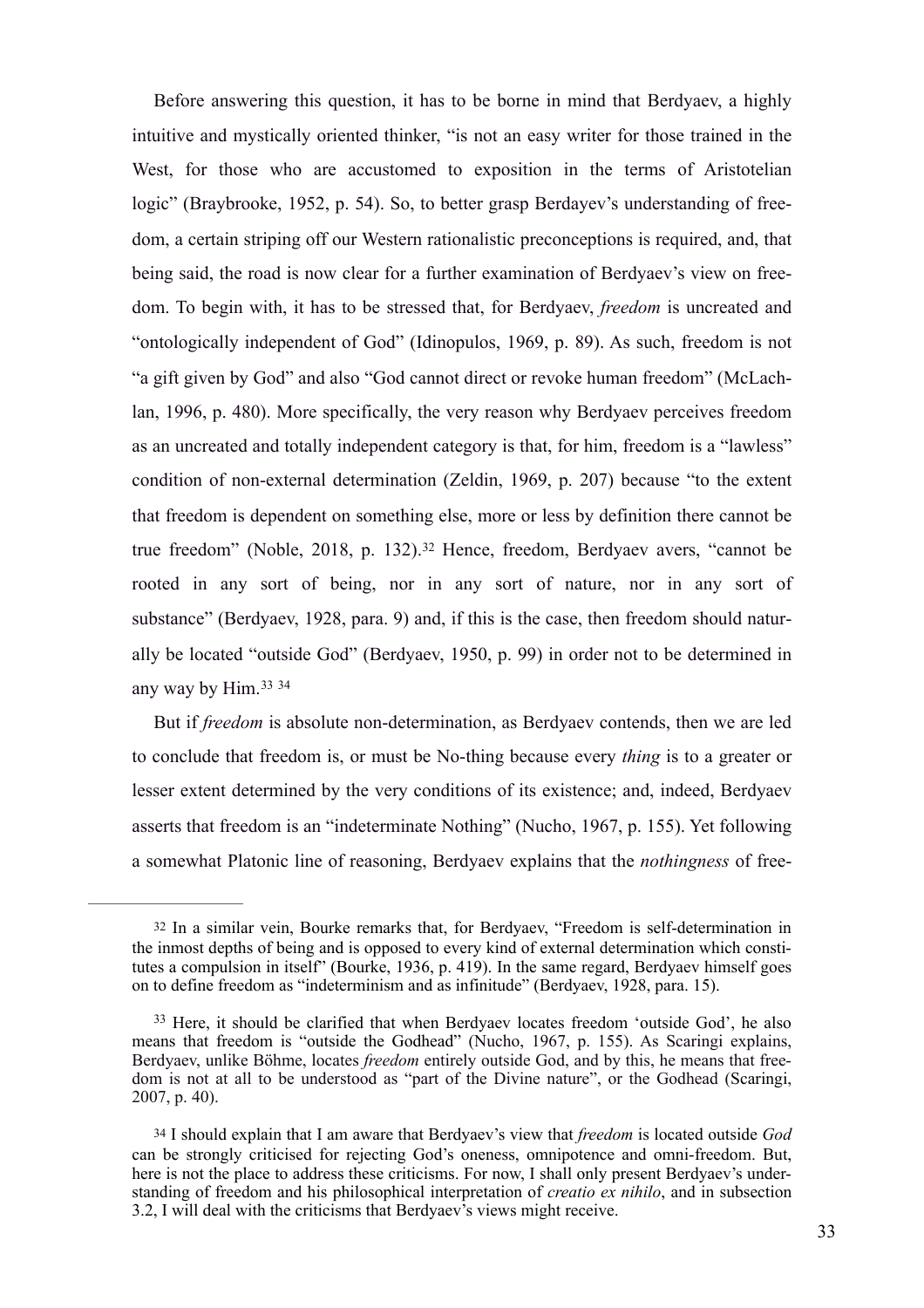Before answering this question, it has to be borne in mind that Berdyaev, a highly intuitive and mystically oriented thinker, "is not an easy writer for those trained in the West, for those who are accustomed to exposition in the terms of Aristotelian logic" (Braybrooke, 1952, p. 54). So, to better grasp Berdayev's understanding of freedom, a certain striping off our Western rationalistic preconceptions is required, and, that being said, the road is now clear for a further examination of Berdyaev's view on freedom. To begin with, it has to be stressed that, for Berdyaev, *freedom* is uncreated and "ontologically independent of God" (Idinopulos, 1969, p. 89). As such, freedom is not "a gift given by God" and also "God cannot direct or revoke human freedom" (McLachlan, 1996, p. 480). More specifically, the very reason why Berdyaev perceives freedom as an uncreated and totally independent category is that, for him, freedom is a "lawless" condition of non-external determination (Zeldin, 1969, p. 207) because "to the extent that freedom is dependent on something else, more or less by definition there cannot be true freedom" (Noble, 2018, p. 132).[32] Hence, freedom, Berdyaev avers, "cannot be rooted in any sort of being, nor in any sort of nature, nor in any sort of substance" (Berdyaev, 1928, para. 9) and, if this is the case, then freedom should naturally be located "outside God" (Berdyaev, 1950, p. 99) in order not to be determined in any way by Him.[33] [34]

But if *freedom* is absolute non-determination, as Berdyaev contends, then we are led to conclude that freedom is, or must be No-thing because every *thing* is to a greater or lesser extent determined by the very conditions of its existence; and, indeed, Berdyaev asserts that freedom is an "indeterminate Nothing" (Nucho, 1967, p. 155). Yet following a somewhat Platonic line of reasoning, Berdyaev explains that the *nothingness* of free-

---

[32] In a similar vein, Bourke remarks that, for Berdyaev, "Freedom is self-determination in the inmost depths of being and is opposed to every kind of external determination which constitutes a compulsion in itself" (Bourke, 1936, p. 419). In the same regard, Berdyaev himself goes on to define freedom as "indeterminism and as infinitude" (Berdyaev, 1928, para. 15).

[33] Here, it should be clarified that when Berdyaev locates freedom 'outside God', he also means that freedom is "outside the Godhead" (Nucho, 1967, p. 155). As Scaringi explains, Berdyaev, unlike Böhme, locates *freedom* entirely outside God, and by this, he means that freedom is not at all to be understood as "part of the Divine nature", or the Godhead (Scaringi, 2007, p. 40).

[34] I should explain that I am aware that Berdyaev's view that *freedom* is located outside *God* can be strongly criticised for rejecting God's oneness, omnipotence and omni-freedom. But, here is not the place to address these criticisms. For now, I shall only present Berdyaev's understanding of freedom and his philosophical interpretation of *creatio ex nihilo*, and in subsection 3.2, I will deal with the criticisms that Berdyaev's views might receive.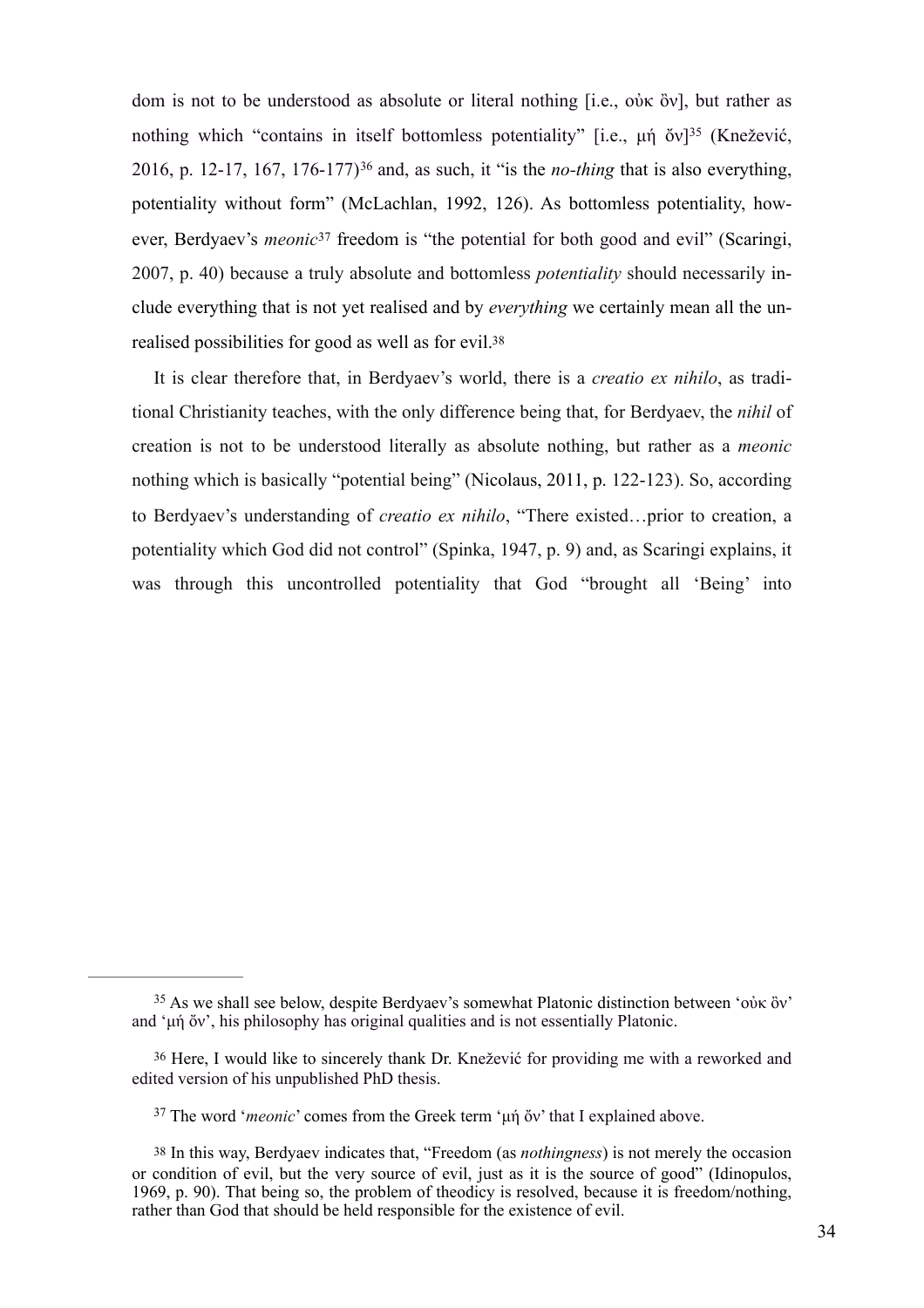dom is not to be understood as absolute or literal nothing [i.e., οὐκ ὂν], but rather as nothing which "contains in itself bottomless potentiality" [i.e., μή ὄν][35] (Knežević, 2016, p. 12-17, 167, 176-177)[36] and, as such, it "is the *no-thing* that is also everything, potentiality without form" (McLachlan, 1992, 126). As bottomless potentiality, however, Berdyaev's *meonic*[37] freedom is "the potential for both good and evil" (Scaringi, 2007, p. 40) because a truly absolute and bottomless *potentiality* should necessarily include everything that is not yet realised and by *everything* we certainly mean all the unrealised possibilities for good as well as for evil.[38]

It is clear therefore that, in Berdyaev's world, there is a *creatio ex nihilo*, as traditional Christianity teaches, with the only difference being that, for Berdyaev, the *nihil* of creation is not to be understood literally as absolute nothing, but rather as a *meonic* nothing which is basically "potential being" (Nicolaus, 2011, p. 122-123). So, according to Berdyaev's understanding of *creatio ex nihilo*, "There existed…prior to creation, a potentiality which God did not control" (Spinka, 1947, p. 9) and, as Scaringi explains, it was through this uncontrolled potentiality that God "brought all 'Being' into

---

[35] As we shall see below, despite Berdyaev's somewhat Platonic distinction between 'οὐκ ὂν' and 'μή ὄν', his philosophy has original qualities and is not essentially Platonic.

[36] Here, I would like to sincerely thank Dr. Knežević for providing me with a reworked and edited version of his unpublished PhD thesis.

[37] The word '*meonic*' comes from the Greek term 'μή ὄν' that I explained above.

[38] In this way, Berdyaev indicates that, "Freedom (as *nothingness*) is not merely the occasion or condition of evil, but the very source of evil, just as it is the source of good" (Idinopulos, 1969, p. 90). That being so, the problem of theodicy is resolved, because it is freedom/nothing, rather than God that should be held responsible for the existence of evil.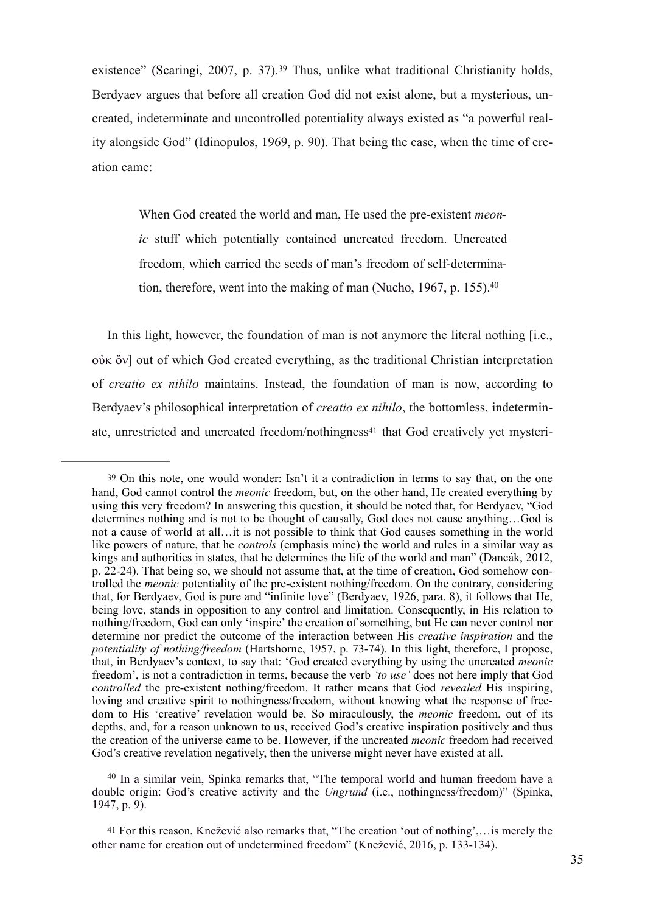existence" (Scaringi, 2007, p. 37).[39] Thus, unlike what traditional Christianity holds, Berdyaev argues that before all creation God did not exist alone, but a mysterious, uncreated, indeterminate and uncontrolled potentiality always existed as "a powerful reality alongside God" (Idinopulos, 1969, p. 90). That being the case, when the time of creation came:

> When God created the world and man, He used the pre-existent *meonic* stuff which potentially contained uncreated freedom. Uncreated freedom, which carried the seeds of man's freedom of self-determination, therefore, went into the making of man (Nucho, 1967, p. 155).[40]

In this light, however, the foundation of man is not anymore the literal nothing [i.e., οὐκ ὂν] out of which God created everything, as the traditional Christian interpretation of *creatio ex nihilo* maintains. Instead, the foundation of man is now, according to Berdyaev's philosophical interpretation of *creatio ex nihilo*, the bottomless, indeterminate, unrestricted and uncreated freedom/nothingness[41] that God creatively yet mysteri-

---

[39] On this note, one would wonder: Isn't it a contradiction in terms to say that, on the one hand, God cannot control the *meonic* freedom, but, on the other hand, He created everything by using this very freedom? In answering this question, it should be noted that, for Berdyaev, "God determines nothing and is not to be thought of causally, God does not cause anything…God is not a cause of world at all…it is not possible to think that God causes something in the world like powers of nature, that he *controls* (emphasis mine) the world and rules in a similar way as kings and authorities in states, that he determines the life of the world and man" (Dancák, 2012, p. 22-24). That being so, we should not assume that, at the time of creation, God somehow controlled the *meonic* potentiality of the pre-existent nothing/freedom. On the contrary, considering that, for Berdyaev, God is pure and "infinite love" (Berdyaev, 1926, para. 8), it follows that He, being love, stands in opposition to any control and limitation. Consequently, in His relation to nothing/freedom, God can only 'inspire' the creation of something, but He can never control nor determine nor predict the outcome of the interaction between His *creative inspiration* and the *potentiality of nothing/freedom* (Hartshorne, 1957, p. 73-74). In this light, therefore, I propose, that, in Berdyaev's context, to say that: 'God created everything by using the uncreated *meonic* freedom', is not a contradiction in terms, because the verb *'to use'* does not here imply that God *controlled* the pre-existent nothing/freedom. It rather means that God *revealed* His inspiring, loving and creative spirit to nothingness/freedom, without knowing what the response of freedom to His 'creative' revelation would be. So miraculously, the *meonic* freedom, out of its depths, and, for a reason unknown to us, received God's creative inspiration positively and thus the creation of the universe came to be. However, if the uncreated *meonic* freedom had received God's creative revelation negatively, then the universe might never have existed at all.

[40] In a similar vein, Spinka remarks that, "The temporal world and human freedom have a double origin: God's creative activity and the *Ungrund* (i.e., nothingness/freedom)" (Spinka, 1947, p. 9).

[41] For this reason, Knežević also remarks that, "The creation 'out of nothing',…is merely the other name for creation out of undetermined freedom" (Knežević, 2016, p. 133-134).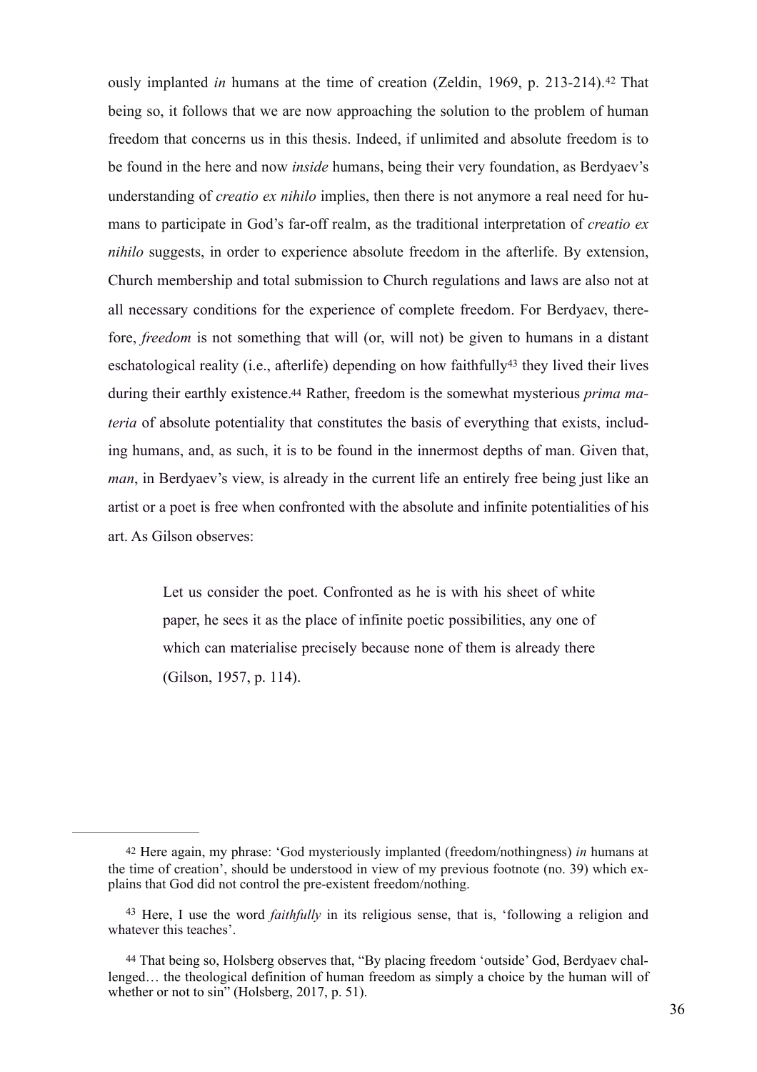ously implanted *in* humans at the time of creation (Zeldin, 1969, p. 213-214).[42] That being so, it follows that we are now approaching the solution to the problem of human freedom that concerns us in this thesis. Indeed, if unlimited and absolute freedom is to be found in the here and now *inside* humans, being their very foundation, as Berdyaev's understanding of *creatio ex nihilo* implies, then there is not anymore a real need for humans to participate in God's far-off realm, as the traditional interpretation of *creatio ex nihilo* suggests, in order to experience absolute freedom in the afterlife. By extension, Church membership and total submission to Church regulations and laws are also not at all necessary conditions for the experience of complete freedom. For Berdyaev, therefore, *freedom* is not something that will (or, will not) be given to humans in a distant eschatological reality (i.e., afterlife) depending on how faithfully[43] they lived their lives during their earthly existence.[44] Rather, freedom is the somewhat mysterious *prima materia* of absolute potentiality that constitutes the basis of everything that exists, including humans, and, as such, it is to be found in the innermost depths of man. Given that, *man*, in Berdyaev's view, is already in the current life an entirely free being just like an artist or a poet is free when confronted with the absolute and infinite potentialities of his art. As Gilson observes:

> Let us consider the poet. Confronted as he is with his sheet of white paper, he sees it as the place of infinite poetic possibilities, any one of which can materialise precisely because none of them is already there (Gilson, 1957, p. 114).

---

[42] Here again, my phrase: 'God mysteriously implanted (freedom/nothingness) *in* humans at the time of creation', should be understood in view of my previous footnote (no. 39) which explains that God did not control the pre-existent freedom/nothing.

[43] Here, I use the word *faithfully* in its religious sense, that is, 'following a religion and whatever this teaches'.

[44] That being so, Holsberg observes that, "By placing freedom 'outside' God, Berdyaev challenged… the theological definition of human freedom as simply a choice by the human will of whether or not to sin" (Holsberg, 2017, p. 51).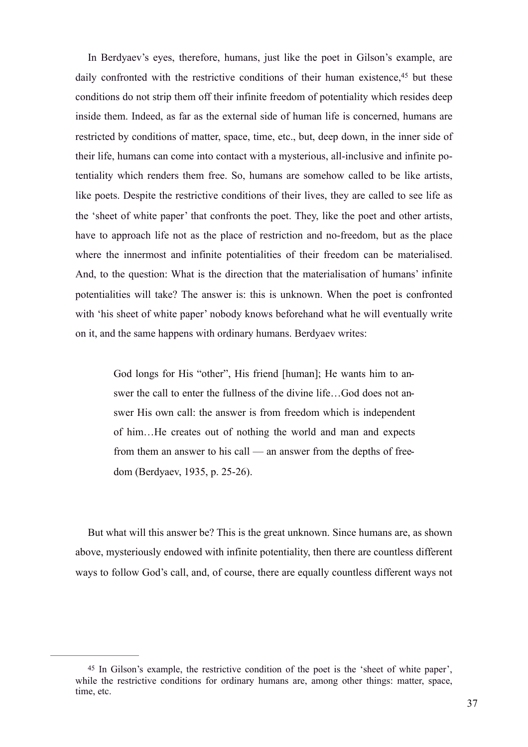In Berdyaev's eyes, therefore, humans, just like the poet in Gilson's example, are daily confronted with the restrictive conditions of their human existence,[45] but these conditions do not strip them off their infinite freedom of potentiality which resides deep inside them. Indeed, as far as the external side of human life is concerned, humans are restricted by conditions of matter, space, time, etc., but, deep down, in the inner side of their life, humans can come into contact with a mysterious, all-inclusive and infinite potentiality which renders them free. So, humans are somehow called to be like artists, like poets. Despite the restrictive conditions of their lives, they are called to see life as the 'sheet of white paper' that confronts the poet. They, like the poet and other artists, have to approach life not as the place of restriction and no-freedom, but as the place where the innermost and infinite potentialities of their freedom can be materialised. And, to the question: What is the direction that the materialisation of humans' infinite potentialities will take? The answer is: this is unknown. When the poet is confronted with 'his sheet of white paper' nobody knows beforehand what he will eventually write on it, and the same happens with ordinary humans. Berdyaev writes:

> God longs for His "other", His friend [human]; He wants him to answer the call to enter the fullness of the divine life…God does not answer His own call: the answer is from freedom which is independent of him…He creates out of nothing the world and man and expects from them an answer to his call — an answer from the depths of freedom (Berdyaev, 1935, p. 25-26).

But what will this answer be? This is the great unknown. Since humans are, as shown above, mysteriously endowed with infinite potentiality, then there are countless different ways to follow God's call, and, of course, there are equally countless different ways not

---

[45] In Gilson's example, the restrictive condition of the poet is the 'sheet of white paper', while the restrictive conditions for ordinary humans are, among other things: matter, space, time, etc.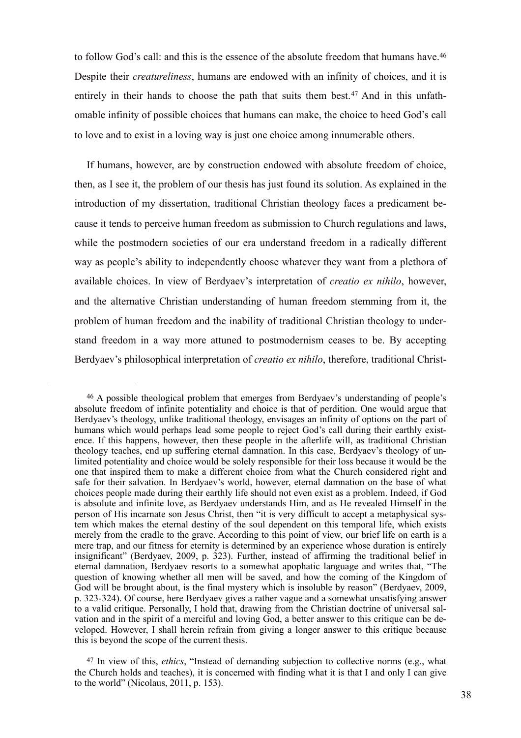to follow God's call: and this is the essence of the absolute freedom that humans have.[46] Despite their *creatureliness*, humans are endowed with an infinity of choices, and it is entirely in their hands to choose the path that suits them best.[47] And in this unfathomable infinity of possible choices that humans can make, the choice to heed God's call to love and to exist in a loving way is just one choice among innumerable others.

If humans, however, are by construction endowed with absolute freedom of choice, then, as I see it, the problem of our thesis has just found its solution. As explained in the introduction of my dissertation, traditional Christian theology faces a predicament because it tends to perceive human freedom as submission to Church regulations and laws, while the postmodern societies of our era understand freedom in a radically different way as people's ability to independently choose whatever they want from a plethora of available choices. In view of Berdyaev's interpretation of *creatio ex nihilo*, however, and the alternative Christian understanding of human freedom stemming from it, the problem of human freedom and the inability of traditional Christian theology to understand freedom in a way more attuned to postmodernism ceases to be. By accepting Berdyaev's philosophical interpretation of *creatio ex nihilo*, therefore, traditional Christ-

---

[46] A possible theological problem that emerges from Berdyaev's understanding of people's absolute freedom of infinite potentiality and choice is that of perdition. One would argue that Berdyaev's theology, unlike traditional theology, envisages an infinity of options on the part of humans which would perhaps lead some people to reject God's call during their earthly existence. If this happens, however, then these people in the afterlife will, as traditional Christian theology teaches, end up suffering eternal damnation. In this case, Berdyaev's theology of unlimited potentiality and choice would be solely responsible for their loss because it would be the one that inspired them to make a different choice from what the Church considered right and safe for their salvation. In Berdyaev's world, however, eternal damnation on the base of what choices people made during their earthly life should not even exist as a problem. Indeed, if God is absolute and infinite love, as Berdyaev understands Him, and as He revealed Himself in the person of His incarnate son Jesus Christ, then "it is very difficult to accept a metaphysical system which makes the eternal destiny of the soul dependent on this temporal life, which exists merely from the cradle to the grave. According to this point of view, our brief life on earth is a mere trap, and our fitness for eternity is determined by an experience whose duration is entirely insignificant" (Berdyaev, 2009, p. 323). Further, instead of affirming the traditional belief in eternal damnation, Berdyaev resorts to a somewhat apophatic language and writes that, "The question of knowing whether all men will be saved, and how the coming of the Kingdom of God will be brought about, is the final mystery which is insoluble by reason" (Berdyaev, 2009, p. 323-324). Of course, here Berdyaev gives a rather vague and a somewhat unsatisfying answer to a valid critique. Personally, I hold that, drawing from the Christian doctrine of universal salvation and in the spirit of a merciful and loving God, a better answer to this critique can be developed. However, I shall herein refrain from giving a longer answer to this critique because this is beyond the scope of the current thesis.

[47] In view of this, *ethics*, "Instead of demanding subjection to collective norms (e.g., what the Church holds and teaches), it is concerned with finding what it is that I and only I can give to the world" (Nicolaus, 2011, p. 153).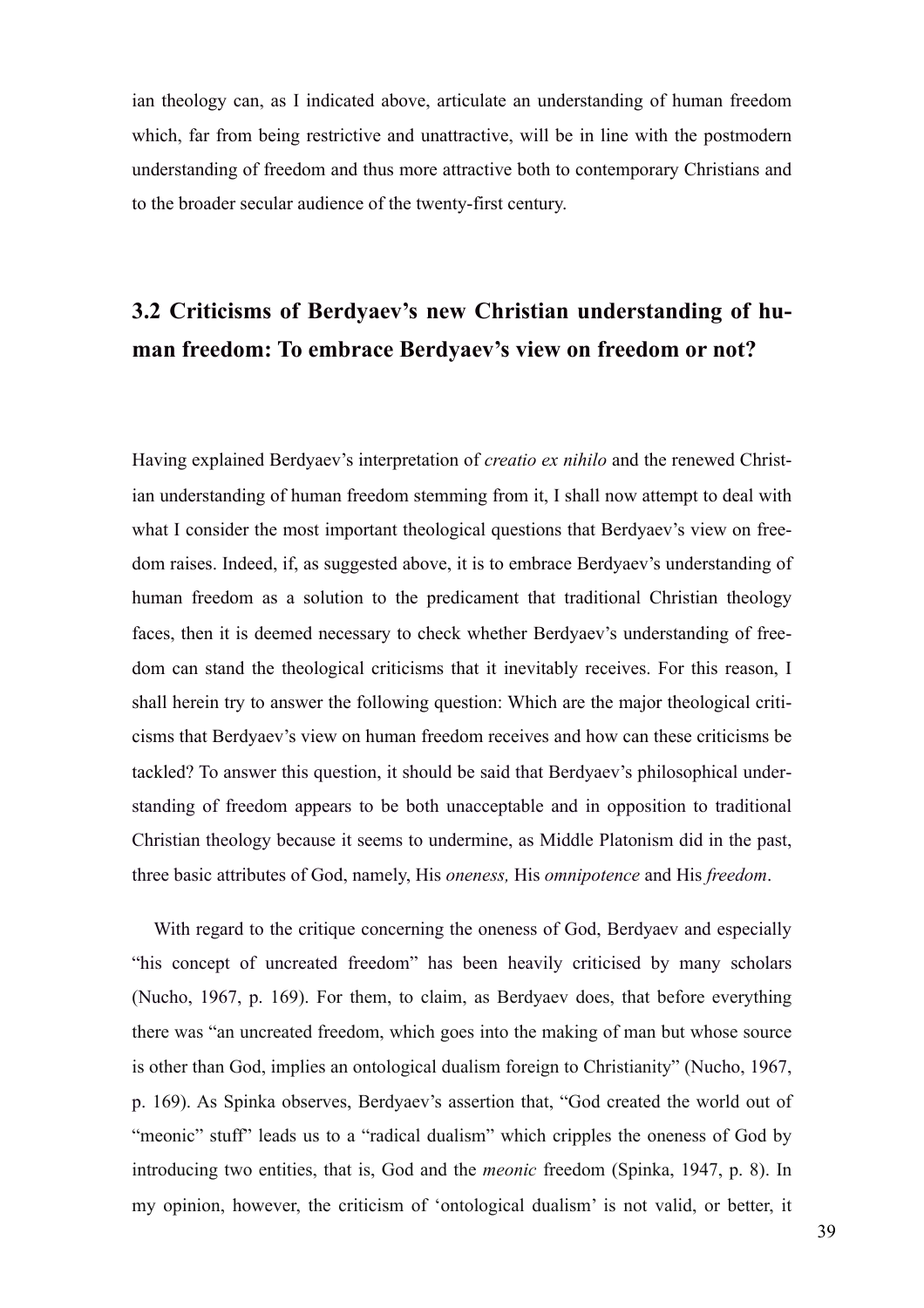ian theology can, as I indicated above, articulate an understanding of human freedom which, far from being restrictive and unattractive, will be in line with the postmodern understanding of freedom and thus more attractive both to contemporary Christians and to the broader secular audience of the twenty-first century.

## 3.2 Criticisms of Berdyaev's new Christian understanding of human freedom: To embrace Berdyaev's view on freedom or not?

Having explained Berdyaev's interpretation of *creatio ex nihilo* and the renewed Christian understanding of human freedom stemming from it, I shall now attempt to deal with what I consider the most important theological questions that Berdyaev's view on freedom raises. Indeed, if, as suggested above, it is to embrace Berdyaev's understanding of human freedom as a solution to the predicament that traditional Christian theology faces, then it is deemed necessary to check whether Berdyaev's understanding of freedom can stand the theological criticisms that it inevitably receives. For this reason, I shall herein try to answer the following question: Which are the major theological criticisms that Berdyaev's view on human freedom receives and how can these criticisms be tackled? To answer this question, it should be said that Berdyaev's philosophical understanding of freedom appears to be both unacceptable and in opposition to traditional Christian theology because it seems to undermine, as Middle Platonism did in the past, three basic attributes of God, namely, His *oneness,* His *omnipotence* and His *freedom*.

With regard to the critique concerning the oneness of God, Berdyaev and especially "his concept of uncreated freedom" has been heavily criticised by many scholars (Nucho, 1967, p. 169). For them, to claim, as Berdyaev does, that before everything there was "an uncreated freedom, which goes into the making of man but whose source is other than God, implies an ontological dualism foreign to Christianity" (Nucho, 1967, p. 169). As Spinka observes, Berdyaev's assertion that, "God created the world out of "meonic" stuff" leads us to a "radical dualism" which cripples the oneness of God by introducing two entities, that is, God and the *meonic* freedom (Spinka, 1947, p. 8). In my opinion, however, the criticism of 'ontological dualism' is not valid, or better, it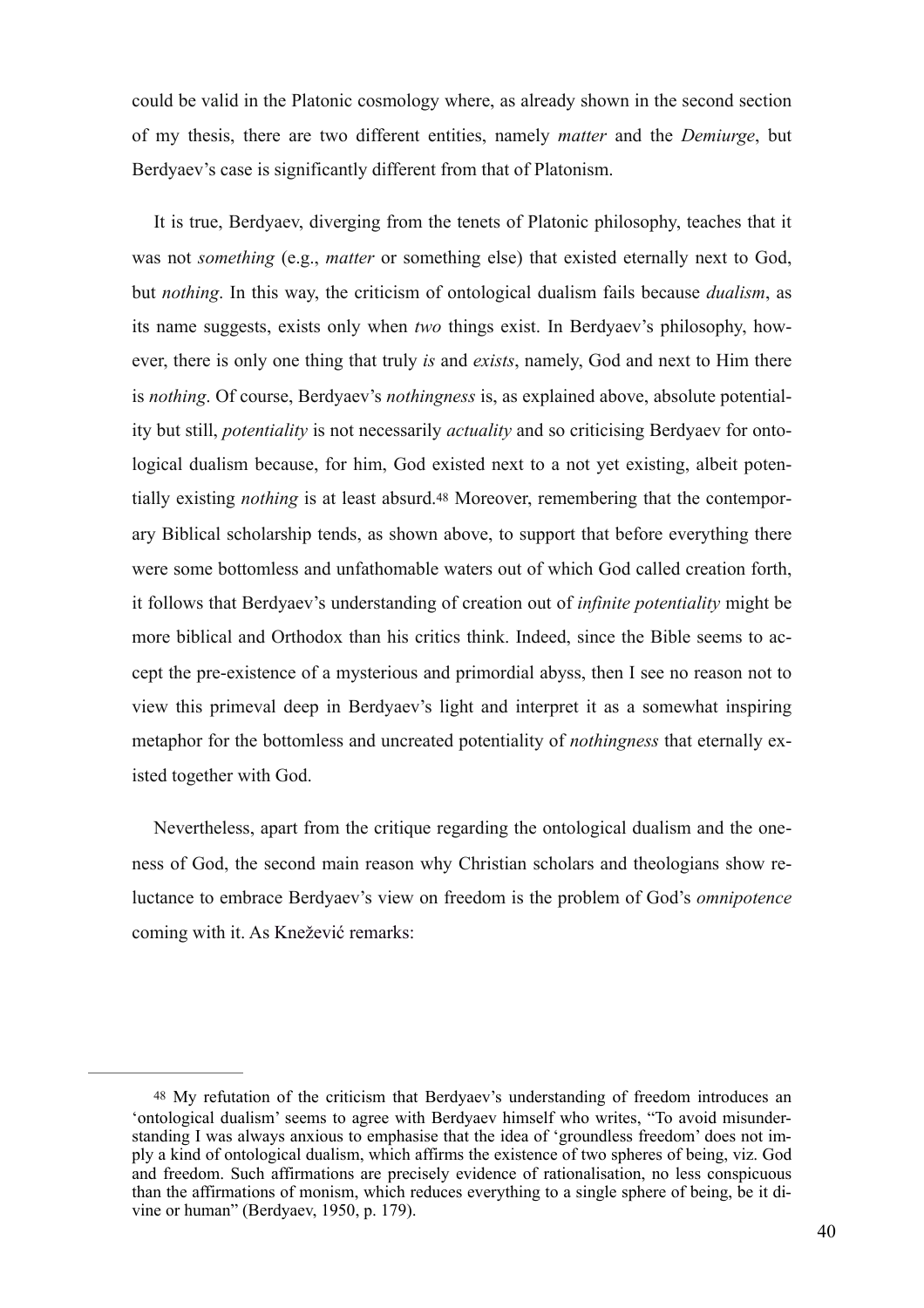could be valid in the Platonic cosmology where, as already shown in the second section of my thesis, there are two different entities, namely *matter* and the *Demiurge*, but Berdyaev's case is significantly different from that of Platonism.

It is true, Berdyaev, diverging from the tenets of Platonic philosophy, teaches that it was not *something* (e.g., *matter* or something else) that existed eternally next to God, but *nothing*. In this way, the criticism of ontological dualism fails because *dualism*, as its name suggests, exists only when *two* things exist. In Berdyaev's philosophy, however, there is only one thing that truly *is* and *exists*, namely, God and next to Him there is *nothing*. Of course, Berdyaev's *nothingness* is, as explained above, absolute potentiality but still, *potentiality* is not necessarily *actuality* and so criticising Berdyaev for ontological dualism because, for him, God existed next to a not yet existing, albeit potentially existing *nothing* is at least absurd.[48] Moreover, remembering that the contemporary Biblical scholarship tends, as shown above, to support that before everything there were some bottomless and unfathomable waters out of which God called creation forth, it follows that Berdyaev's understanding of creation out of *infinite potentiality* might be more biblical and Orthodox than his critics think. Indeed, since the Bible seems to accept the pre-existence of a mysterious and primordial abyss, then I see no reason not to view this primeval deep in Berdyaev's light and interpret it as a somewhat inspiring metaphor for the bottomless and uncreated potentiality of *nothingness* that eternally existed together with God.

Nevertheless, apart from the critique regarding the ontological dualism and the oneness of God, the second main reason why Christian scholars and theologians show reluctance to embrace Berdyaev's view on freedom is the problem of God's *omnipotence* coming with it. As Knežević remarks:

---

[48] My refutation of the criticism that Berdyaev's understanding of freedom introduces an 'ontological dualism' seems to agree with Berdyaev himself who writes, "To avoid misunderstanding I was always anxious to emphasise that the idea of 'groundless freedom' does not imply a kind of ontological dualism, which affirms the existence of two spheres of being, viz. God and freedom. Such affirmations are precisely evidence of rationalisation, no less conspicuous than the affirmations of monism, which reduces everything to a single sphere of being, be it divine or human" (Berdyaev, 1950, p. 179).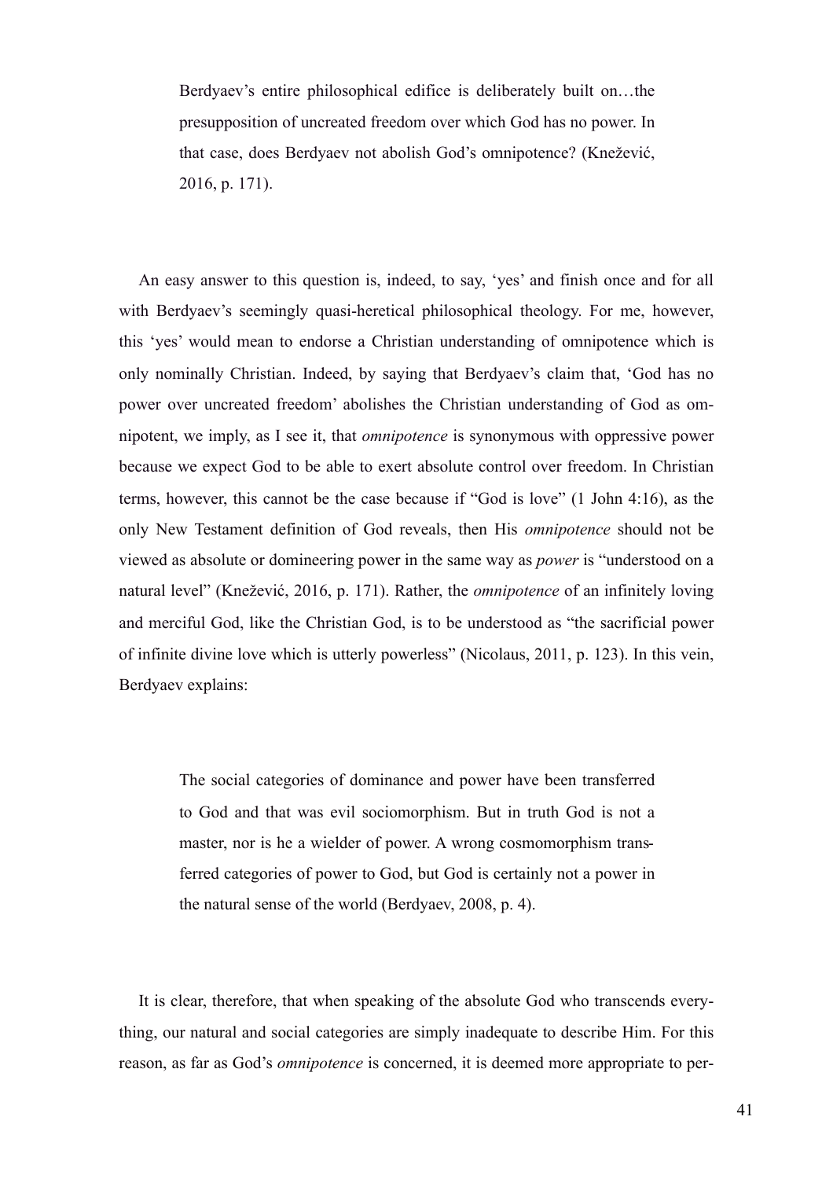> Berdyaev's entire philosophical edifice is deliberately built on…the presupposition of uncreated freedom over which God has no power. In that case, does Berdyaev not abolish God's omnipotence? (Knežević, 2016, p. 171).

An easy answer to this question is, indeed, to say, 'yes' and finish once and for all with Berdyaev's seemingly quasi-heretical philosophical theology. For me, however, this 'yes' would mean to endorse a Christian understanding of omnipotence which is only nominally Christian. Indeed, by saying that Berdyaev's claim that, 'God has no power over uncreated freedom' abolishes the Christian understanding of God as omnipotent, we imply, as I see it, that *omnipotence* is synonymous with oppressive power because we expect God to be able to exert absolute control over freedom. In Christian terms, however, this cannot be the case because if "God is love" (1 John 4:16), as the only New Testament definition of God reveals, then His *omnipotence* should not be viewed as absolute or domineering power in the same way as *power* is "understood on a natural level" (Knežević, 2016, p. 171). Rather, the *omnipotence* of an infinitely loving and merciful God, like the Christian God, is to be understood as "the sacrificial power of infinite divine love which is utterly powerless" (Nicolaus, 2011, p. 123). In this vein, Berdyaev explains:

> The social categories of dominance and power have been transferred to God and that was evil sociomorphism. But in truth God is not a master, nor is he a wielder of power. A wrong cosmomorphism transferred categories of power to God, but God is certainly not a power in the natural sense of the world (Berdyaev, 2008, p. 4).

It is clear, therefore, that when speaking of the absolute God who transcends everything, our natural and social categories are simply inadequate to describe Him. For this reason, as far as God's *omnipotence* is concerned, it is deemed more appropriate to per-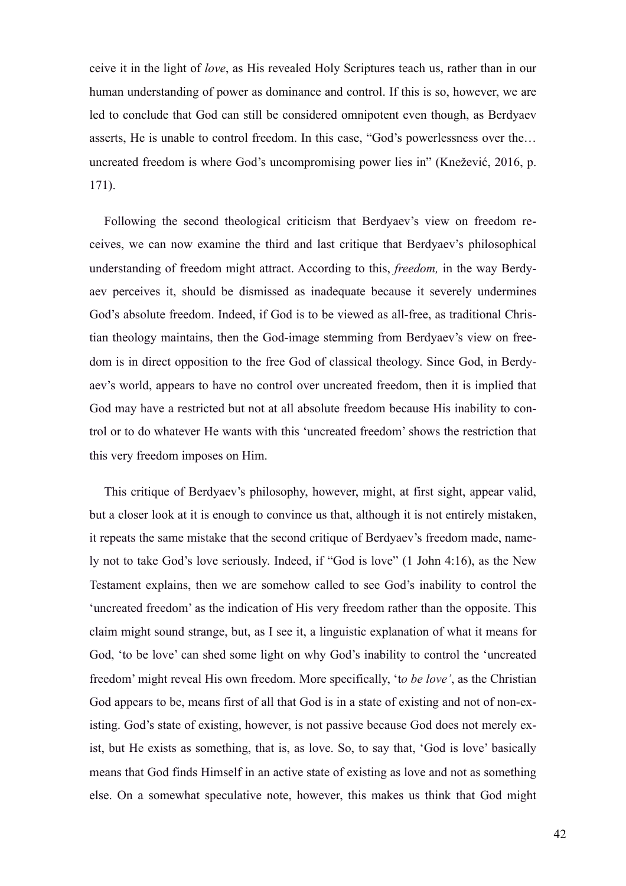ceive it in the light of *love*, as His revealed Holy Scriptures teach us, rather than in our human understanding of power as dominance and control. If this is so, however, we are led to conclude that God can still be considered omnipotent even though, as Berdyaev asserts, He is unable to control freedom. In this case, "God's powerlessness over the… uncreated freedom is where God's uncompromising power lies in" (Knežević, 2016, p. 171).

Following the second theological criticism that Berdyaev's view on freedom receives, we can now examine the third and last critique that Berdyaev's philosophical understanding of freedom might attract. According to this, *freedom,* in the way Berdyaev perceives it, should be dismissed as inadequate because it severely undermines God's absolute freedom. Indeed, if God is to be viewed as all-free, as traditional Christian theology maintains, then the God-image stemming from Berdyaev's view on freedom is in direct opposition to the free God of classical theology. Since God, in Berdyaev's world, appears to have no control over uncreated freedom, then it is implied that God may have a restricted but not at all absolute freedom because His inability to control or to do whatever He wants with this 'uncreated freedom' shows the restriction that this very freedom imposes on Him.

This critique of Berdyaev's philosophy, however, might, at first sight, appear valid, but a closer look at it is enough to convince us that, although it is not entirely mistaken, it repeats the same mistake that the second critique of Berdyaev's freedom made, namely not to take God's love seriously. Indeed, if "God is love" (1 John 4:16), as the New Testament explains, then we are somehow called to see God's inability to control the 'uncreated freedom' as the indication of His very freedom rather than the opposite. This claim might sound strange, but, as I see it, a linguistic explanation of what it means for God, 'to be love' can shed some light on why God's inability to control the 'uncreated freedom' might reveal His own freedom. More specifically, 't*o be love'*, as the Christian God appears to be, means first of all that God is in a state of existing and not of non-existing. God's state of existing, however, is not passive because God does not merely exist, but He exists as something, that is, as love. So, to say that, 'God is love' basically means that God finds Himself in an active state of existing as love and not as something else. On a somewhat speculative note, however, this makes us think that God might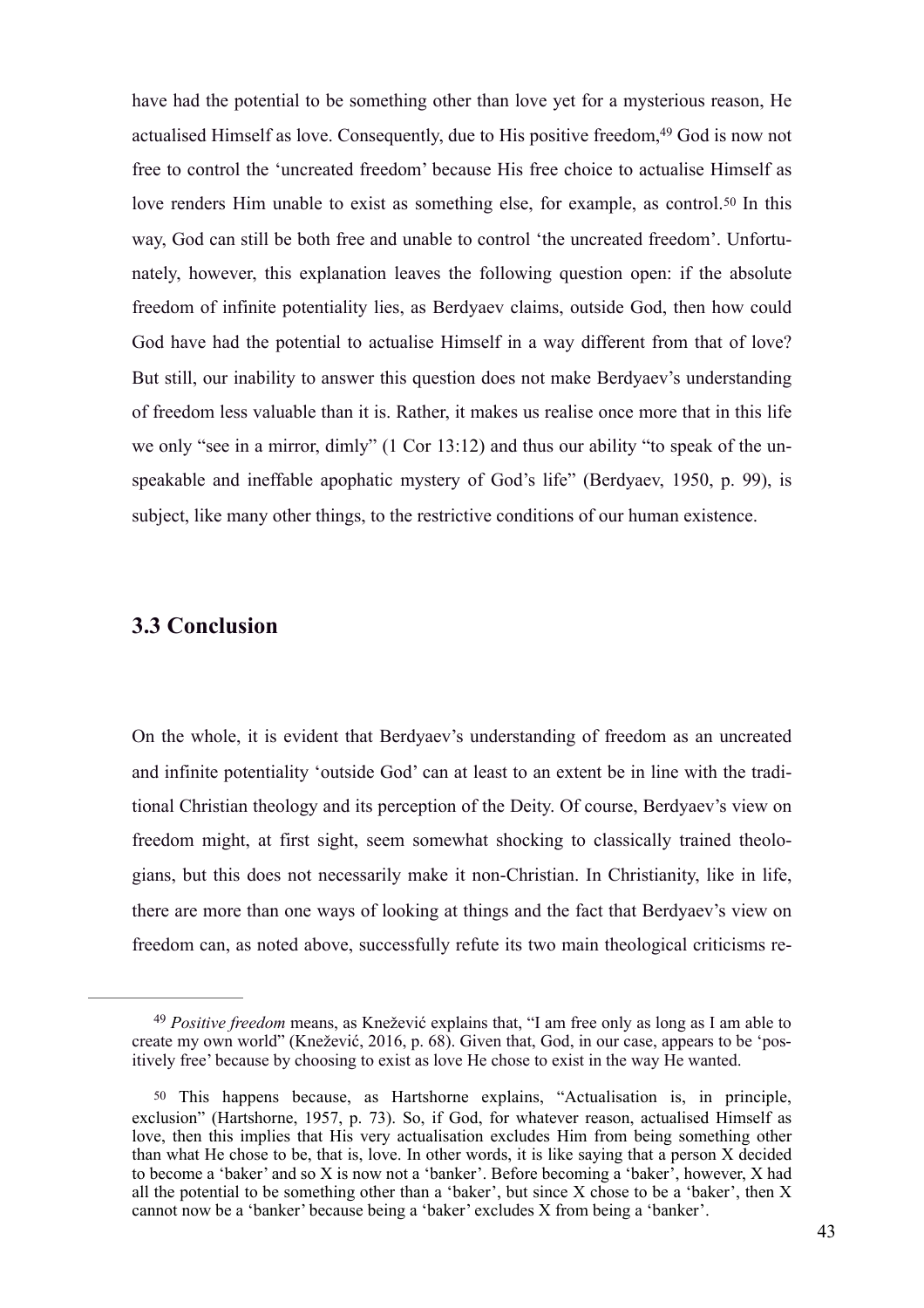have had the potential to be something other than love yet for a mysterious reason, He actualised Himself as love. Consequently, due to His positive freedom,[49] God is now not free to control the 'uncreated freedom' because His free choice to actualise Himself as love renders Him unable to exist as something else, for example, as control.[50] In this way, God can still be both free and unable to control 'the uncreated freedom'. Unfortunately, however, this explanation leaves the following question open: if the absolute freedom of infinite potentiality lies, as Berdyaev claims, outside God, then how could God have had the potential to actualise Himself in a way different from that of love? But still, our inability to answer this question does not make Berdyaev's understanding of freedom less valuable than it is. Rather, it makes us realise once more that in this life we only "see in a mirror, dimly" (1 Cor 13:12) and thus our ability "to speak of the unspeakable and ineffable apophatic mystery of God's life" (Berdyaev, 1950, p. 99), is subject, like many other things, to the restrictive conditions of our human existence.

## 3.3 Conclusion

On the whole, it is evident that Berdyaev's understanding of freedom as an uncreated and infinite potentiality 'outside God' can at least to an extent be in line with the traditional Christian theology and its perception of the Deity. Of course, Berdyaev's view on freedom might, at first sight, seem somewhat shocking to classically trained theologians, but this does not necessarily make it non-Christian. In Christianity, like in life, there are more than one ways of looking at things and the fact that Berdyaev's view on freedom can, as noted above, successfully refute its two main theological criticisms re-

---

[49] *Positive freedom* means, as Knežević explains that, "I am free only as long as I am able to create my own world" (Knežević, 2016, p. 68). Given that, God, in our case, appears to be 'positively free' because by choosing to exist as love He chose to exist in the way He wanted.

[50] This happens because, as Hartshorne explains, "Actualisation is, in principle, exclusion" (Hartshorne, 1957, p. 73). So, if God, for whatever reason, actualised Himself as love, then this implies that His very actualisation excludes Him from being something other than what He chose to be, that is, love. In other words, it is like saying that a person X decided to become a 'baker' and so X is now not a 'banker'. Before becoming a 'baker', however, X had all the potential to be something other than a 'baker', but since X chose to be a 'baker', then X cannot now be a 'banker' because being a 'baker' excludes X from being a 'banker'.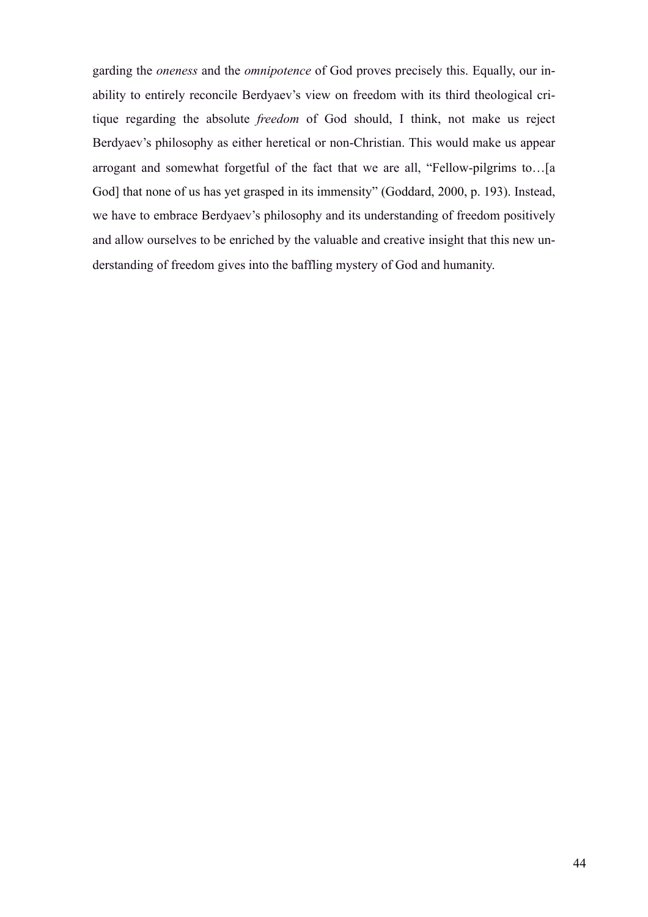garding the *oneness* and the *omnipotence* of God proves precisely this. Equally, our inability to entirely reconcile Berdyaev's view on freedom with its third theological critique regarding the absolute *freedom* of God should, I think, not make us reject Berdyaev's philosophy as either heretical or non-Christian. This would make us appear arrogant and somewhat forgetful of the fact that we are all, "Fellow-pilgrims to…[a God] that none of us has yet grasped in its immensity" (Goddard, 2000, p. 193). Instead, we have to embrace Berdyaev's philosophy and its understanding of freedom positively and allow ourselves to be enriched by the valuable and creative insight that this new understanding of freedom gives into the baffling mystery of God and humanity.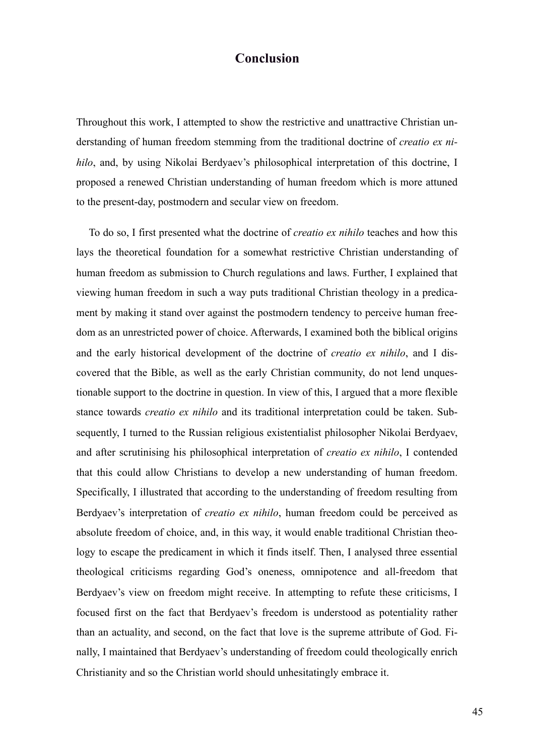# Conclusion

Throughout this work, I attempted to show the restrictive and unattractive Christian understanding of human freedom stemming from the traditional doctrine of *creatio ex nihilo*, and, by using Nikolai Berdyaev's philosophical interpretation of this doctrine, I proposed a renewed Christian understanding of human freedom which is more attuned to the present-day, postmodern and secular view on freedom.

To do so, I first presented what the doctrine of *creatio ex nihilo* teaches and how this lays the theoretical foundation for a somewhat restrictive Christian understanding of human freedom as submission to Church regulations and laws. Further, I explained that viewing human freedom in such a way puts traditional Christian theology in a predicament by making it stand over against the postmodern tendency to perceive human freedom as an unrestricted power of choice. Afterwards, I examined both the biblical origins and the early historical development of the doctrine of *creatio ex nihilo*, and I discovered that the Bible, as well as the early Christian community, do not lend unquestionable support to the doctrine in question. In view of this, I argued that a more flexible stance towards *creatio ex nihilo* and its traditional interpretation could be taken. Subsequently, I turned to the Russian religious existentialist philosopher Nikolai Berdyaev, and after scrutinising his philosophical interpretation of *creatio ex nihilo*, I contended that this could allow Christians to develop a new understanding of human freedom. Specifically, I illustrated that according to the understanding of freedom resulting from Berdyaev's interpretation of *creatio ex nihilo*, human freedom could be perceived as absolute freedom of choice, and, in this way, it would enable traditional Christian theology to escape the predicament in which it finds itself. Then, I analysed three essential theological criticisms regarding God's oneness, omnipotence and all-freedom that Berdyaev's view on freedom might receive. In attempting to refute these criticisms, I focused first on the fact that Berdyaev's freedom is understood as potentiality rather than an actuality, and second, on the fact that love is the supreme attribute of God. Finally, I maintained that Berdyaev's understanding of freedom could theologically enrich Christianity and so the Christian world should unhesitatingly embrace it.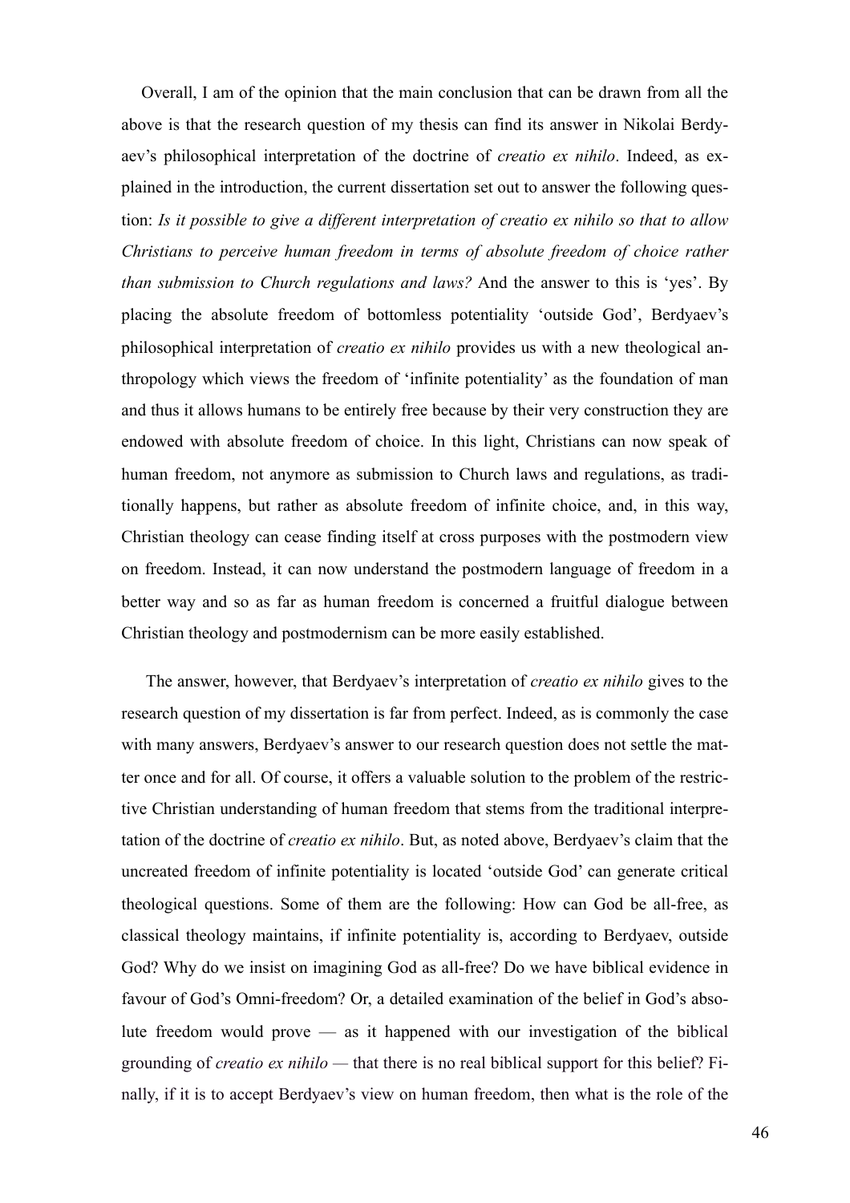Overall, I am of the opinion that the main conclusion that can be drawn from all the above is that the research question of my thesis can find its answer in Nikolai Berdyaev's philosophical interpretation of the doctrine of *creatio ex nihilo*. Indeed, as explained in the introduction, the current dissertation set out to answer the following question: *Is it possible to give a different interpretation of creatio ex nihilo so that to allow Christians to perceive human freedom in terms of absolute freedom of choice rather than submission to Church regulations and laws?* And the answer to this is 'yes'. By placing the absolute freedom of bottomless potentiality 'outside God', Berdyaev's philosophical interpretation of *creatio ex nihilo* provides us with a new theological anthropology which views the freedom of 'infinite potentiality' as the foundation of man and thus it allows humans to be entirely free because by their very construction they are endowed with absolute freedom of choice. In this light, Christians can now speak of human freedom, not anymore as submission to Church laws and regulations, as traditionally happens, but rather as absolute freedom of infinite choice, and, in this way, Christian theology can cease finding itself at cross purposes with the postmodern view on freedom. Instead, it can now understand the postmodern language of freedom in a better way and so as far as human freedom is concerned a fruitful dialogue between Christian theology and postmodernism can be more easily established.

The answer, however, that Berdyaev's interpretation of *creatio ex nihilo* gives to the research question of my dissertation is far from perfect. Indeed, as is commonly the case with many answers, Berdyaev's answer to our research question does not settle the matter once and for all. Of course, it offers a valuable solution to the problem of the restrictive Christian understanding of human freedom that stems from the traditional interpretation of the doctrine of *creatio ex nihilo*. But, as noted above, Berdyaev's claim that the uncreated freedom of infinite potentiality is located 'outside God' can generate critical theological questions. Some of them are the following: How can God be all-free, as classical theology maintains, if infinite potentiality is, according to Berdyaev, outside God? Why do we insist on imagining God as all-free? Do we have biblical evidence in favour of God's Omni-freedom? Or, a detailed examination of the belief in God's absolute freedom would prove — as it happened with our investigation of the biblical grounding of *creatio ex nihilo* — that there is no real biblical support for this belief? Finally, if it is to accept Berdyaev's view on human freedom, then what is the role of the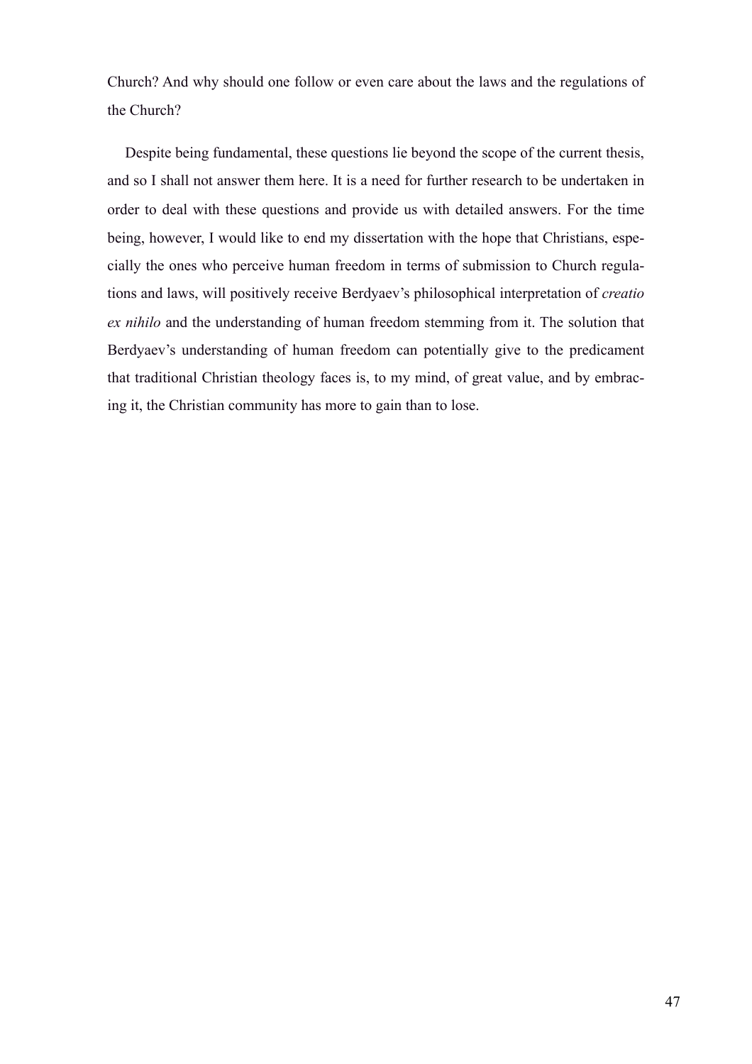Church? And why should one follow or even care about the laws and the regulations of the Church?

Despite being fundamental, these questions lie beyond the scope of the current thesis, and so I shall not answer them here. It is a need for further research to be undertaken in order to deal with these questions and provide us with detailed answers. For the time being, however, I would like to end my dissertation with the hope that Christians, especially the ones who perceive human freedom in terms of submission to Church regulations and laws, will positively receive Berdyaev's philosophical interpretation of *creatio ex nihilo* and the understanding of human freedom stemming from it. The solution that Berdyaev's understanding of human freedom can potentially give to the predicament that traditional Christian theology faces is, to my mind, of great value, and by embracing it, the Christian community has more to gain than to lose.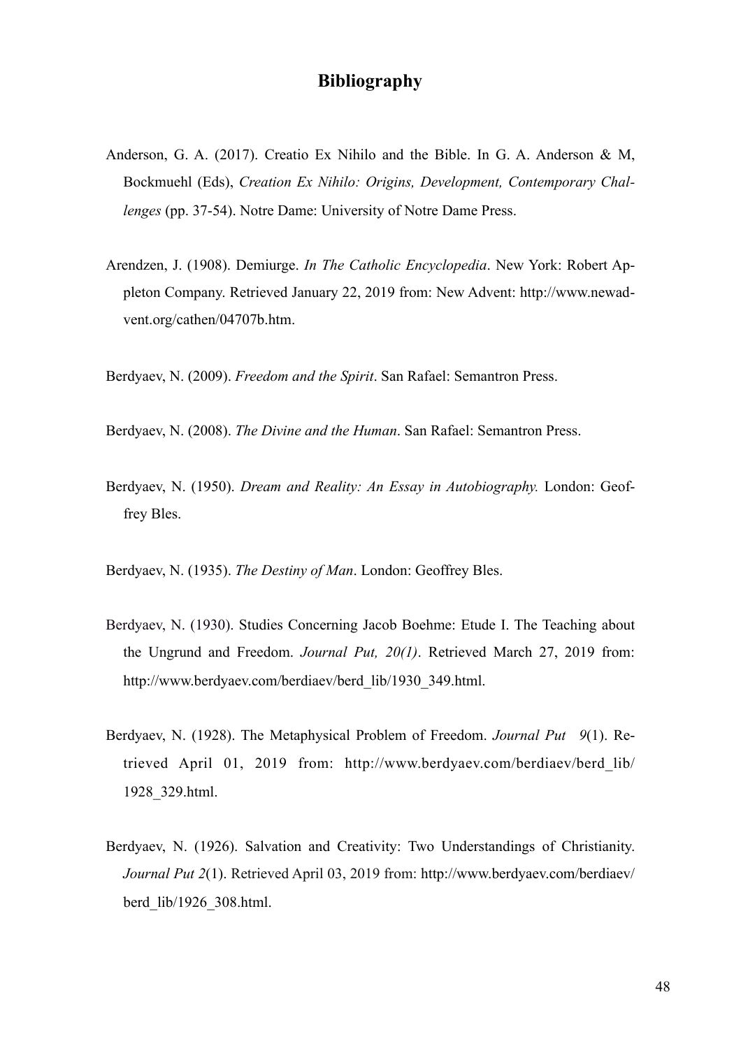# Bibliography

Anderson, G. A. (2017). Creatio Ex Nihilo and the Bible. In G. A. Anderson & M, Bockmuehl (Eds), *Creation Ex Nihilo: Origins, Development, Contemporary Challenges* (pp. 37-54). Notre Dame: University of Notre Dame Press.

Arendzen, J. (1908). Demiurge. *In The Catholic Encyclopedia*. New York: Robert Appleton Company. Retrieved January 22, 2019 from: New Advent: http://www.newadvent.org/cathen/04707b.htm.

Berdyaev, N. (2009). *Freedom and the Spirit*. San Rafael: Semantron Press.

Berdyaev, N. (2008). *The Divine and the Human*. San Rafael: Semantron Press.

Berdyaev, N. (1950). *Dream and Reality: An Essay in Autobiography.* London: Geoffrey Bles.

Berdyaev, N. (1935). *The Destiny of Man*. London: Geoffrey Bles.

Berdyaev, N. (1930). Studies Concerning Jacob Boehme: Etude I. The Teaching about the Ungrund and Freedom. *Journal Put, 20(1)*. Retrieved March 27, 2019 from: http://www.berdyaev.com/berdiaev/berd_lib/1930_349.html.

Berdyaev, N. (1928). The Metaphysical Problem of Freedom. *Journal Put 9*(1). Retrieved April 01, 2019 from: http://www.berdyaev.com/berdiaev/berd_lib/1928_329.html.

Berdyaev, N. (1926). Salvation and Creativity: Two Understandings of Christianity. *Journal Put 2*(1). Retrieved April 03, 2019 from: http://www.berdyaev.com/berdiaev/berd_lib/1926_308.html.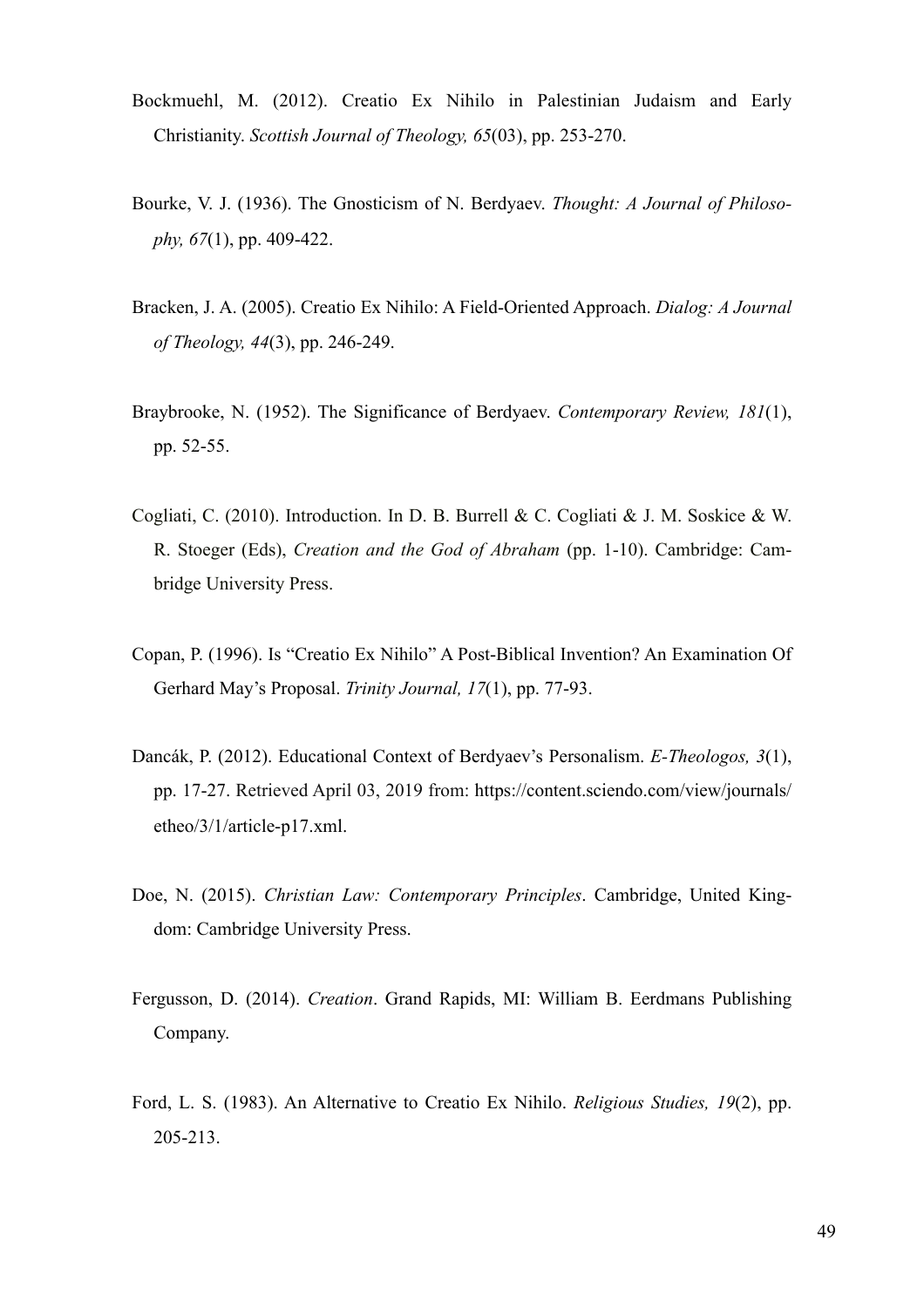Bockmuehl, M. (2012). Creatio Ex Nihilo in Palestinian Judaism and Early Christianity. *Scottish Journal of Theology, 65*(03), pp. 253-270.

Bourke, V. J. (1936). The Gnosticism of N. Berdyaev. *Thought: A Journal of Philosophy, 67*(1), pp. 409-422.

Bracken, J. A. (2005). Creatio Ex Nihilo: A Field-Oriented Approach. *Dialog: A Journal of Theology, 44*(3), pp. 246-249.

Braybrooke, N. (1952). The Significance of Berdyaev. *Contemporary Review, 181*(1), pp. 52-55.

Cogliati, C. (2010). Introduction. In D. B. Burrell & C. Cogliati & J. M. Soskice & W. R. Stoeger (Eds), *Creation and the God of Abraham* (pp. 1-10). Cambridge: Cambridge University Press.

Copan, P. (1996). Is "Creatio Ex Nihilo" A Post-Biblical Invention? An Examination Of Gerhard May's Proposal. *Trinity Journal, 17*(1), pp. 77-93.

Dancák, P. (2012). Educational Context of Berdyaev's Personalism. *E-Theologos, 3*(1), pp. 17-27. Retrieved April 03, 2019 from: https://content.sciendo.com/view/journals/etheo/3/1/article-p17.xml.

Doe, N. (2015). *Christian Law: Contemporary Principles*. Cambridge, United Kingdom: Cambridge University Press.

Fergusson, D. (2014). *Creation*. Grand Rapids, MI: William B. Eerdmans Publishing Company.

Ford, L. S. (1983). An Alternative to Creatio Ex Nihilo. *Religious Studies, 19*(2), pp. 205-213.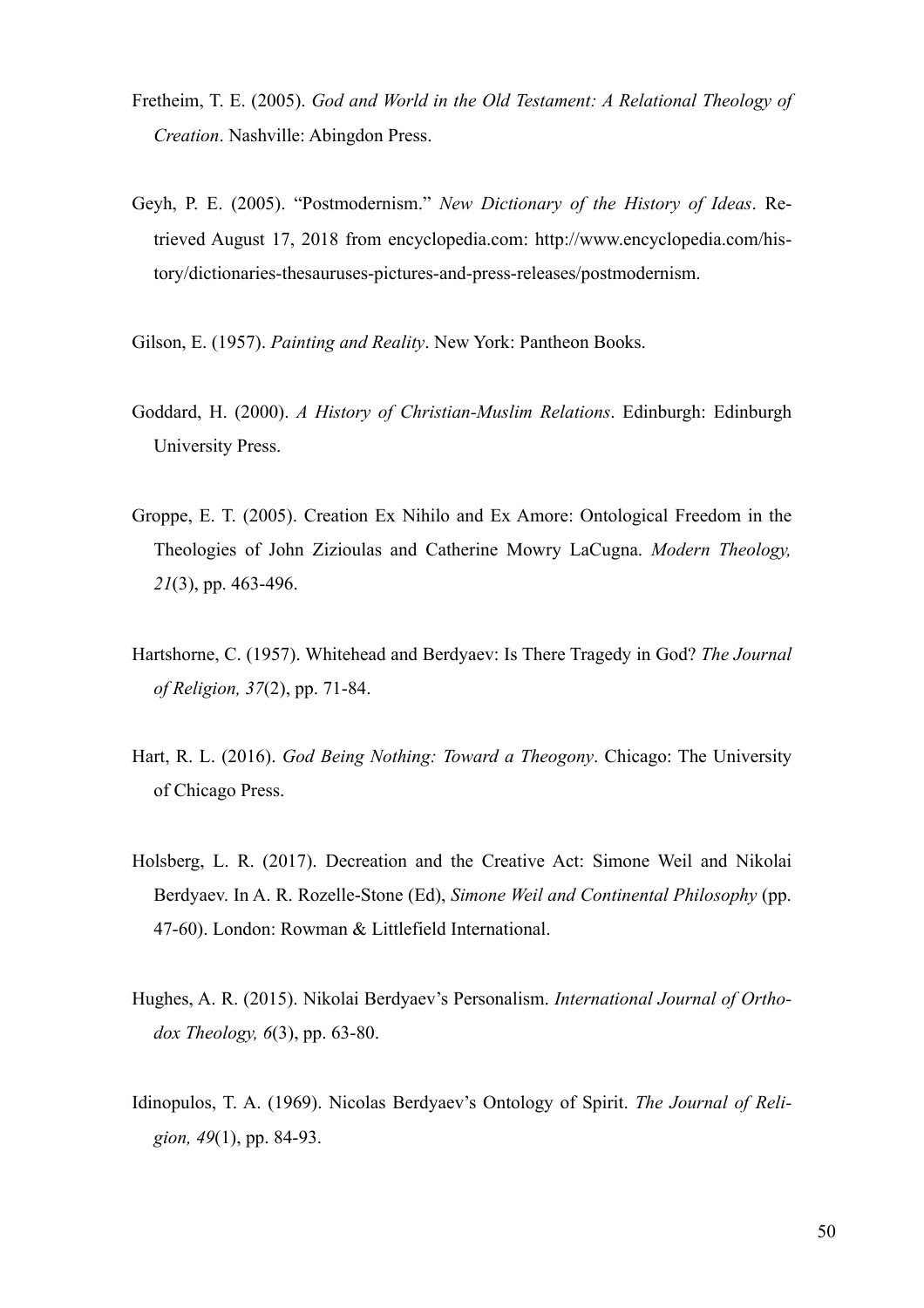Fretheim, T. E. (2005). *God and World in the Old Testament: A Relational Theology of Creation*. Nashville: Abingdon Press.

Geyh, P. E. (2005). "Postmodernism." *New Dictionary of the History of Ideas*. Retrieved August 17, 2018 from encyclopedia.com: http://www.encyclopedia.com/history/dictionaries-thesauruses-pictures-and-press-releases/postmodernism.

Gilson, E. (1957). *Painting and Reality*. New York: Pantheon Books.

Goddard, H. (2000). *A History of Christian-Muslim Relations*. Edinburgh: Edinburgh University Press.

Groppe, E. T. (2005). Creation Ex Nihilo and Ex Amore: Ontological Freedom in the Theologies of John Zizioulas and Catherine Mowry LaCugna. *Modern Theology, 21*(3), pp. 463-496.

Hartshorne, C. (1957). Whitehead and Berdyaev: Is There Tragedy in God? *The Journal of Religion, 37*(2), pp. 71-84.

Hart, R. L. (2016). *God Being Nothing: Toward a Theogony*. Chicago: The University of Chicago Press.

Holsberg, L. R. (2017). Decreation and the Creative Act: Simone Weil and Nikolai Berdyaev. In A. R. Rozelle-Stone (Ed), *Simone Weil and Continental Philosophy* (pp. 47-60). London: Rowman & Littlefield International.

Hughes, A. R. (2015). Nikolai Berdyaev's Personalism. *International Journal of Orthodox Theology, 6*(3), pp. 63-80.

Idinopulos, T. A. (1969). Nicolas Berdyaev's Ontology of Spirit. *The Journal of Religion, 49*(1), pp. 84-93.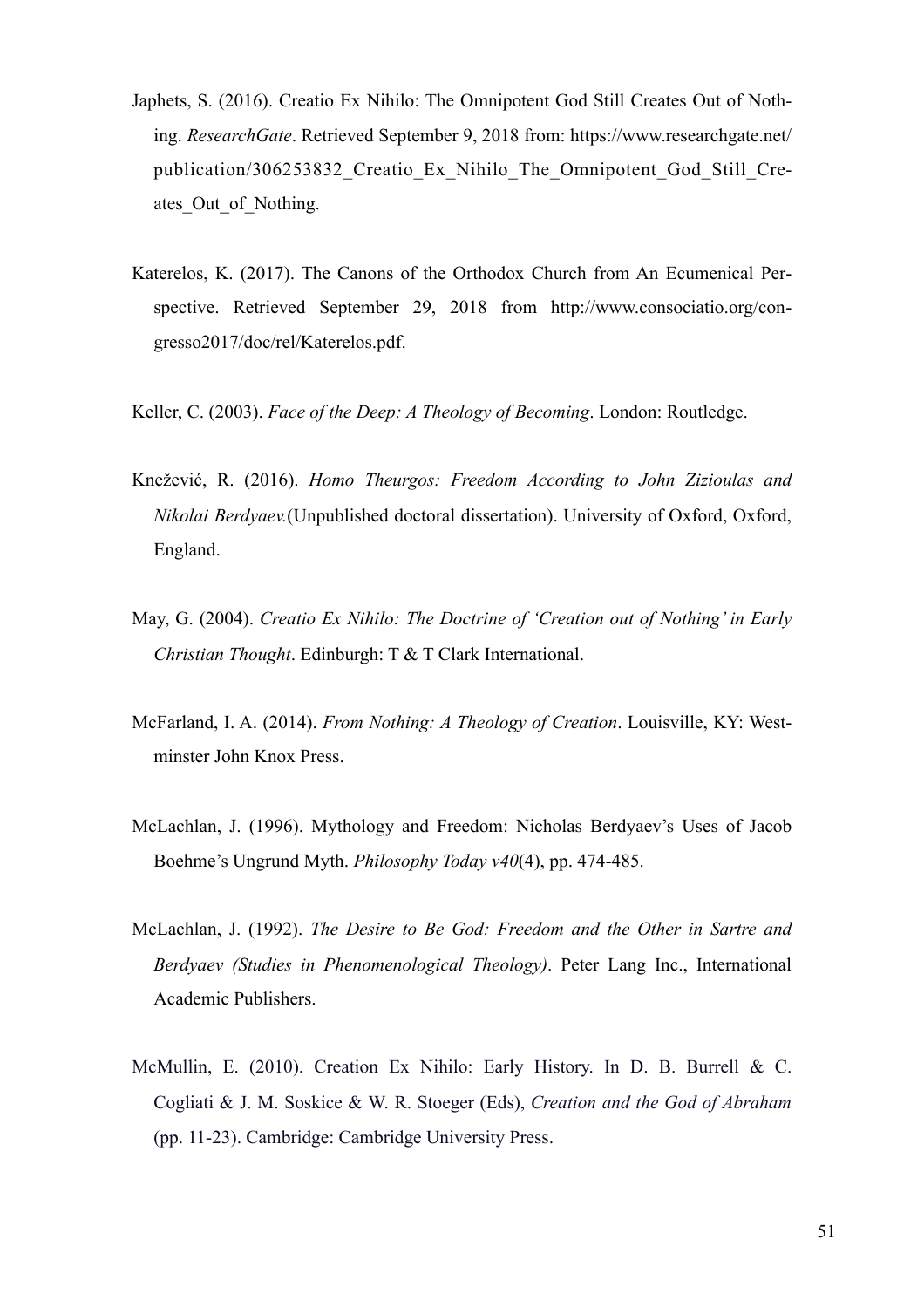Japhets, S. (2016). Creatio Ex Nihilo: The Omnipotent God Still Creates Out of Nothing. *ResearchGate*. Retrieved September 9, 2018 from: https://www.researchgate.net/publication/306253832_Creatio_Ex_Nihilo_The_Omnipotent_God_Still_Creates_Out_of_Nothing.

Katerelos, K. (2017). The Canons of the Orthodox Church from An Ecumenical Perspective. Retrieved September 29, 2018 from http://www.consociatio.org/congresso2017/doc/rel/Katerelos.pdf.

Keller, C. (2003). *Face of the Deep: A Theology of Becoming*. London: Routledge.

Knežević, R. (2016). *Homo Theurgos: Freedom According to John Zizioulas and Nikolai Berdyaev.*(Unpublished doctoral dissertation). University of Oxford, Oxford, England.

May, G. (2004). *Creatio Ex Nihilo: The Doctrine of 'Creation out of Nothing' in Early Christian Thought*. Edinburgh: T & T Clark International.

McFarland, I. A. (2014). *From Nothing: A Theology of Creation*. Louisville, KY: Westminster John Knox Press.

McLachlan, J. (1996). Mythology and Freedom: Nicholas Berdyaev's Uses of Jacob Boehme's Ungrund Myth. *Philosophy Today v40*(4), pp. 474-485.

McLachlan, J. (1992). *The Desire to Be God: Freedom and the Other in Sartre and Berdyaev (Studies in Phenomenological Theology)*. Peter Lang Inc., International Academic Publishers.

McMullin, E. (2010). Creation Ex Nihilo: Early History. In D. B. Burrell & C. Cogliati & J. M. Soskice & W. R. Stoeger (Eds), *Creation and the God of Abraham* (pp. 11-23). Cambridge: Cambridge University Press.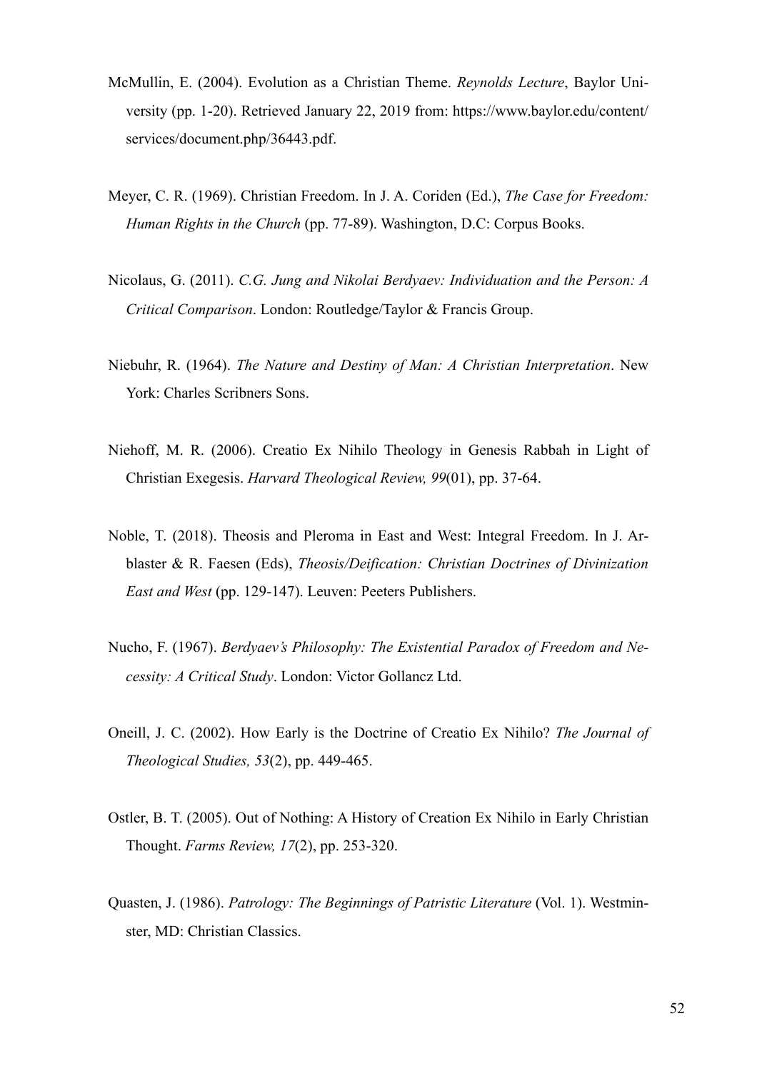McMullin, E. (2004). Evolution as a Christian Theme. *Reynolds Lecture*, Baylor University (pp. 1-20). Retrieved January 22, 2019 from: https://www.baylor.edu/content/services/document.php/36443.pdf.

Meyer, C. R. (1969). Christian Freedom. In J. A. Coriden (Ed.), *The Case for Freedom: Human Rights in the Church* (pp. 77-89). Washington, D.C: Corpus Books.

Nicolaus, G. (2011). *C.G. Jung and Nikolai Berdyaev: Individuation and the Person: A Critical Comparison*. London: Routledge/Taylor & Francis Group.

Niebuhr, R. (1964). *The Nature and Destiny of Man: A Christian Interpretation*. New York: Charles Scribners Sons.

Niehoff, M. R. (2006). Creatio Ex Nihilo Theology in Genesis Rabbah in Light of Christian Exegesis. *Harvard Theological Review, 99*(01), pp. 37-64.

Noble, T. (2018). Theosis and Pleroma in East and West: Integral Freedom. In J. Arblaster & R. Faesen (Eds), *Theosis/Deification: Christian Doctrines of Divinization East and West* (pp. 129-147). Leuven: Peeters Publishers.

Nucho, F. (1967). *Berdyaev's Philosophy: The Existential Paradox of Freedom and Necessity: A Critical Study*. London: Victor Gollancz Ltd.

Oneill, J. C. (2002). How Early is the Doctrine of Creatio Ex Nihilo? *The Journal of Theological Studies, 53*(2), pp. 449-465.

Ostler, B. T. (2005). Out of Nothing: A History of Creation Ex Nihilo in Early Christian Thought. *Farms Review, 17*(2), pp. 253-320.

Quasten, J. (1986). *Patrology: The Beginnings of Patristic Literature* (Vol. 1). Westminster, MD: Christian Classics.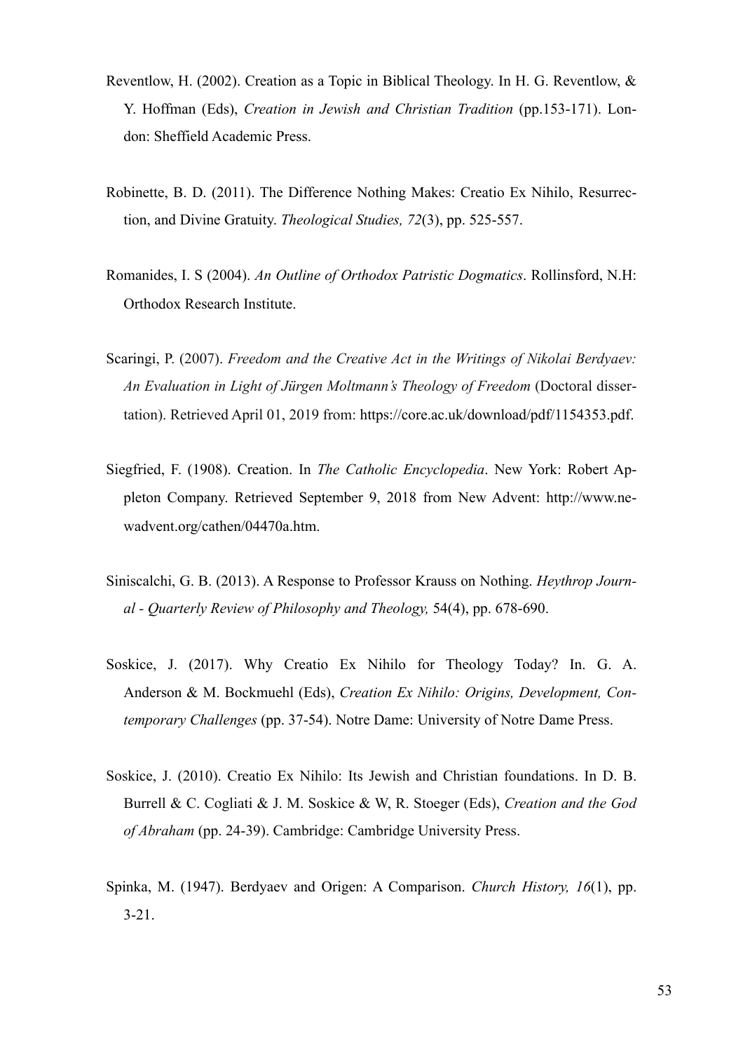Reventlow, H. (2002). Creation as a Topic in Biblical Theology. In H. G. Reventlow, & Y. Hoffman (Eds), *Creation in Jewish and Christian Tradition* (pp.153-171). London: Sheffield Academic Press.

Robinette, B. D. (2011). The Difference Nothing Makes: Creatio Ex Nihilo, Resurrection, and Divine Gratuity. *Theological Studies, 72*(3), pp. 525-557.

Romanides, I. S (2004). *An Outline of Orthodox Patristic Dogmatics*. Rollinsford, N.H: Orthodox Research Institute.

Scaringi, P. (2007). *Freedom and the Creative Act in the Writings of Nikolai Berdyaev: An Evaluation in Light of Jürgen Moltmann's Theology of Freedom* (Doctoral dissertation). Retrieved April 01, 2019 from: https://core.ac.uk/download/pdf/1154353.pdf.

Siegfried, F. (1908). Creation. In *The Catholic Encyclopedia*. New York: Robert Appleton Company. Retrieved September 9, 2018 from New Advent: http://www.newadvent.org/cathen/04470a.htm.

Siniscalchi, G. B. (2013). A Response to Professor Krauss on Nothing. *Heythrop Journal - Quarterly Review of Philosophy and Theology,* 54(4), pp. 678-690.

Soskice, J. (2017). Why Creatio Ex Nihilo for Theology Today? In. G. A. Anderson & M. Bockmuehl (Eds), *Creation Ex Nihilo: Origins, Development, Contemporary Challenges* (pp. 37-54). Notre Dame: University of Notre Dame Press.

Soskice, J. (2010). Creatio Ex Nihilo: Its Jewish and Christian foundations. In D. B. Burrell & C. Cogliati & J. M. Soskice & W, R. Stoeger (Eds), *Creation and the God of Abraham* (pp. 24-39). Cambridge: Cambridge University Press.

Spinka, M. (1947). Berdyaev and Origen: A Comparison. *Church History, 16*(1), pp. 3-21.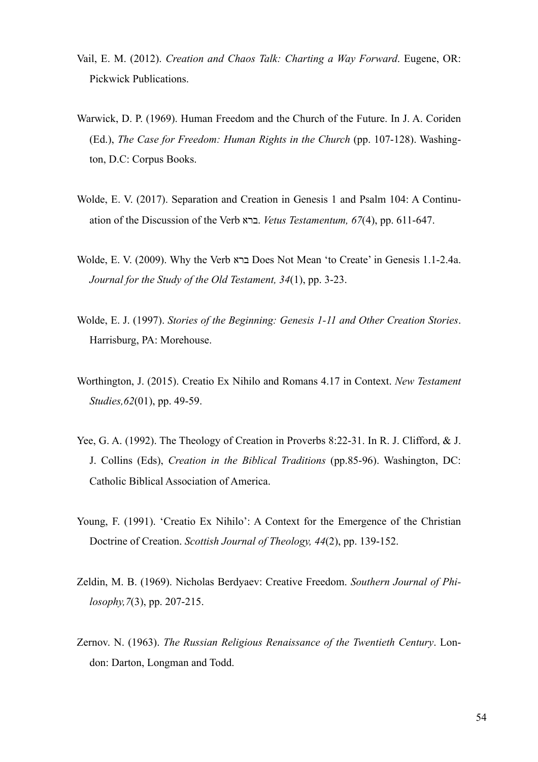Vail, E. M. (2012). *Creation and Chaos Talk: Charting a Way Forward*. Eugene, OR: Pickwick Publications.

Warwick, D. P. (1969). Human Freedom and the Church of the Future. In J. A. Coriden (Ed.), *The Case for Freedom: Human Rights in the Church* (pp. 107-128). Washington, D.C: Corpus Books.

Wolde, E. V. (2017). Separation and Creation in Genesis 1 and Psalm 104: A Continuation of the Discussion of the Verb ברא. *Vetus Testamentum, 67*(4), pp. 611-647.

Wolde, E. V. (2009). Why the Verb ברא Does Not Mean 'to Create' in Genesis 1.1-2.4a. *Journal for the Study of the Old Testament, 34*(1), pp. 3-23.

Wolde, E. J. (1997). *Stories of the Beginning: Genesis 1-11 and Other Creation Stories*. Harrisburg, PA: Morehouse.

Worthington, J. (2015). Creatio Ex Nihilo and Romans 4.17 in Context. *New Testament Studies,62*(01), pp. 49-59.

Yee, G. A. (1992). The Theology of Creation in Proverbs 8:22-31. In R. J. Clifford, & J. J. Collins (Eds), *Creation in the Biblical Traditions* (pp.85-96). Washington, DC: Catholic Biblical Association of America.

Young, F. (1991). 'Creatio Ex Nihilo': A Context for the Emergence of the Christian Doctrine of Creation. *Scottish Journal of Theology, 44*(2), pp. 139-152.

Zeldin, M. B. (1969). Nicholas Berdyaev: Creative Freedom. *Southern Journal of Philosophy,7*(3), pp. 207-215.

Zernov. N. (1963). *The Russian Religious Renaissance of the Twentieth Century*. London: Darton, Longman and Todd.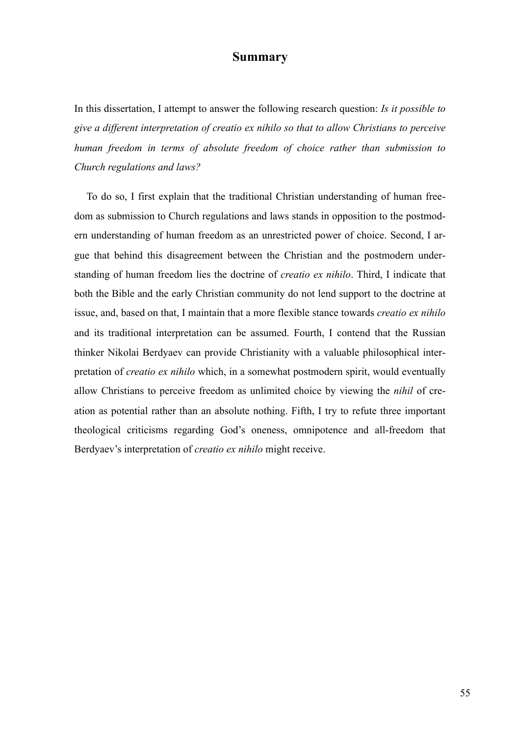# Summary

In this dissertation, I attempt to answer the following research question: *Is it possible to give a different interpretation of creatio ex nihilo so that to allow Christians to perceive human freedom in terms of absolute freedom of choice rather than submission to Church regulations and laws?*

To do so, I first explain that the traditional Christian understanding of human freedom as submission to Church regulations and laws stands in opposition to the postmodern understanding of human freedom as an unrestricted power of choice. Second, I argue that behind this disagreement between the Christian and the postmodern understanding of human freedom lies the doctrine of *creatio ex nihilo*. Third, I indicate that both the Bible and the early Christian community do not lend support to the doctrine at issue, and, based on that, I maintain that a more flexible stance towards *creatio ex nihilo* and its traditional interpretation can be assumed. Fourth, I contend that the Russian thinker Nikolai Berdyaev can provide Christianity with a valuable philosophical interpretation of *creatio ex nihilo* which, in a somewhat postmodern spirit, would eventually allow Christians to perceive freedom as unlimited choice by viewing the *nihil* of creation as potential rather than an absolute nothing. Fifth, I try to refute three important theological criticisms regarding God's oneness, omnipotence and all-freedom that Berdyaev's interpretation of *creatio ex nihilo* might receive.